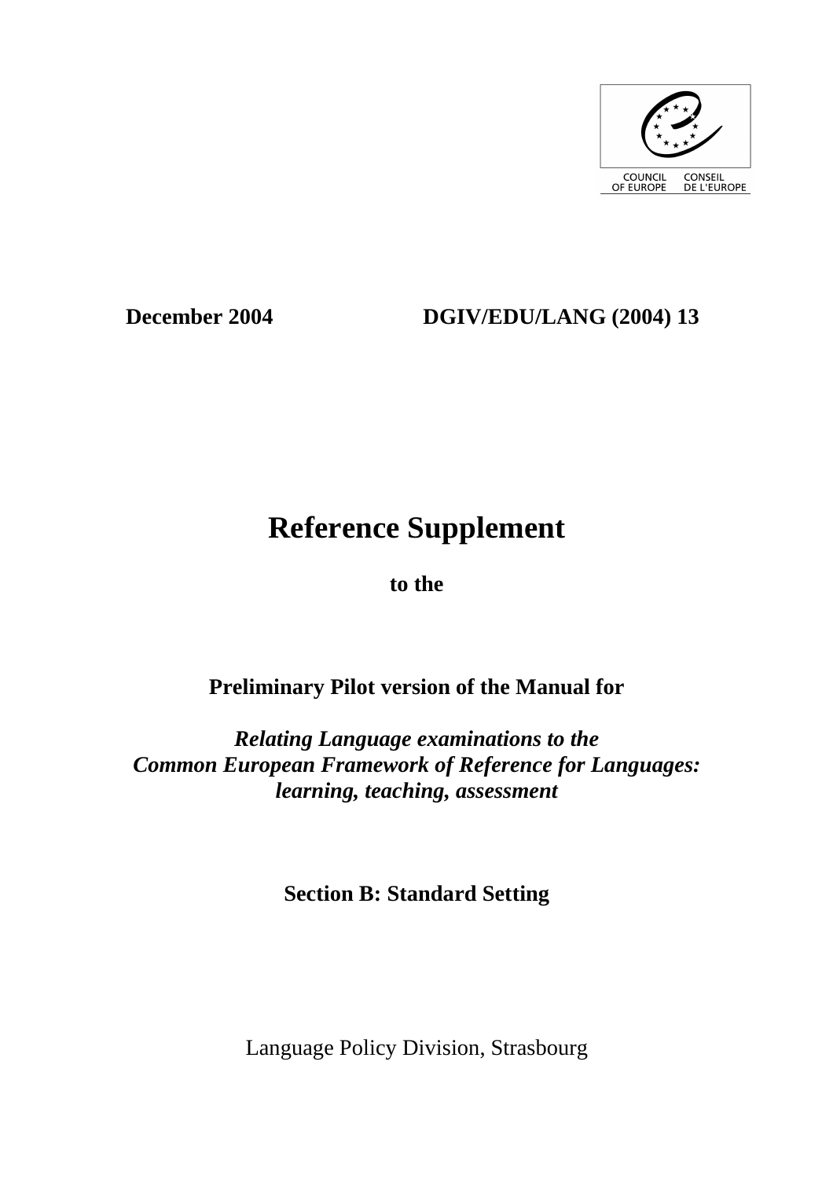COUNCIL OF EUROPE CONSEIL DE L'EUROPE

**December 2004** **DGIV/EDU/LANG (2004) 13**

# Reference Supplement

**to the**

## Preliminary Pilot version of the Manual for

***Relating Language examinations to the Common European Framework of Reference for Languages: learning, teaching, assessment***

## Section B: Standard Setting

Language Policy Division, Strasbourg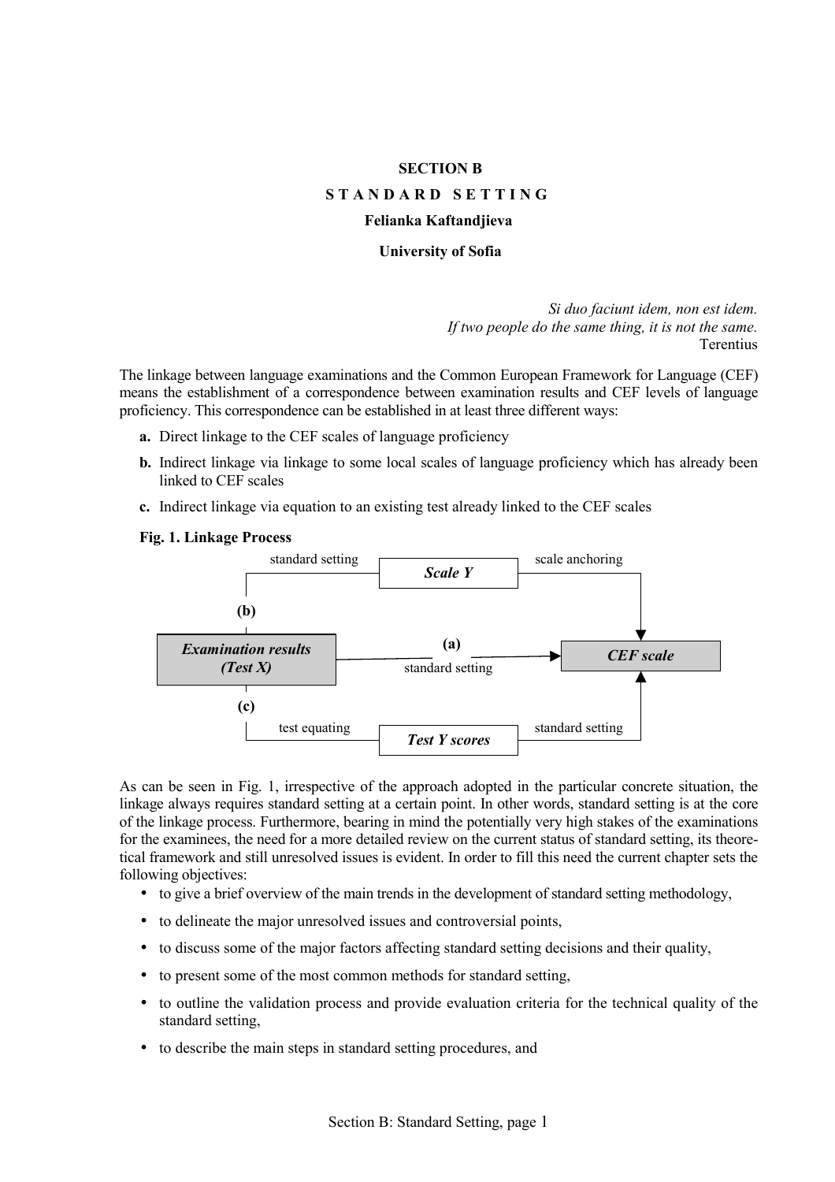**SECTION B**

**STANDARD SETTING**

**Felianka Kaftandjieva**

**University of Sofia**

*Si duo faciunt idem, non est idem.*
*If two people do the same thing, it is not the same.*
Terentius

The linkage between language examinations and the Common European Framework for Language (CEF) means the establishment of a correspondence between examination results and CEF levels of language proficiency. This correspondence can be established in at least three different ways:

- **a.** Direct linkage to the CEF scales of language proficiency
- **b.** Indirect linkage via linkage to some local scales of language proficiency which has already been linked to CEF scales
- **c.** Indirect linkage via equation to an existing test already linked to the CEF scales

**Fig. 1. Linkage Process**

| From | Via | To |
|---|---|---|
| *Examination results (Test X)* | (a) standard setting | *CEF scale* |
| *Examination results (Test X)* | (b) standard setting → *Scale Y* → scale anchoring | *CEF scale* |
| *Examination results (Test X)* | (c) test equating → *Test Y scores* → standard setting | *CEF scale* |

As can be seen in Fig. 1, irrespective of the approach adopted in the particular concrete situation, the linkage always requires standard setting at a certain point. In other words, standard setting is at the core of the linkage process. Furthermore, bearing in mind the potentially very high stakes of the examinations for the examinees, the need for a more detailed review on the current status of standard setting, its theoretical framework and still unresolved issues is evident. In order to fill this need the current chapter sets the following objectives:

- to give a brief overview of the main trends in the development of standard setting methodology,
- to delineate the major unresolved issues and controversial points,
- to discuss some of the major factors affecting standard setting decisions and their quality,
- to present some of the most common methods for standard setting,
- to outline the validation process and provide evaluation criteria for the technical quality of the standard setting,
- to describe the main steps in standard setting procedures, and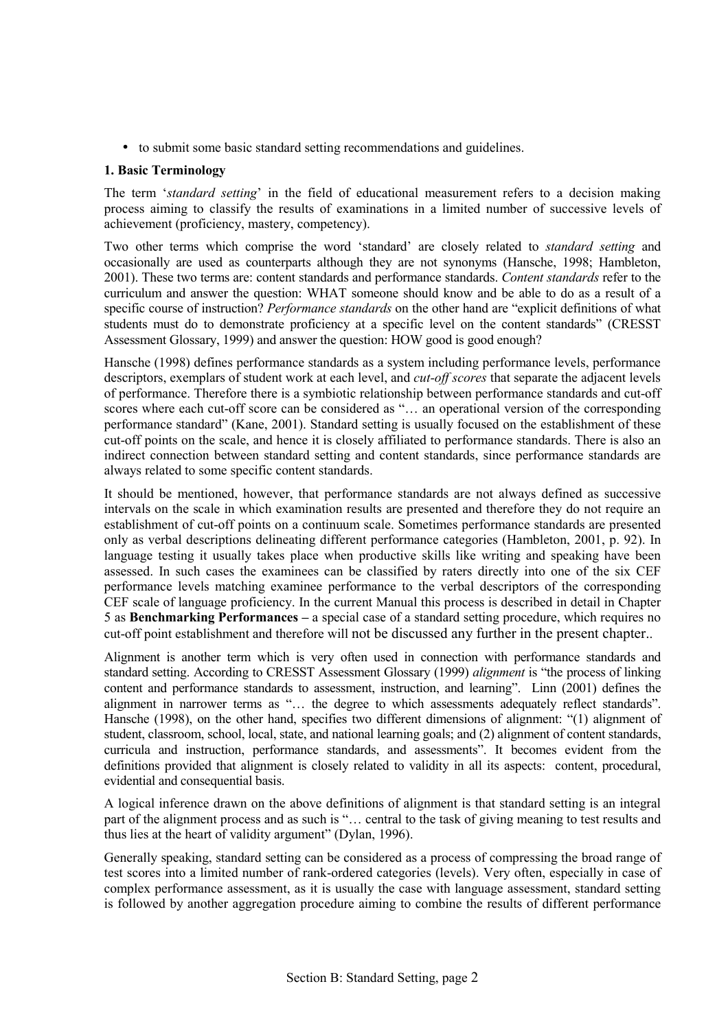- to submit some basic standard setting recommendations and guidelines.

### 1. Basic Terminology

The term '*standard setting*' in the field of educational measurement refers to a decision making process aiming to classify the results of examinations in a limited number of successive levels of achievement (proficiency, mastery, competency).

Two other terms which comprise the word 'standard' are closely related to *standard setting* and occasionally are used as counterparts although they are not synonyms (Hansche, 1998; Hambleton, 2001). These two terms are: content standards and performance standards. *Content standards* refer to the curriculum and answer the question: WHAT someone should know and be able to do as a result of a specific course of instruction? *Performance standards* on the other hand are "explicit definitions of what students must do to demonstrate proficiency at a specific level on the content standards" (CRESST Assessment Glossary, 1999) and answer the question: HOW good is good enough?

Hansche (1998) defines performance standards as a system including performance levels, performance descriptors, exemplars of student work at each level, and *cut-off scores* that separate the adjacent levels of performance. Therefore there is a symbiotic relationship between performance standards and cut-off scores where each cut-off score can be considered as "… an operational version of the corresponding performance standard" (Kane, 2001). Standard setting is usually focused on the establishment of these cut-off points on the scale, and hence it is closely affiliated to performance standards. There is also an indirect connection between standard setting and content standards, since performance standards are always related to some specific content standards.

It should be mentioned, however, that performance standards are not always defined as successive intervals on the scale in which examination results are presented and therefore they do not require an establishment of cut-off points on a continuum scale. Sometimes performance standards are presented only as verbal descriptions delineating different performance categories (Hambleton, 2001, p. 92). In language testing it usually takes place when productive skills like writing and speaking have been assessed. In such cases the examinees can be classified by raters directly into one of the six CEF performance levels matching examinee performance to the verbal descriptors of the corresponding CEF scale of language proficiency. In the current Manual this process is described in detail in Chapter 5 as **Benchmarking Performances –** a special case of a standard setting procedure, which requires no cut-off point establishment and therefore will not be discussed any further in the present chapter..

Alignment is another term which is very often used in connection with performance standards and standard setting. According to CRESST Assessment Glossary (1999) *alignment* is "the process of linking content and performance standards to assessment, instruction, and learning". Linn (2001) defines the alignment in narrower terms as "… the degree to which assessments adequately reflect standards". Hansche (1998), on the other hand, specifies two different dimensions of alignment: "(1) alignment of student, classroom, school, local, state, and national learning goals; and (2) alignment of content standards, curricula and instruction, performance standards, and assessments". It becomes evident from the definitions provided that alignment is closely related to validity in all its aspects: content, procedural, evidential and consequential basis.

A logical inference drawn on the above definitions of alignment is that standard setting is an integral part of the alignment process and as such is "… central to the task of giving meaning to test results and thus lies at the heart of validity argument" (Dylan, 1996).

Generally speaking, standard setting can be considered as a process of compressing the broad range of test scores into a limited number of rank-ordered categories (levels). Very often, especially in case of complex performance assessment, as it is usually the case with language assessment, standard setting is followed by another aggregation procedure aiming to combine the results of different performance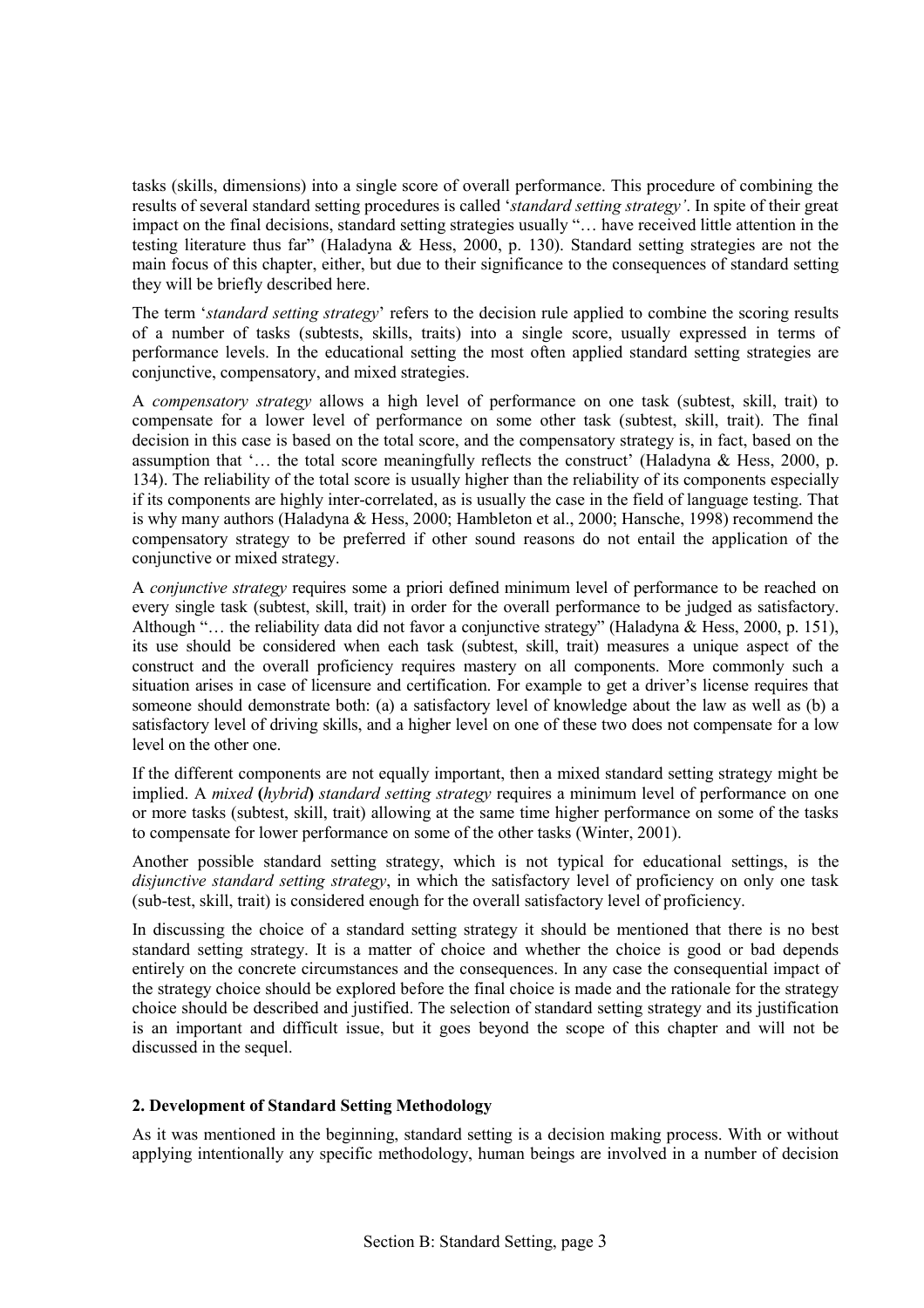tasks (skills, dimensions) into a single score of overall performance. This procedure of combining the results of several standard setting procedures is called '*standard setting strategy'*. In spite of their great impact on the final decisions, standard setting strategies usually "… have received little attention in the testing literature thus far" (Haladyna & Hess, 2000, p. 130). Standard setting strategies are not the main focus of this chapter, either, but due to their significance to the consequences of standard setting they will be briefly described here.

The term '*standard setting strategy*' refers to the decision rule applied to combine the scoring results of a number of tasks (subtests, skills, traits) into a single score, usually expressed in terms of performance levels. In the educational setting the most often applied standard setting strategies are conjunctive, compensatory, and mixed strategies.

A *compensatory strategy* allows a high level of performance on one task (subtest, skill, trait) to compensate for a lower level of performance on some other task (subtest, skill, trait). The final decision in this case is based on the total score, and the compensatory strategy is, in fact, based on the assumption that '… the total score meaningfully reflects the construct' (Haladyna & Hess, 2000, p. 134). The reliability of the total score is usually higher than the reliability of its components especially if its components are highly inter-correlated, as is usually the case in the field of language testing. That is why many authors (Haladyna & Hess, 2000; Hambleton et al., 2000; Hansche, 1998) recommend the compensatory strategy to be preferred if other sound reasons do not entail the application of the conjunctive or mixed strategy.

A *conjunctive strategy* requires some a priori defined minimum level of performance to be reached on every single task (subtest, skill, trait) in order for the overall performance to be judged as satisfactory. Although "… the reliability data did not favor a conjunctive strategy" (Haladyna & Hess, 2000, p. 151), its use should be considered when each task (subtest, skill, trait) measures a unique aspect of the construct and the overall proficiency requires mastery on all components. More commonly such a situation arises in case of licensure and certification. For example to get a driver's license requires that someone should demonstrate both: (a) a satisfactory level of knowledge about the law as well as (b) a satisfactory level of driving skills, and a higher level on one of these two does not compensate for a low level on the other one.

If the different components are not equally important, then a mixed standard setting strategy might be implied. A *mixed* **(***hybrid***)** *standard setting strategy* requires a minimum level of performance on one or more tasks (subtest, skill, trait) allowing at the same time higher performance on some of the tasks to compensate for lower performance on some of the other tasks (Winter, 2001).

Another possible standard setting strategy, which is not typical for educational settings, is the *disjunctive standard setting strategy*, in which the satisfactory level of proficiency on only one task (sub-test, skill, trait) is considered enough for the overall satisfactory level of proficiency.

In discussing the choice of a standard setting strategy it should be mentioned that there is no best standard setting strategy. It is a matter of choice and whether the choice is good or bad depends entirely on the concrete circumstances and the consequences. In any case the consequential impact of the strategy choice should be explored before the final choice is made and the rationale for the strategy choice should be described and justified. The selection of standard setting strategy and its justification is an important and difficult issue, but it goes beyond the scope of this chapter and will not be discussed in the sequel.

## 2. Development of Standard Setting Methodology

As it was mentioned in the beginning, standard setting is a decision making process. With or without applying intentionally any specific methodology, human beings are involved in a number of decision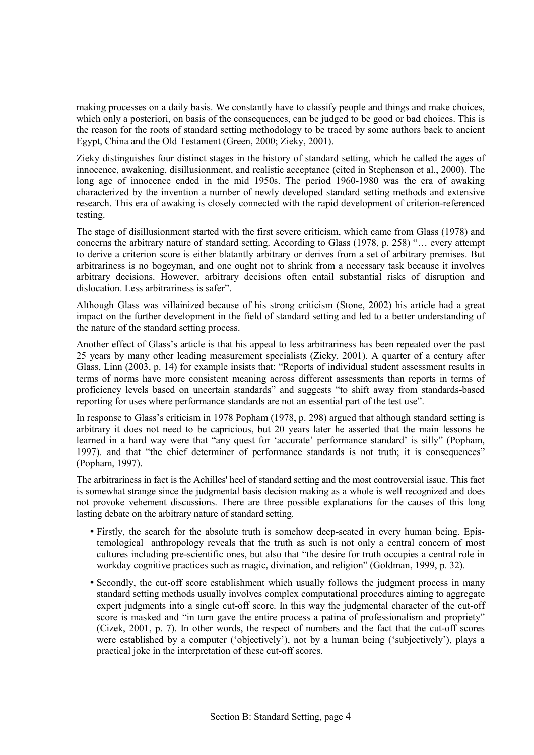making processes on a daily basis. We constantly have to classify people and things and make choices, which only a posteriori, on basis of the consequences, can be judged to be good or bad choices. This is the reason for the roots of standard setting methodology to be traced by some authors back to ancient Egypt, China and the Old Testament (Green, 2000; Zieky, 2001).

Zieky distinguishes four distinct stages in the history of standard setting, which he called the ages of innocence, awakening, disillusionment, and realistic acceptance (cited in Stephenson et al., 2000). The long age of innocence ended in the mid 1950s. The period 1960-1980 was the era of awaking characterized by the invention a number of newly developed standard setting methods and extensive research. This era of awaking is closely connected with the rapid development of criterion-referenced testing.

The stage of disillusionment started with the first severe criticism, which came from Glass (1978) and concerns the arbitrary nature of standard setting. According to Glass (1978, p. 258) "… every attempt to derive a criterion score is either blatantly arbitrary or derives from a set of arbitrary premises. But arbitrariness is no bogeyman, and one ought not to shrink from a necessary task because it involves arbitrary decisions. However, arbitrary decisions often entail substantial risks of disruption and dislocation. Less arbitrariness is safer".

Although Glass was villainized because of his strong criticism (Stone, 2002) his article had a great impact on the further development in the field of standard setting and led to a better understanding of the nature of the standard setting process.

Another effect of Glass's article is that his appeal to less arbitrariness has been repeated over the past 25 years by many other leading measurement specialists (Zieky, 2001). A quarter of a century after Glass, Linn (2003, p. 14) for example insists that: "Reports of individual student assessment results in terms of norms have more consistent meaning across different assessments than reports in terms of proficiency levels based on uncertain standards" and suggests "to shift away from standards-based reporting for uses where performance standards are not an essential part of the test use".

In response to Glass's criticism in 1978 Popham (1978, p. 298) argued that although standard setting is arbitrary it does not need to be capricious, but 20 years later he asserted that the main lessons he learned in a hard way were that "any quest for 'accurate' performance standard' is silly" (Popham, 1997). and that "the chief determiner of performance standards is not truth; it is consequences" (Popham, 1997).

The arbitrariness in fact is the Achilles' heel of standard setting and the most controversial issue. This fact is somewhat strange since the judgmental basis decision making as a whole is well recognized and does not provoke vehement discussions. There are three possible explanations for the causes of this long lasting debate on the arbitrary nature of standard setting.

- Firstly, the search for the absolute truth is somehow deep-seated in every human being. Epistemological anthropology reveals that the truth as such is not only a central concern of most cultures including pre-scientific ones, but also that "the desire for truth occupies a central role in workday cognitive practices such as magic, divination, and religion" (Goldman, 1999, p. 32).
- Secondly, the cut-off score establishment which usually follows the judgment process in many standard setting methods usually involves complex computational procedures aiming to aggregate expert judgments into a single cut-off score. In this way the judgmental character of the cut-off score is masked and "in turn gave the entire process a patina of professionalism and propriety" (Cizek, 2001, p. 7). In other words, the respect of numbers and the fact that the cut-off scores were established by a computer ('objectively'), not by a human being ('subjectively'), plays a practical joke in the interpretation of these cut-off scores.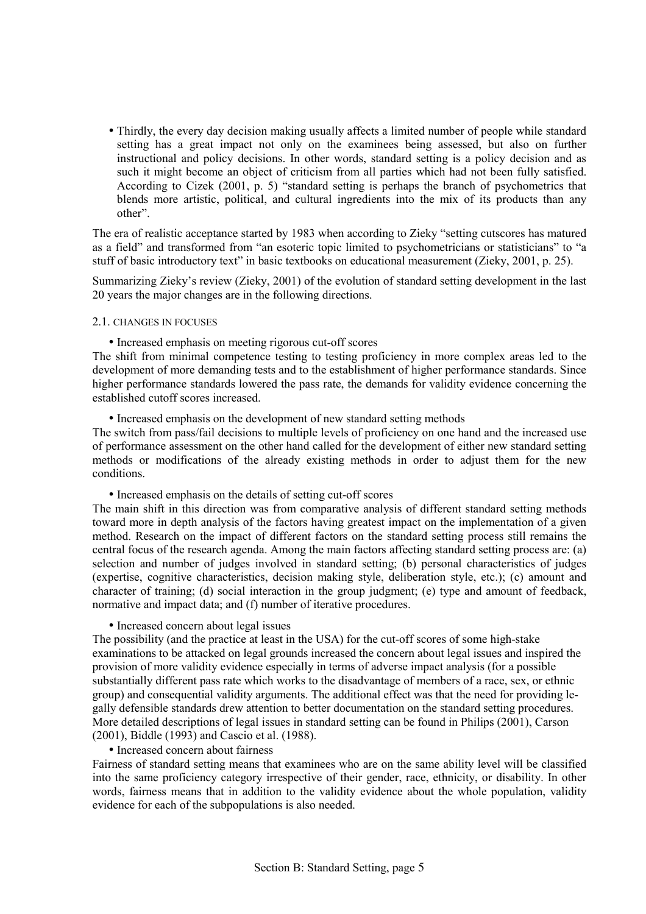- Thirdly, the every day decision making usually affects a limited number of people while standard setting has a great impact not only on the examinees being assessed, but also on further instructional and policy decisions. In other words, standard setting is a policy decision and as such it might become an object of criticism from all parties which had not been fully satisfied. According to Cizek (2001, p. 5) "standard setting is perhaps the branch of psychometrics that blends more artistic, political, and cultural ingredients into the mix of its products than any other".

The era of realistic acceptance started by 1983 when according to Zieky "setting cutscores has matured as a field" and transformed from "an esoteric topic limited to psychometricians or statisticians" to "a stuff of basic introductory text" in basic textbooks on educational measurement (Zieky, 2001, p. 25).

Summarizing Zieky's review (Zieky, 2001) of the evolution of standard setting development in the last 20 years the major changes are in the following directions.

### 2.1. Changes in focuses

- Increased emphasis on meeting rigorous cut-off scores

The shift from minimal competence testing to testing proficiency in more complex areas led to the development of more demanding tests and to the establishment of higher performance standards. Since higher performance standards lowered the pass rate, the demands for validity evidence concerning the established cutoff scores increased.

- Increased emphasis on the development of new standard setting methods

The switch from pass/fail decisions to multiple levels of proficiency on one hand and the increased use of performance assessment on the other hand called for the development of either new standard setting methods or modifications of the already existing methods in order to adjust them for the new conditions.

- Increased emphasis on the details of setting cut-off scores

The main shift in this direction was from comparative analysis of different standard setting methods toward more in depth analysis of the factors having greatest impact on the implementation of a given method. Research on the impact of different factors on the standard setting process still remains the central focus of the research agenda. Among the main factors affecting standard setting process are: (a) selection and number of judges involved in standard setting; (b) personal characteristics of judges (expertise, cognitive characteristics, decision making style, deliberation style, etc.); (c) amount and character of training; (d) social interaction in the group judgment; (e) type and amount of feedback, normative and impact data; and (f) number of iterative procedures.

- Increased concern about legal issues

The possibility (and the practice at least in the USA) for the cut-off scores of some high-stake examinations to be attacked on legal grounds increased the concern about legal issues and inspired the provision of more validity evidence especially in terms of adverse impact analysis (for a possible substantially different pass rate which works to the disadvantage of members of a race, sex, or ethnic group) and consequential validity arguments. The additional effect was that the need for providing legally defensible standards drew attention to better documentation on the standard setting procedures. More detailed descriptions of legal issues in standard setting can be found in Philips (2001), Carson (2001), Biddle (1993) and Cascio et al. (1988).

- Increased concern about fairness

Fairness of standard setting means that examinees who are on the same ability level will be classified into the same proficiency category irrespective of their gender, race, ethnicity, or disability. In other words, fairness means that in addition to the validity evidence about the whole population, validity evidence for each of the subpopulations is also needed.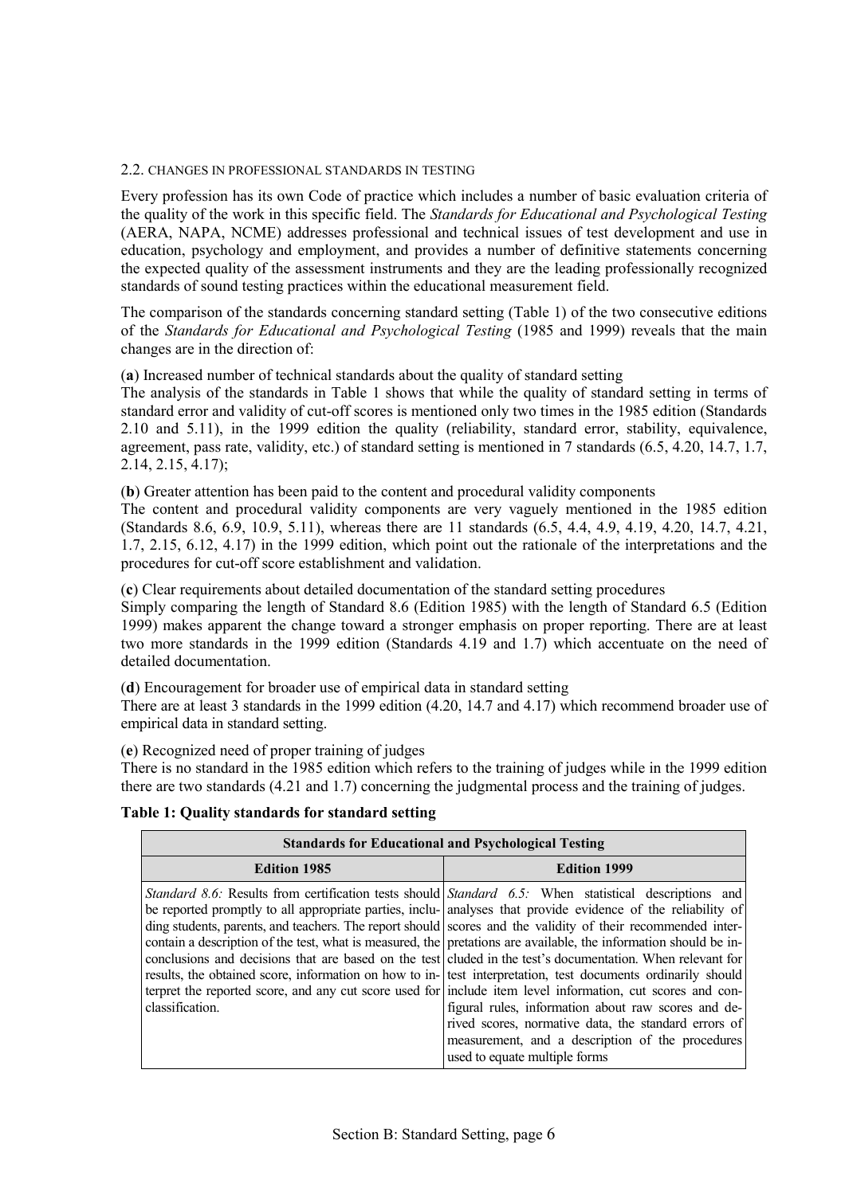### 2.2. CHANGES IN PROFESSIONAL STANDARDS IN TESTING

Every profession has its own Code of practice which includes a number of basic evaluation criteria of the quality of the work in this specific field. The *Standards for Educational and Psychological Testing* (AERA, NAPA, NCME) addresses professional and technical issues of test development and use in education, psychology and employment, and provides a number of definitive statements concerning the expected quality of the assessment instruments and they are the leading professionally recognized standards of sound testing practices within the educational measurement field.

The comparison of the standards concerning standard setting (Table 1) of the two consecutive editions of the *Standards for Educational and Psychological Testing* (1985 and 1999) reveals that the main changes are in the direction of:

(**a**) Increased number of technical standards about the quality of standard setting
The analysis of the standards in Table 1 shows that while the quality of standard setting in terms of standard error and validity of cut-off scores is mentioned only two times in the 1985 edition (Standards 2.10 and 5.11), in the 1999 edition the quality (reliability, standard error, stability, equivalence, agreement, pass rate, validity, etc.) of standard setting is mentioned in 7 standards (6.5, 4.20, 14.7, 1.7, 2.14, 2.15, 4.17);

(**b**) Greater attention has been paid to the content and procedural validity components
The content and procedural validity components are very vaguely mentioned in the 1985 edition (Standards 8.6, 6.9, 10.9, 5.11), whereas there are 11 standards (6.5, 4.4, 4.9, 4.19, 4.20, 14.7, 4.21, 1.7, 2.15, 6.12, 4.17) in the 1999 edition, which point out the rationale of the interpretations and the procedures for cut-off score establishment and validation.

(**c**) Clear requirements about detailed documentation of the standard setting procedures
Simply comparing the length of Standard 8.6 (Edition 1985) with the length of Standard 6.5 (Edition 1999) makes apparent the change toward a stronger emphasis on proper reporting. There are at least two more standards in the 1999 edition (Standards 4.19 and 1.7) which accentuate on the need of detailed documentation.

(**d**) Encouragement for broader use of empirical data in standard setting
There are at least 3 standards in the 1999 edition (4.20, 14.7 and 4.17) which recommend broader use of empirical data in standard setting.

(**e**) Recognized need of proper training of judges
There is no standard in the 1985 edition which refers to the training of judges while in the 1999 edition there are two standards (4.21 and 1.7) concerning the judgmental process and the training of judges.

**Table 1: Quality standards for standard setting**

| **Standards for Educational and Psychological Testing** | |
|---|---|
| **Edition 1985** | **Edition 1999** |
| *Standard 8.6:* Results from certification tests should be reported promptly to all appropriate parties, including students, parents, and teachers. The report should contain a description of the test, what is measured, the conclusions and decisions that are based on the test results, the obtained score, information on how to interpret the reported score, and any cut score used for classification. | *Standard 6.5:* When statistical descriptions and analyses that provide evidence of the reliability of scores and the validity of their recommended interpretations are available, the information should be included in the test's documentation. When relevant for test interpretation, test documents ordinarily should include item level information, cut scores and configural rules, information about raw scores and derived scores, normative data, the standard errors of measurement, and a description of the procedures used to equate multiple forms |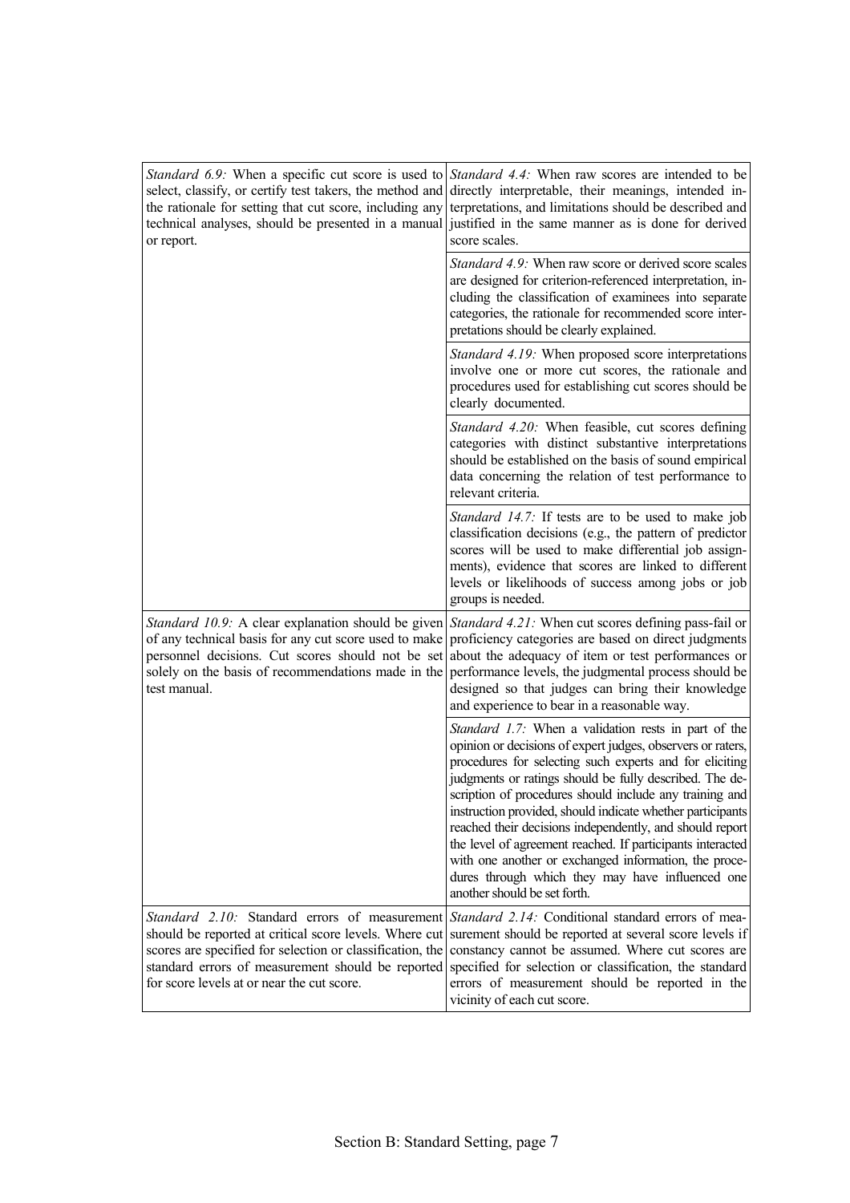| | |
|---|---|
| *Standard 6.9:* When a specific cut score is used to select, classify, or certify test takers, the method and the rationale for setting that cut score, including any technical analyses, should be presented in a manual or report. | *Standard 4.4:* When raw scores are intended to be directly interpretable, their meanings, intended interpretations, and limitations should be described and justified in the same manner as is done for derived score scales. |
| | *Standard 4.9:* When raw score or derived score scales are designed for criterion-referenced interpretation, including the classification of examinees into separate categories, the rationale for recommended score interpretations should be clearly explained. |
| | *Standard 4.19:* When proposed score interpretations involve one or more cut scores, the rationale and procedures used for establishing cut scores should be clearly documented. |
| | *Standard 4.20:* When feasible, cut scores defining categories with distinct substantive interpretations should be established on the basis of sound empirical data concerning the relation of test performance to relevant criteria. |
| | *Standard 14.7:* If tests are to be used to make job classification decisions (e.g., the pattern of predictor scores will be used to make differential job assignments), evidence that scores are linked to different levels or likelihoods of success among jobs or job groups is needed. |
| *Standard 10.9:* A clear explanation should be given of any technical basis for any cut score used to make personnel decisions. Cut scores should not be set solely on the basis of recommendations made in the test manual. | *Standard 4.21:* When cut scores defining pass-fail or proficiency categories are based on direct judgments about the adequacy of item or test performances or performance levels, the judgmental process should be designed so that judges can bring their knowledge and experience to bear in a reasonable way. |
| | *Standard 1.7:* When a validation rests in part of the opinion or decisions of expert judges, observers or raters, procedures for selecting such experts and for eliciting judgments or ratings should be fully described. The description of procedures should include any training and instruction provided, should indicate whether participants reached their decisions independently, and should report the level of agreement reached. If participants interacted with one another or exchanged information, the procedures through which they may have influenced one another should be set forth. |
| *Standard 2.10:* Standard errors of measurement should be reported at critical score levels. Where cut scores are specified for selection or classification, the standard errors of measurement should be reported for score levels at or near the cut score. | *Standard 2.14:* Conditional standard errors of measurement should be reported at several score levels if constancy cannot be assumed. Where cut scores are specified for selection or classification, the standard errors of measurement should be reported in the vicinity of each cut score. |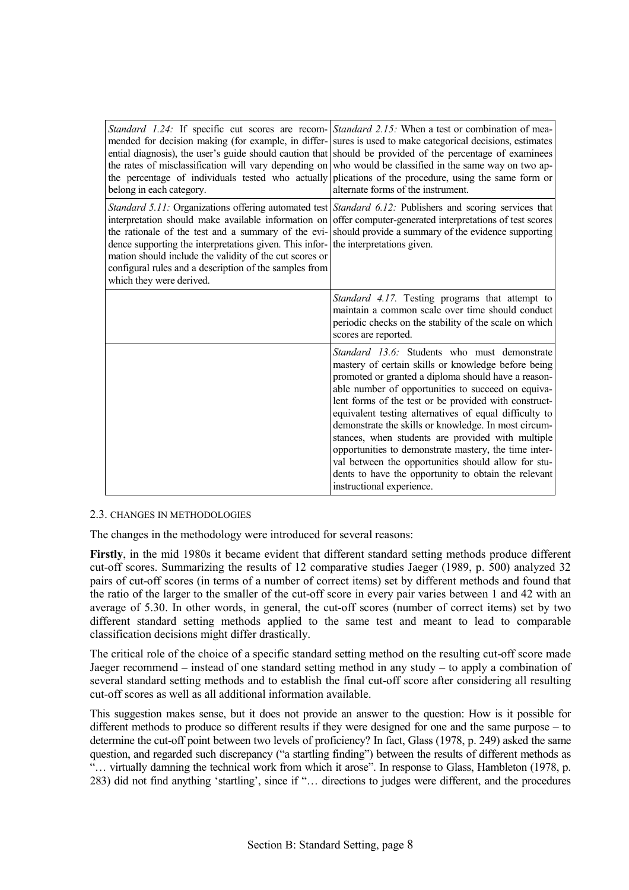| | |
|---|---|
| *Standard 1.24:* If specific cut scores are recommended for decision making (for example, in differential diagnosis), the user's guide should caution that the rates of misclassification will vary depending on the percentage of individuals tested who actually belong in each category. | *Standard 2.15:* When a test or combination of measures is used to make categorical decisions, estimates should be provided of the percentage of examinees who would be classified in the same way on two applications of the procedure, using the same form or alternate forms of the instrument. |
| *Standard 5.11:* Organizations offering automated test interpretation should make available information on the rationale of the test and a summary of the evidence supporting the interpretations given. This information should include the validity of the cut scores or configural rules and a description of the samples from which they were derived. | *Standard 6.12:* Publishers and scoring services that offer computer-generated interpretations of test scores should provide a summary of the evidence supporting the interpretations given. |
| | *Standard 4.17.* Testing programs that attempt to maintain a common scale over time should conduct periodic checks on the stability of the scale on which scores are reported. |
| | *Standard 13.6:* Students who must demonstrate mastery of certain skills or knowledge before being promoted or granted a diploma should have a reasonable number of opportunities to succeed on equivalent forms of the test or be provided with construct-equivalent testing alternatives of equal difficulty to demonstrate the skills or knowledge. In most circumstances, when students are provided with multiple opportunities to demonstrate mastery, the time interval between the opportunities should allow for students to have the opportunity to obtain the relevant instructional experience. |

### 2.3. CHANGES IN METHODOLOGIES

The changes in the methodology were introduced for several reasons:

**Firstly**, in the mid 1980s it became evident that different standard setting methods produce different cut-off scores. Summarizing the results of 12 comparative studies Jaeger (1989, p. 500) analyzed 32 pairs of cut-off scores (in terms of a number of correct items) set by different methods and found that the ratio of the larger to the smaller of the cut-off score in every pair varies between 1 and 42 with an average of 5.30. In other words, in general, the cut-off scores (number of correct items) set by two different standard setting methods applied to the same test and meant to lead to comparable classification decisions might differ drastically.

The critical role of the choice of a specific standard setting method on the resulting cut-off score made Jaeger recommend – instead of one standard setting method in any study – to apply a combination of several standard setting methods and to establish the final cut-off score after considering all resulting cut-off scores as well as all additional information available.

This suggestion makes sense, but it does not provide an answer to the question: How is it possible for different methods to produce so different results if they were designed for one and the same purpose – to determine the cut-off point between two levels of proficiency? In fact, Glass (1978, p. 249) asked the same question, and regarded such discrepancy ("a startling finding") between the results of different methods as "… virtually damning the technical work from which it arose". In response to Glass, Hambleton (1978, p. 283) did not find anything 'startling', since if "… directions to judges were different, and the procedures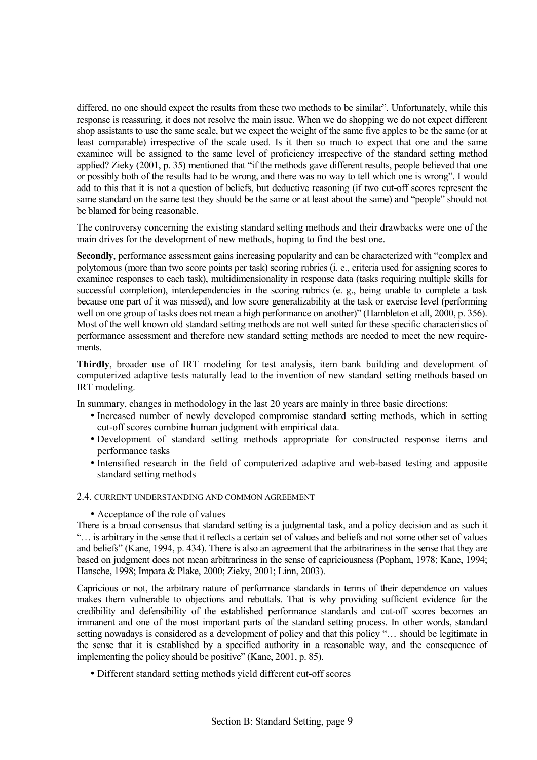differed, no one should expect the results from these two methods to be similar". Unfortunately, while this response is reassuring, it does not resolve the main issue. When we do shopping we do not expect different shop assistants to use the same scale, but we expect the weight of the same five apples to be the same (or at least comparable) irrespective of the scale used. Is it then so much to expect that one and the same examinee will be assigned to the same level of proficiency irrespective of the standard setting method applied? Zieky (2001, p. 35) mentioned that "if the methods gave different results, people believed that one or possibly both of the results had to be wrong, and there was no way to tell which one is wrong". I would add to this that it is not a question of beliefs, but deductive reasoning (if two cut-off scores represent the same standard on the same test they should be the same or at least about the same) and "people" should not be blamed for being reasonable.

The controversy concerning the existing standard setting methods and their drawbacks were one of the main drives for the development of new methods, hoping to find the best one.

**Secondly**, performance assessment gains increasing popularity and can be characterized with "complex and polytomous (more than two score points per task) scoring rubrics (i. e., criteria used for assigning scores to examinee responses to each task), multidimensionality in response data (tasks requiring multiple skills for successful completion), interdependencies in the scoring rubrics (e. g., being unable to complete a task because one part of it was missed), and low score generalizability at the task or exercise level (performing well on one group of tasks does not mean a high performance on another)" (Hambleton et all, 2000, p. 356). Most of the well known old standard setting methods are not well suited for these specific characteristics of performance assessment and therefore new standard setting methods are needed to meet the new requirements.

**Thirdly**, broader use of IRT modeling for test analysis, item bank building and development of computerized adaptive tests naturally lead to the invention of new standard setting methods based on IRT modeling.

In summary, changes in methodology in the last 20 years are mainly in three basic directions:

- Increased number of newly developed compromise standard setting methods, which in setting cut-off scores combine human judgment with empirical data.
- Development of standard setting methods appropriate for constructed response items and performance tasks
- Intensified research in the field of computerized adaptive and web-based testing and apposite standard setting methods

### 2.4. CURRENT UNDERSTANDING AND COMMON AGREEMENT

- Acceptance of the role of values

There is a broad consensus that standard setting is a judgmental task, and a policy decision and as such it "… is arbitrary in the sense that it reflects a certain set of values and beliefs and not some other set of values and beliefs" (Kane, 1994, p. 434). There is also an agreement that the arbitrariness in the sense that they are based on judgment does not mean arbitrariness in the sense of capriciousness (Popham, 1978; Kane, 1994; Hansche, 1998; Impara & Plake, 2000; Zieky, 2001; Linn, 2003).

Capricious or not, the arbitrary nature of performance standards in terms of their dependence on values makes them vulnerable to objections and rebuttals. That is why providing sufficient evidence for the credibility and defensibility of the established performance standards and cut-off scores becomes an immanent and one of the most important parts of the standard setting process. In other words, standard setting nowadays is considered as a development of policy and that this policy "… should be legitimate in the sense that it is established by a specified authority in a reasonable way, and the consequence of implementing the policy should be positive" (Kane, 2001, p. 85).

- Different standard setting methods yield different cut-off scores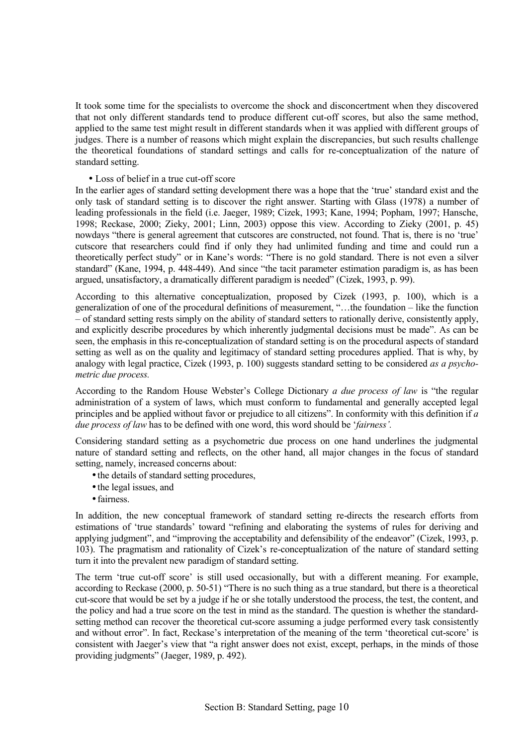It took some time for the specialists to overcome the shock and disconcertment when they discovered that not only different standards tend to produce different cut-off scores, but also the same method, applied to the same test might result in different standards when it was applied with different groups of judges. There is a number of reasons which might explain the discrepancies, but such results challenge the theoretical foundations of standard settings and calls for re-conceptualization of the nature of standard setting.

- Loss of belief in a true cut-off score

In the earlier ages of standard setting development there was a hope that the 'true' standard exist and the only task of standard setting is to discover the right answer. Starting with Glass (1978) a number of leading professionals in the field (i.e. Jaeger, 1989; Cizek, 1993; Kane, 1994; Popham, 1997; Hansche, 1998; Reckase, 2000; Zieky, 2001; Linn, 2003) oppose this view. According to Zieky (2001, p. 45) nowdays "there is general agreement that cutscores are constructed, not found. That is, there is no 'true' cutscore that researchers could find if only they had unlimited funding and time and could run a theoretically perfect study" or in Kane's words: "There is no gold standard. There is not even a silver standard" (Kane, 1994, p. 448-449). And since "the tacit parameter estimation paradigm is, as has been argued, unsatisfactory, a dramatically different paradigm is needed" (Cizek, 1993, p. 99).

According to this alternative conceptualization, proposed by Cizek (1993, p. 100), which is a generalization of one of the procedural definitions of measurement, "…the foundation – like the function – of standard setting rests simply on the ability of standard setters to rationally derive, consistently apply, and explicitly describe procedures by which inherently judgmental decisions must be made". As can be seen, the emphasis in this re-conceptualization of standard setting is on the procedural aspects of standard setting as well as on the quality and legitimacy of standard setting procedures applied. That is why, by analogy with legal practice, Cizek (1993, p. 100) suggests standard setting to be considered *as a psychometric due process.*

According to the Random House Webster's College Dictionary *a due process of law* is "the regular administration of a system of laws, which must conform to fundamental and generally accepted legal principles and be applied without favor or prejudice to all citizens". In conformity with this definition if *a due process of law* has to be defined with one word, this word should be '*fairness'.*

Considering standard setting as a psychometric due process on one hand underlines the judgmental nature of standard setting and reflects, on the other hand, all major changes in the focus of standard setting, namely, increased concerns about:

- the details of standard setting procedures,
- the legal issues, and
- fairness.

In addition, the new conceptual framework of standard setting re-directs the research efforts from estimations of 'true standards' toward "refining and elaborating the systems of rules for deriving and applying judgment", and "improving the acceptability and defensibility of the endeavor" (Cizek, 1993, p. 103). The pragmatism and rationality of Cizek's re-conceptualization of the nature of standard setting turn it into the prevalent new paradigm of standard setting.

The term 'true cut-off score' is still used occasionally, but with a different meaning. For example, according to Reckase (2000, p. 50-51) "There is no such thing as a true standard, but there is a theoretical cut-score that would be set by a judge if he or she totally understood the process, the test, the content, and the policy and had a true score on the test in mind as the standard. The question is whether the standard-setting method can recover the theoretical cut-score assuming a judge performed every task consistently and without error". In fact, Reckase's interpretation of the meaning of the term 'theoretical cut-score' is consistent with Jaeger's view that "a right answer does not exist, except, perhaps, in the minds of those providing judgments" (Jaeger, 1989, p. 492).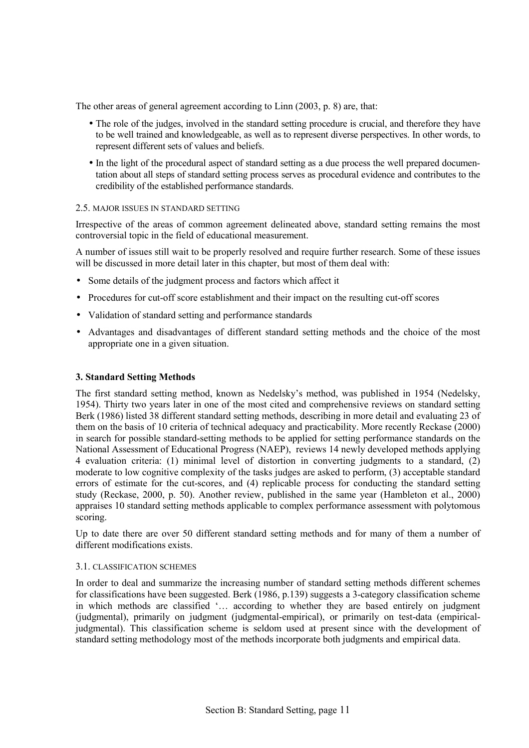The other areas of general agreement according to Linn (2003, p. 8) are, that:

- The role of the judges, involved in the standard setting procedure is crucial, and therefore they have to be well trained and knowledgeable, as well as to represent diverse perspectives. In other words, to represent different sets of values and beliefs.
- In the light of the procedural aspect of standard setting as a due process the well prepared documentation about all steps of standard setting process serves as procedural evidence and contributes to the credibility of the established performance standards.

### 2.5. Major issues in standard setting

Irrespective of the areas of common agreement delineated above, standard setting remains the most controversial topic in the field of educational measurement.

A number of issues still wait to be properly resolved and require further research. Some of these issues will be discussed in more detail later in this chapter, but most of them deal with:

- Some details of the judgment process and factors which affect it
- Procedures for cut-off score establishment and their impact on the resulting cut-off scores
- Validation of standard setting and performance standards
- Advantages and disadvantages of different standard setting methods and the choice of the most appropriate one in a given situation.

## 3. Standard Setting Methods

The first standard setting method, known as Nedelsky's method, was published in 1954 (Nedelsky, 1954). Thirty two years later in one of the most cited and comprehensive reviews on standard setting Berk (1986) listed 38 different standard setting methods, describing in more detail and evaluating 23 of them on the basis of 10 criteria of technical adequacy and practicability. More recently Reckase (2000) in search for possible standard-setting methods to be applied for setting performance standards on the National Assessment of Educational Progress (NAEP), reviews 14 newly developed methods applying 4 evaluation criteria: (1) minimal level of distortion in converting judgments to a standard, (2) moderate to low cognitive complexity of the tasks judges are asked to perform, (3) acceptable standard errors of estimate for the cut-scores, and (4) replicable process for conducting the standard setting study (Reckase, 2000, p. 50). Another review, published in the same year (Hambleton et al., 2000) appraises 10 standard setting methods applicable to complex performance assessment with polytomous scoring.

Up to date there are over 50 different standard setting methods and for many of them a number of different modifications exists.

### 3.1. Classification schemes

In order to deal and summarize the increasing number of standard setting methods different schemes for classifications have been suggested. Berk (1986, p.139) suggests a 3-category classification scheme in which methods are classified '… according to whether they are based entirely on judgment (judgmental), primarily on judgment (judgmental-empirical), or primarily on test-data (empirical-judgmental). This classification scheme is seldom used at present since with the development of standard setting methodology most of the methods incorporate both judgments and empirical data.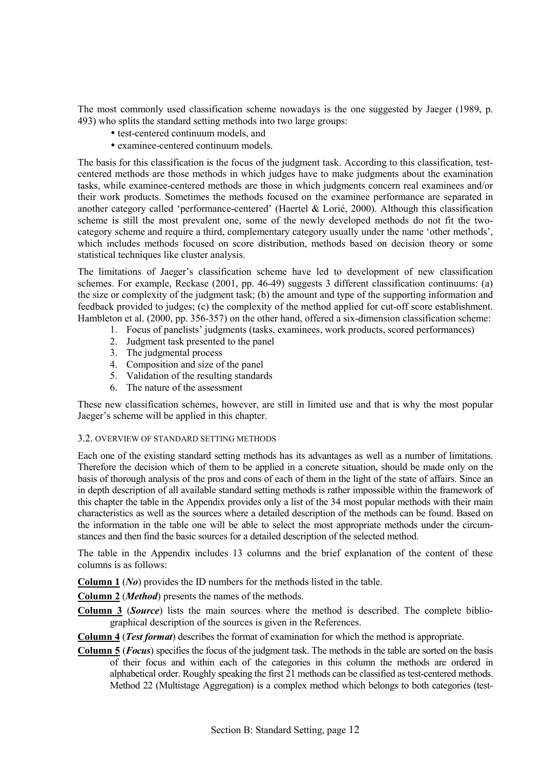The most commonly used classification scheme nowadays is the one suggested by Jaeger (1989, p. 493) who splits the standard setting methods into two large groups:

- test-centered continuum models, and
- examinee-centered continuum models.

The basis for this classification is the focus of the judgment task. According to this classification, test-centered methods are those methods in which judges have to make judgments about the examination tasks, while examinee-centered methods are those in which judgments concern real examinees and/or their work products. Sometimes the methods focused on the examinee performance are separated in another category called 'performance-centered' (Haertel & Lorié, 2000). Although this classification scheme is still the most prevalent one, some of the newly developed methods do not fit the two-category scheme and require a third, complementary category usually under the name 'other methods', which includes methods focused on score distribution, methods based on decision theory or some statistical techniques like cluster analysis.

The limitations of Jaeger's classification scheme have led to development of new classification schemes. For example, Reckase (2001, pp. 46-49) suggests 3 different classification continuums: (a) the size or complexity of the judgment task; (b) the amount and type of the supporting information and feedback provided to judges; (c) the complexity of the method applied for cut-off score establishment. Hambleton et al. (2000, pp. 356-357) on the other hand, offered a six-dimension classification scheme:

1. Focus of panelists' judgments (tasks, examinees, work products, scored performances)
2. Judgment task presented to the panel
3. The judgmental process
4. Composition and size of the panel
5. Validation of the resulting standards
6. The nature of the assessment

These new classification schemes, however, are still in limited use and that is why the most popular Jaeger's scheme will be applied in this chapter.

### 3.2. OVERVIEW OF STANDARD SETTING METHODS

Each one of the existing standard setting methods has its advantages as well as a number of limitations. Therefore the decision which of them to be applied in a concrete situation, should be made only on the basis of thorough analysis of the pros and cons of each of them in the light of the state of affairs. Since an in depth description of all available standard setting methods is rather impossible within the framework of this chapter the table in the Appendix provides only a list of the 34 most popular methods with their main characteristics as well as the sources where a detailed description of the methods can be found. Based on the information in the table one will be able to select the most appropriate methods under the circumstances and then find the basic sources for a detailed description of the selected method.

The table in the Appendix includes 13 columns and the brief explanation of the content of these columns is as follows:

**Column 1** (***No***) provides the ID numbers for the methods listed in the table.

**Column 2** (***Method***) presents the names of the methods.

**Column 3** (***Source***) lists the main sources where the method is described. The complete bibliographical description of the sources is given in the References.

**Column 4** (***Test format***) describes the format of examination for which the method is appropriate.

**Column 5** (***Focus***) specifies the focus of the judgment task. The methods in the table are sorted on the basis of their focus and within each of the categories in this column the methods are ordered in alphabetical order. Roughly speaking the first 21 methods can be classified as test-centered methods. Method 22 (Multistage Aggregation) is a complex method which belongs to both categories (test-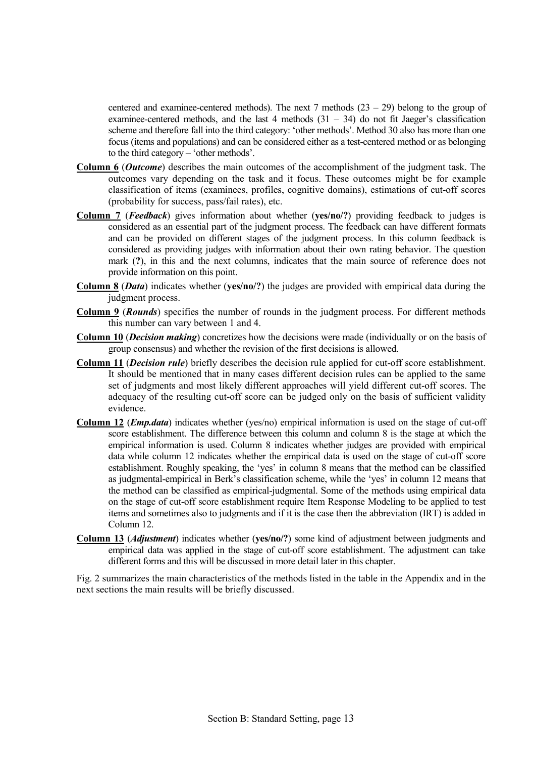centered and examinee-centered methods). The next 7 methods (23 – 29) belong to the group of examinee-centered methods, and the last 4 methods (31 – 34) do not fit Jaeger's classification scheme and therefore fall into the third category: 'other methods'. Method 30 also has more than one focus (items and populations) and can be considered either as a test-centered method or as belonging to the third category – 'other methods'.

**Column 6** (***Outcome***) describes the main outcomes of the accomplishment of the judgment task. The outcomes vary depending on the task and it focus. These outcomes might be for example classification of items (examinees, profiles, cognitive domains), estimations of cut-off scores (probability for success, pass/fail rates), etc.

**Column 7** (***Feedback***) gives information about whether (**yes/no/?**) providing feedback to judges is considered as an essential part of the judgment process. The feedback can have different formats and can be provided on different stages of the judgment process. In this column feedback is considered as providing judges with information about their own rating behavior. The question mark (**?**), in this and the next columns, indicates that the main source of reference does not provide information on this point.

**Column 8** (***Data***) indicates whether (**yes/no/?**) the judges are provided with empirical data during the judgment process.

**Column 9** (***Rounds***) specifies the number of rounds in the judgment process. For different methods this number can vary between 1 and 4.

**Column 10** (***Decision making***) concretizes how the decisions were made (individually or on the basis of group consensus) and whether the revision of the first decisions is allowed.

**Column 11** (***Decision rule***) briefly describes the decision rule applied for cut-off score establishment. It should be mentioned that in many cases different decision rules can be applied to the same set of judgments and most likely different approaches will yield different cut-off scores. The adequacy of the resulting cut-off score can be judged only on the basis of sufficient validity evidence.

**Column 12** (***Emp.data***) indicates whether (yes/no) empirical information is used on the stage of cut-off score establishment. The difference between this column and column 8 is the stage at which the empirical information is used. Column 8 indicates whether judges are provided with empirical data while column 12 indicates whether the empirical data is used on the stage of cut-off score establishment. Roughly speaking, the 'yes' in column 8 means that the method can be classified as judgmental-empirical in Berk's classification scheme, while the 'yes' in column 12 means that the method can be classified as empirical-judgmental. Some of the methods using empirical data on the stage of cut-off score establishment require Item Response Modeling to be applied to test items and sometimes also to judgments and if it is the case then the abbreviation (IRT) is added in Column 12.

**Column 13** (***Adjustment***) indicates whether (**yes/no/?**) some kind of adjustment between judgments and empirical data was applied in the stage of cut-off score establishment. The adjustment can take different forms and this will be discussed in more detail later in this chapter.

Fig. 2 summarizes the main characteristics of the methods listed in the table in the Appendix and in the next sections the main results will be briefly discussed.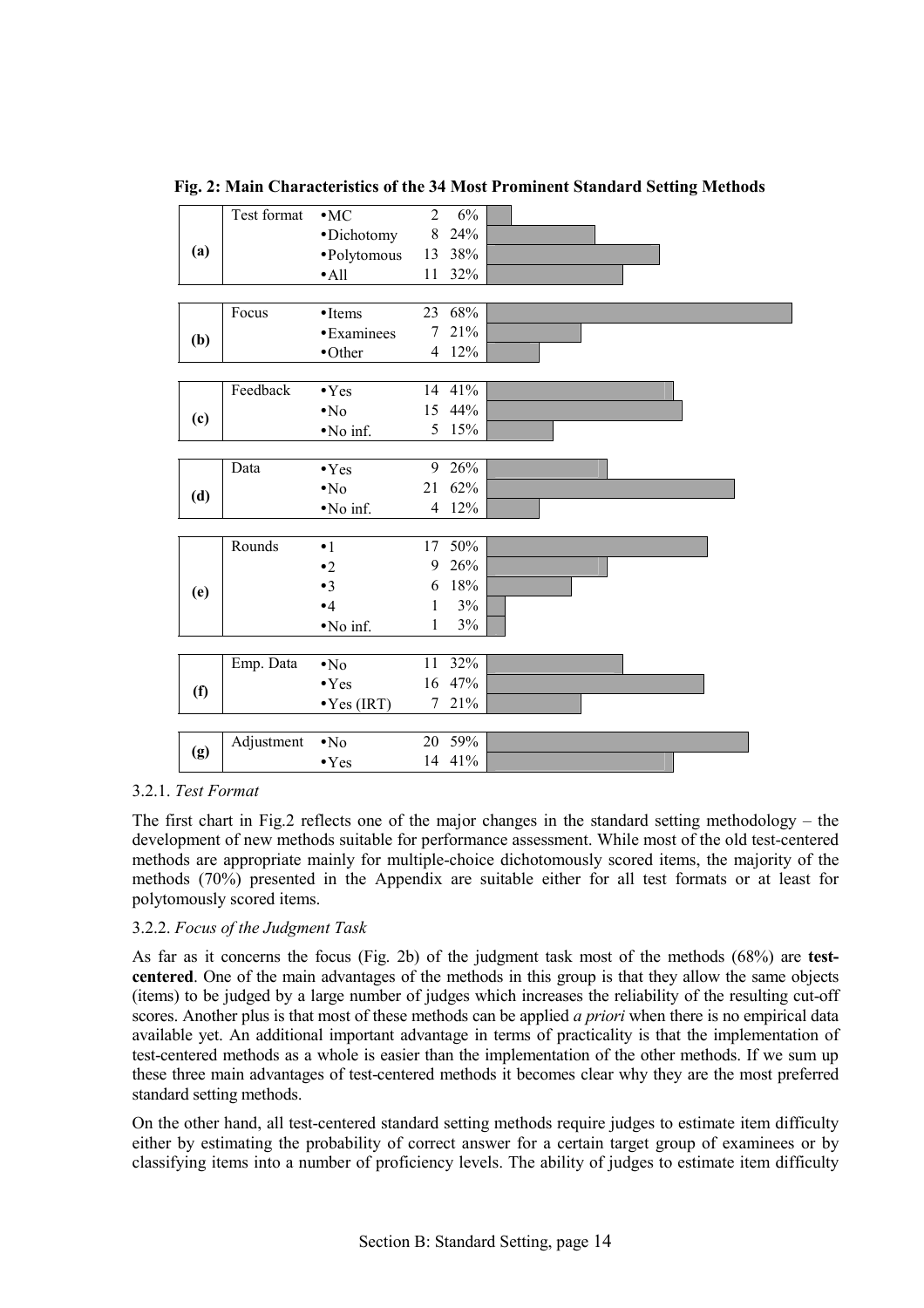**Fig. 2: Main Characteristics of the 34 Most Prominent Standard Setting Methods**

| | Characteristic | Category | N | % |
|---|---|---|---|---|
| (a) | Test format | •MC | 2 | 6% |
| | | •Dichotomy | 8 | 24% |
| | | •Polytomous | 13 | 38% |
| | | •All | 11 | 32% |
| (b) | Focus | •Items | 23 | 68% |
| | | •Examinees | 7 | 21% |
| | | •Other | 4 | 12% |
| (c) | Feedback | •Yes | 14 | 41% |
| | | •No | 15 | 44% |
| | | •No inf. | 5 | 15% |
| (d) | Data | •Yes | 9 | 26% |
| | | •No | 21 | 62% |
| | | •No inf. | 4 | 12% |
| (e) | Rounds | •1 | 17 | 50% |
| | | •2 | 9 | 26% |
| | | •3 | 6 | 18% |
| | | •4 | 1 | 3% |
| | | •No inf. | 1 | 3% |
| (f) | Emp. Data | •No | 11 | 32% |
| | | •Yes | 16 | 47% |
| | | •Yes (IRT) | 7 | 21% |
| (g) | Adjustment | •No | 20 | 59% |
| | | •Yes | 14 | 41% |

#### 3.2.1. *Test Format*

The first chart in Fig.2 reflects one of the major changes in the standard setting methodology – the development of new methods suitable for performance assessment. While most of the old test-centered methods are appropriate mainly for multiple-choice dichotomously scored items, the majority of the methods (70%) presented in the Appendix are suitable either for all test formats or at least for polytomously scored items.

#### 3.2.2. *Focus of the Judgment Task*

As far as it concerns the focus (Fig. 2b) of the judgment task most of the methods (68%) are **test-centered**. One of the main advantages of the methods in this group is that they allow the same objects (items) to be judged by a large number of judges which increases the reliability of the resulting cut-off scores. Another plus is that most of these methods can be applied *a priori* when there is no empirical data available yet. An additional important advantage in terms of practicality is that the implementation of test-centered methods as a whole is easier than the implementation of the other methods. If we sum up these three main advantages of test-centered methods it becomes clear why they are the most preferred standard setting methods.

On the other hand, all test-centered standard setting methods require judges to estimate item difficulty either by estimating the probability of correct answer for a certain target group of examinees or by classifying items into a number of proficiency levels. The ability of judges to estimate item difficulty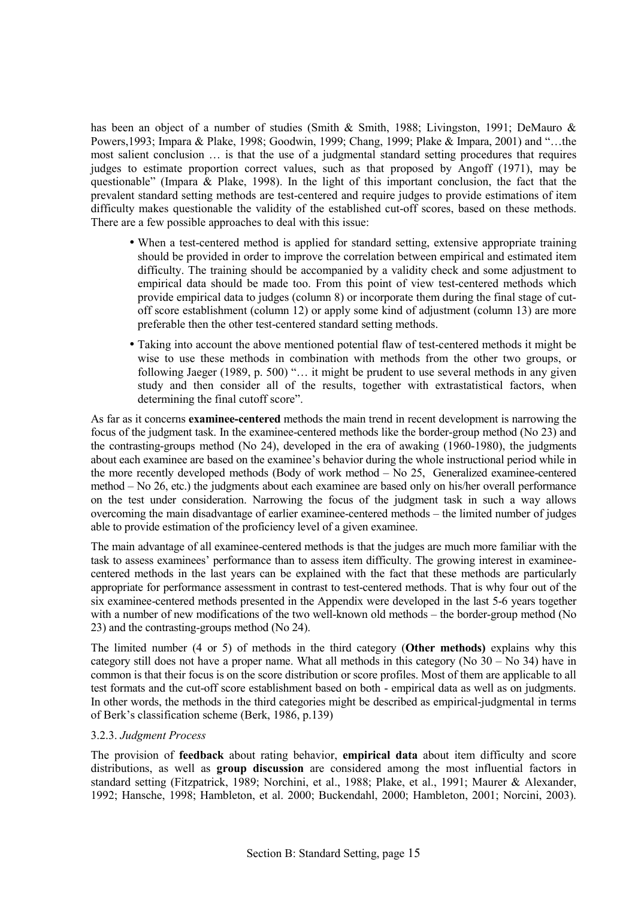has been an object of a number of studies (Smith & Smith, 1988; Livingston, 1991; DeMauro & Powers,1993; Impara & Plake, 1998; Goodwin, 1999; Chang, 1999; Plake & Impara, 2001) and "…the most salient conclusion … is that the use of a judgmental standard setting procedures that requires judges to estimate proportion correct values, such as that proposed by Angoff (1971), may be questionable" (Impara & Plake, 1998). In the light of this important conclusion, the fact that the prevalent standard setting methods are test-centered and require judges to provide estimations of item difficulty makes questionable the validity of the established cut-off scores, based on these methods. There are a few possible approaches to deal with this issue:

- When a test-centered method is applied for standard setting, extensive appropriate training should be provided in order to improve the correlation between empirical and estimated item difficulty. The training should be accompanied by a validity check and some adjustment to empirical data should be made too. From this point of view test-centered methods which provide empirical data to judges (column 8) or incorporate them during the final stage of cut-off score establishment (column 12) or apply some kind of adjustment (column 13) are more preferable then the other test-centered standard setting methods.
- Taking into account the above mentioned potential flaw of test-centered methods it might be wise to use these methods in combination with methods from the other two groups, or following Jaeger (1989, p. 500) "… it might be prudent to use several methods in any given study and then consider all of the results, together with extrastatistical factors, when determining the final cutoff score".

As far as it concerns **examinee-centered** methods the main trend in recent development is narrowing the focus of the judgment task. In the examinee-centered methods like the border-group method (No 23) and the contrasting-groups method (No 24), developed in the era of awaking (1960-1980), the judgments about each examinee are based on the examinee's behavior during the whole instructional period while in the more recently developed methods (Body of work method – No 25, Generalized examinee-centered method – No 26, etc.) the judgments about each examinee are based only on his/her overall performance on the test under consideration. Narrowing the focus of the judgment task in such a way allows overcoming the main disadvantage of earlier examinee-centered methods – the limited number of judges able to provide estimation of the proficiency level of a given examinee.

The main advantage of all examinee-centered methods is that the judges are much more familiar with the task to assess examinees' performance than to assess item difficulty. The growing interest in examinee-centered methods in the last years can be explained with the fact that these methods are particularly appropriate for performance assessment in contrast to test-centered methods. That is why four out of the six examinee-centered methods presented in the Appendix were developed in the last 5-6 years together with a number of new modifications of the two well-known old methods – the border-group method (No 23) and the contrasting-groups method (No 24).

The limited number (4 or 5) of methods in the third category (**Other methods)** explains why this category still does not have a proper name. What all methods in this category (No 30 – No 34) have in common is that their focus is on the score distribution or score profiles. Most of them are applicable to all test formats and the cut-off score establishment based on both - empirical data as well as on judgments. In other words, the methods in the third categories might be described as empirical-judgmental in terms of Berk's classification scheme (Berk, 1986, p.139)

### 3.2.3. *Judgment Process*

The provision of **feedback** about rating behavior, **empirical data** about item difficulty and score distributions, as well as **group discussion** are considered among the most influential factors in standard setting (Fitzpatrick, 1989; Norchini, et al., 1988; Plake, et al., 1991; Maurer & Alexander, 1992; Hansche, 1998; Hambleton, et al. 2000; Buckendahl, 2000; Hambleton, 2001; Norcini, 2003).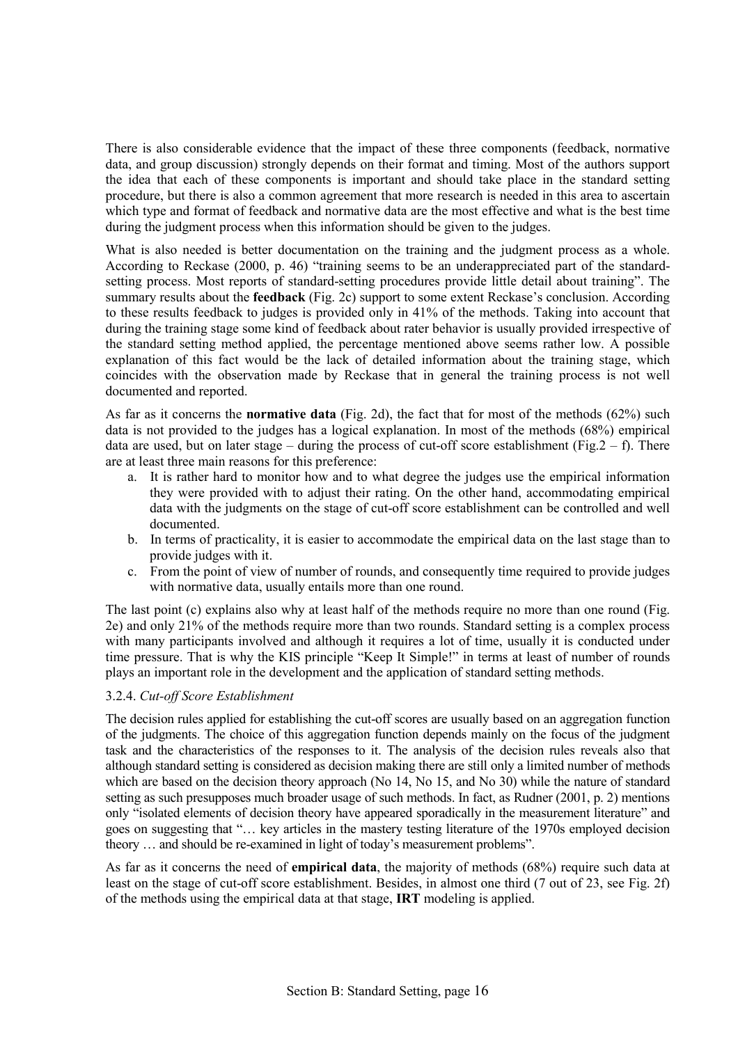There is also considerable evidence that the impact of these three components (feedback, normative data, and group discussion) strongly depends on their format and timing. Most of the authors support the idea that each of these components is important and should take place in the standard setting procedure, but there is also a common agreement that more research is needed in this area to ascertain which type and format of feedback and normative data are the most effective and what is the best time during the judgment process when this information should be given to the judges.

What is also needed is better documentation on the training and the judgment process as a whole. According to Reckase (2000, p. 46) "training seems to be an underappreciated part of the standard-setting process. Most reports of standard-setting procedures provide little detail about training". The summary results about the **feedback** (Fig. 2c) support to some extent Reckase's conclusion. According to these results feedback to judges is provided only in 41% of the methods. Taking into account that during the training stage some kind of feedback about rater behavior is usually provided irrespective of the standard setting method applied, the percentage mentioned above seems rather low. A possible explanation of this fact would be the lack of detailed information about the training stage, which coincides with the observation made by Reckase that in general the training process is not well documented and reported.

As far as it concerns the **normative data** (Fig. 2d), the fact that for most of the methods (62%) such data is not provided to the judges has a logical explanation. In most of the methods (68%) empirical data are used, but on later stage – during the process of cut-off score establishment (Fig.2 – f). There are at least three main reasons for this preference:

a. It is rather hard to monitor how and to what degree the judges use the empirical information they were provided with to adjust their rating. On the other hand, accommodating empirical data with the judgments on the stage of cut-off score establishment can be controlled and well documented.
b. In terms of practicality, it is easier to accommodate the empirical data on the last stage than to provide judges with it.
c. From the point of view of number of rounds, and consequently time required to provide judges with normative data, usually entails more than one round.

The last point (c) explains also why at least half of the methods require no more than one round (Fig. 2e) and only 21% of the methods require more than two rounds. Standard setting is a complex process with many participants involved and although it requires a lot of time, usually it is conducted under time pressure. That is why the KIS principle "Keep It Simple!" in terms at least of number of rounds plays an important role in the development and the application of standard setting methods.

### 3.2.4. *Cut-off Score Establishment*

The decision rules applied for establishing the cut-off scores are usually based on an aggregation function of the judgments. The choice of this aggregation function depends mainly on the focus of the judgment task and the characteristics of the responses to it. The analysis of the decision rules reveals also that although standard setting is considered as decision making there are still only a limited number of methods which are based on the decision theory approach (No 14, No 15, and No 30) while the nature of standard setting as such presupposes much broader usage of such methods. In fact, as Rudner (2001, p. 2) mentions only "isolated elements of decision theory have appeared sporadically in the measurement literature" and goes on suggesting that "… key articles in the mastery testing literature of the 1970s employed decision theory … and should be re-examined in light of today's measurement problems".

As far as it concerns the need of **empirical data**, the majority of methods (68%) require such data at least on the stage of cut-off score establishment. Besides, in almost one third (7 out of 23, see Fig. 2f) of the methods using the empirical data at that stage, **IRT** modeling is applied.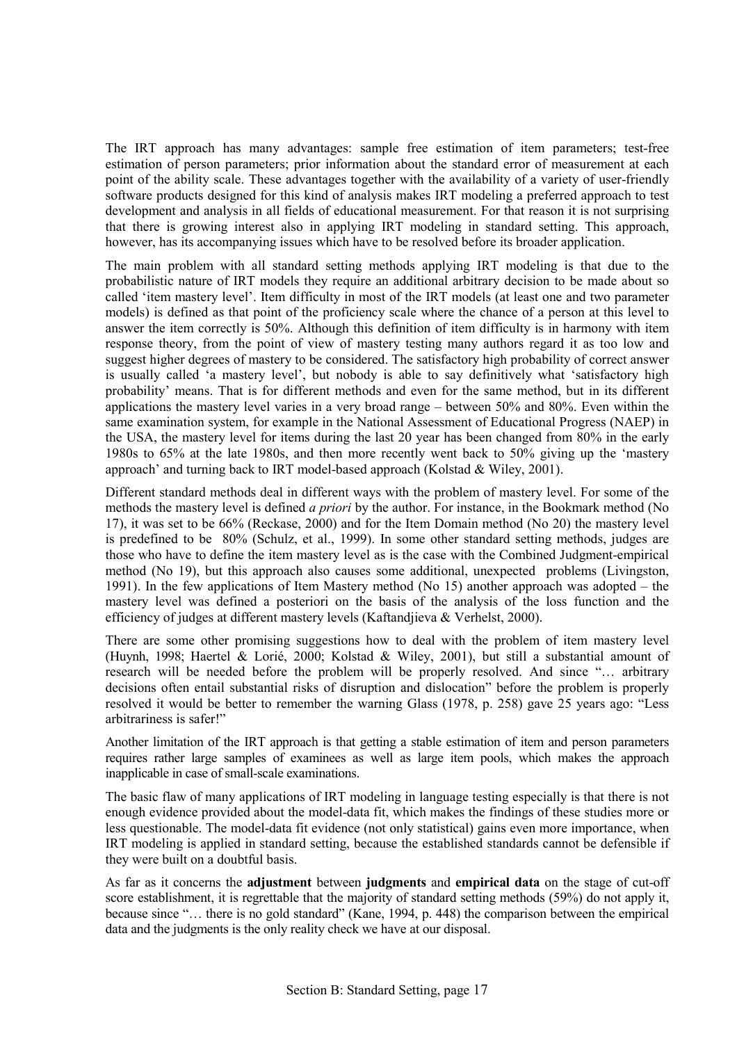The IRT approach has many advantages: sample free estimation of item parameters; test-free estimation of person parameters; prior information about the standard error of measurement at each point of the ability scale. These advantages together with the availability of a variety of user-friendly software products designed for this kind of analysis makes IRT modeling a preferred approach to test development and analysis in all fields of educational measurement. For that reason it is not surprising that there is growing interest also in applying IRT modeling in standard setting. This approach, however, has its accompanying issues which have to be resolved before its broader application.

The main problem with all standard setting methods applying IRT modeling is that due to the probabilistic nature of IRT models they require an additional arbitrary decision to be made about so called 'item mastery level'. Item difficulty in most of the IRT models (at least one and two parameter models) is defined as that point of the proficiency scale where the chance of a person at this level to answer the item correctly is 50%. Although this definition of item difficulty is in harmony with item response theory, from the point of view of mastery testing many authors regard it as too low and suggest higher degrees of mastery to be considered. The satisfactory high probability of correct answer is usually called 'a mastery level', but nobody is able to say definitively what 'satisfactory high probability' means. That is for different methods and even for the same method, but in its different applications the mastery level varies in a very broad range – between 50% and 80%. Even within the same examination system, for example in the National Assessment of Educational Progress (NAEP) in the USA, the mastery level for items during the last 20 year has been changed from 80% in the early 1980s to 65% at the late 1980s, and then more recently went back to 50% giving up the 'mastery approach' and turning back to IRT model-based approach (Kolstad & Wiley, 2001).

Different standard methods deal in different ways with the problem of mastery level. For some of the methods the mastery level is defined *a priori* by the author. For instance, in the Bookmark method (No 17), it was set to be 66% (Reckase, 2000) and for the Item Domain method (No 20) the mastery level is predefined to be 80% (Schulz, et al., 1999). In some other standard setting methods, judges are those who have to define the item mastery level as is the case with the Combined Judgment-empirical method (No 19), but this approach also causes some additional, unexpected problems (Livingston, 1991). In the few applications of Item Mastery method (No 15) another approach was adopted – the mastery level was defined a posteriori on the basis of the analysis of the loss function and the efficiency of judges at different mastery levels (Kaftandjieva & Verhelst, 2000).

There are some other promising suggestions how to deal with the problem of item mastery level (Huynh, 1998; Haertel & Lorié, 2000; Kolstad & Wiley, 2001), but still a substantial amount of research will be needed before the problem will be properly resolved. And since "… arbitrary decisions often entail substantial risks of disruption and dislocation" before the problem is properly resolved it would be better to remember the warning Glass (1978, p. 258) gave 25 years ago: "Less arbitrariness is safer!"

Another limitation of the IRT approach is that getting a stable estimation of item and person parameters requires rather large samples of examinees as well as large item pools, which makes the approach inapplicable in case of small-scale examinations.

The basic flaw of many applications of IRT modeling in language testing especially is that there is not enough evidence provided about the model-data fit, which makes the findings of these studies more or less questionable. The model-data fit evidence (not only statistical) gains even more importance, when IRT modeling is applied in standard setting, because the established standards cannot be defensible if they were built on a doubtful basis.

As far as it concerns the **adjustment** between **judgments** and **empirical data** on the stage of cut-off score establishment, it is regrettable that the majority of standard setting methods (59%) do not apply it, because since "… there is no gold standard" (Kane, 1994, p. 448) the comparison between the empirical data and the judgments is the only reality check we have at our disposal.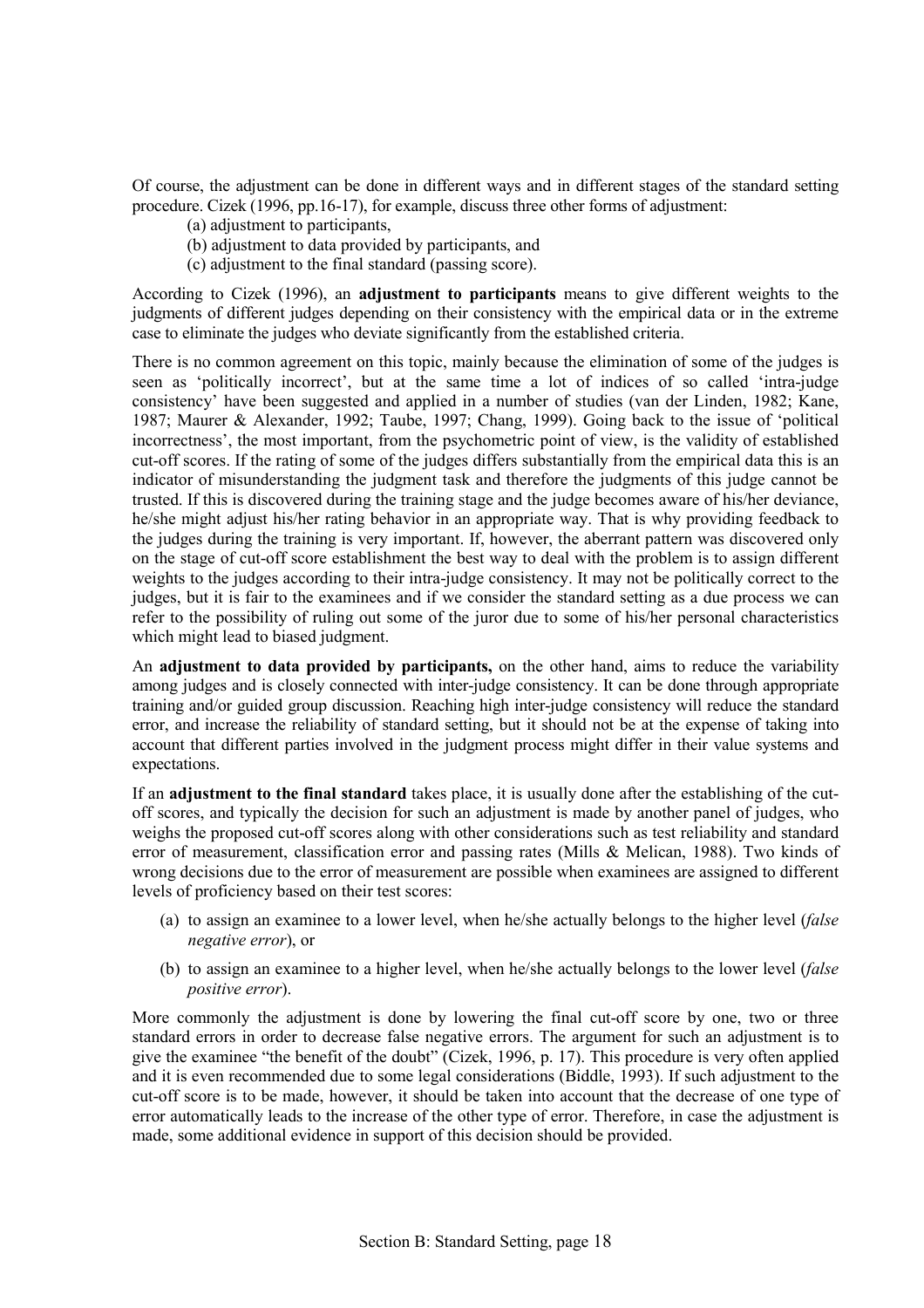Of course, the adjustment can be done in different ways and in different stages of the standard setting procedure. Cizek (1996, pp.16-17), for example, discuss three other forms of adjustment:

(a) adjustment to participants,
(b) adjustment to data provided by participants, and
(c) adjustment to the final standard (passing score).

According to Cizek (1996), an **adjustment to participants** means to give different weights to the judgments of different judges depending on their consistency with the empirical data or in the extreme case to eliminate the judges who deviate significantly from the established criteria.

There is no common agreement on this topic, mainly because the elimination of some of the judges is seen as 'politically incorrect', but at the same time a lot of indices of so called 'intra-judge consistency' have been suggested and applied in a number of studies (van der Linden, 1982; Kane, 1987; Maurer & Alexander, 1992; Taube, 1997; Chang, 1999). Going back to the issue of 'political incorrectness', the most important, from the psychometric point of view, is the validity of established cut-off scores. If the rating of some of the judges differs substantially from the empirical data this is an indicator of misunderstanding the judgment task and therefore the judgments of this judge cannot be trusted. If this is discovered during the training stage and the judge becomes aware of his/her deviance, he/she might adjust his/her rating behavior in an appropriate way. That is why providing feedback to the judges during the training is very important. If, however, the aberrant pattern was discovered only on the stage of cut-off score establishment the best way to deal with the problem is to assign different weights to the judges according to their intra-judge consistency. It may not be politically correct to the judges, but it is fair to the examinees and if we consider the standard setting as a due process we can refer to the possibility of ruling out some of the juror due to some of his/her personal characteristics which might lead to biased judgment.

An **adjustment to data provided by participants,** on the other hand, aims to reduce the variability among judges and is closely connected with inter-judge consistency. It can be done through appropriate training and/or guided group discussion. Reaching high inter-judge consistency will reduce the standard error, and increase the reliability of standard setting, but it should not be at the expense of taking into account that different parties involved in the judgment process might differ in their value systems and expectations.

If an **adjustment to the final standard** takes place, it is usually done after the establishing of the cut-off scores, and typically the decision for such an adjustment is made by another panel of judges, who weighs the proposed cut-off scores along with other considerations such as test reliability and standard error of measurement, classification error and passing rates (Mills & Melican, 1988). Two kinds of wrong decisions due to the error of measurement are possible when examinees are assigned to different levels of proficiency based on their test scores:

(a) to assign an examinee to a lower level, when he/she actually belongs to the higher level (*false negative error*), or

(b) to assign an examinee to a higher level, when he/she actually belongs to the lower level (*false positive error*).

More commonly the adjustment is done by lowering the final cut-off score by one, two or three standard errors in order to decrease false negative errors. The argument for such an adjustment is to give the examinee "the benefit of the doubt" (Cizek, 1996, p. 17). This procedure is very often applied and it is even recommended due to some legal considerations (Biddle, 1993). If such adjustment to the cut-off score is to be made, however, it should be taken into account that the decrease of one type of error automatically leads to the increase of the other type of error. Therefore, in case the adjustment is made, some additional evidence in support of this decision should be provided.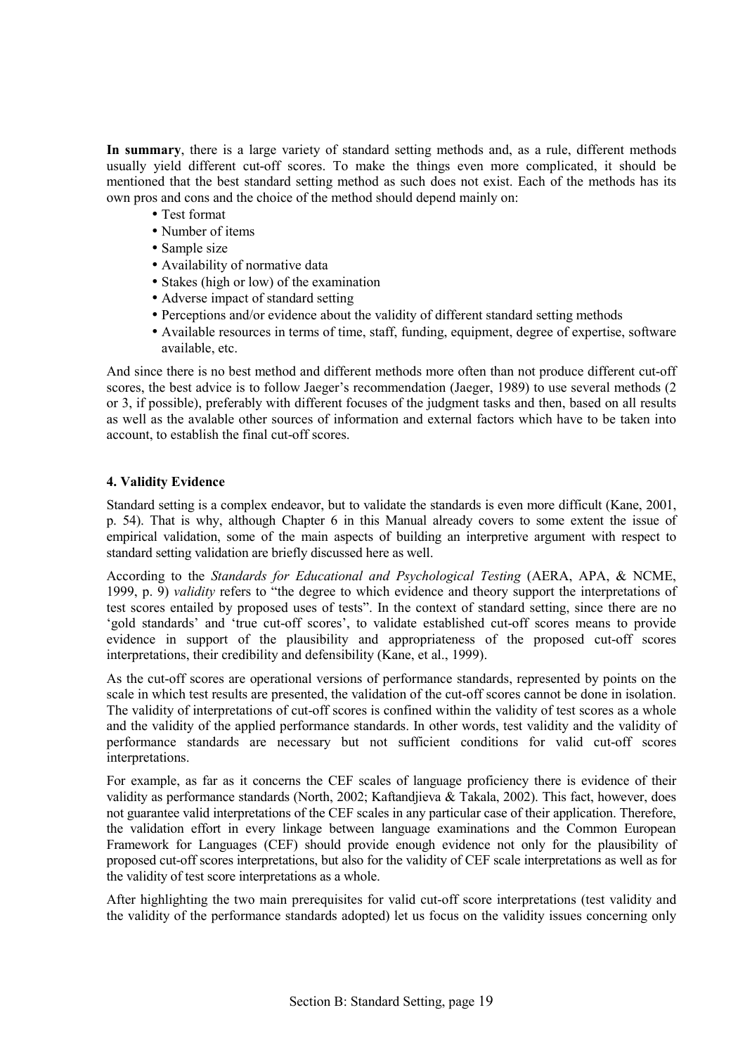**In summary**, there is a large variety of standard setting methods and, as a rule, different methods usually yield different cut-off scores. To make the things even more complicated, it should be mentioned that the best standard setting method as such does not exist. Each of the methods has its own pros and cons and the choice of the method should depend mainly on:

- Test format
- Number of items
- Sample size
- Availability of normative data
- Stakes (high or low) of the examination
- Adverse impact of standard setting
- Perceptions and/or evidence about the validity of different standard setting methods
- Available resources in terms of time, staff, funding, equipment, degree of expertise, software available, etc.

And since there is no best method and different methods more often than not produce different cut-off scores, the best advice is to follow Jaeger's recommendation (Jaeger, 1989) to use several methods (2 or 3, if possible), preferably with different focuses of the judgment tasks and then, based on all results as well as the avalable other sources of information and external factors which have to be taken into account, to establish the final cut-off scores.

### 4. Validity Evidence

Standard setting is a complex endeavor, but to validate the standards is even more difficult (Kane, 2001, p. 54). That is why, although Chapter 6 in this Manual already covers to some extent the issue of empirical validation, some of the main aspects of building an interpretive argument with respect to standard setting validation are briefly discussed here as well.

According to the *Standards for Educational and Psychological Testing* (AERA, APA, & NCME, 1999, p. 9) *validity* refers to "the degree to which evidence and theory support the interpretations of test scores entailed by proposed uses of tests". In the context of standard setting, since there are no 'gold standards' and 'true cut-off scores', to validate established cut-off scores means to provide evidence in support of the plausibility and appropriateness of the proposed cut-off scores interpretations, their credibility and defensibility (Kane, et al., 1999).

As the cut-off scores are operational versions of performance standards, represented by points on the scale in which test results are presented, the validation of the cut-off scores cannot be done in isolation. The validity of interpretations of cut-off scores is confined within the validity of test scores as a whole and the validity of the applied performance standards. In other words, test validity and the validity of performance standards are necessary but not sufficient conditions for valid cut-off scores interpretations.

For example, as far as it concerns the CEF scales of language proficiency there is evidence of their validity as performance standards (North, 2002; Kaftandjieva & Takala, 2002). This fact, however, does not guarantee valid interpretations of the CEF scales in any particular case of their application. Therefore, the validation effort in every linkage between language examinations and the Common European Framework for Languages (CEF) should provide enough evidence not only for the plausibility of proposed cut-off scores interpretations, but also for the validity of CEF scale interpretations as well as for the validity of test score interpretations as a whole.

After highlighting the two main prerequisites for valid cut-off score interpretations (test validity and the validity of the performance standards adopted) let us focus on the validity issues concerning only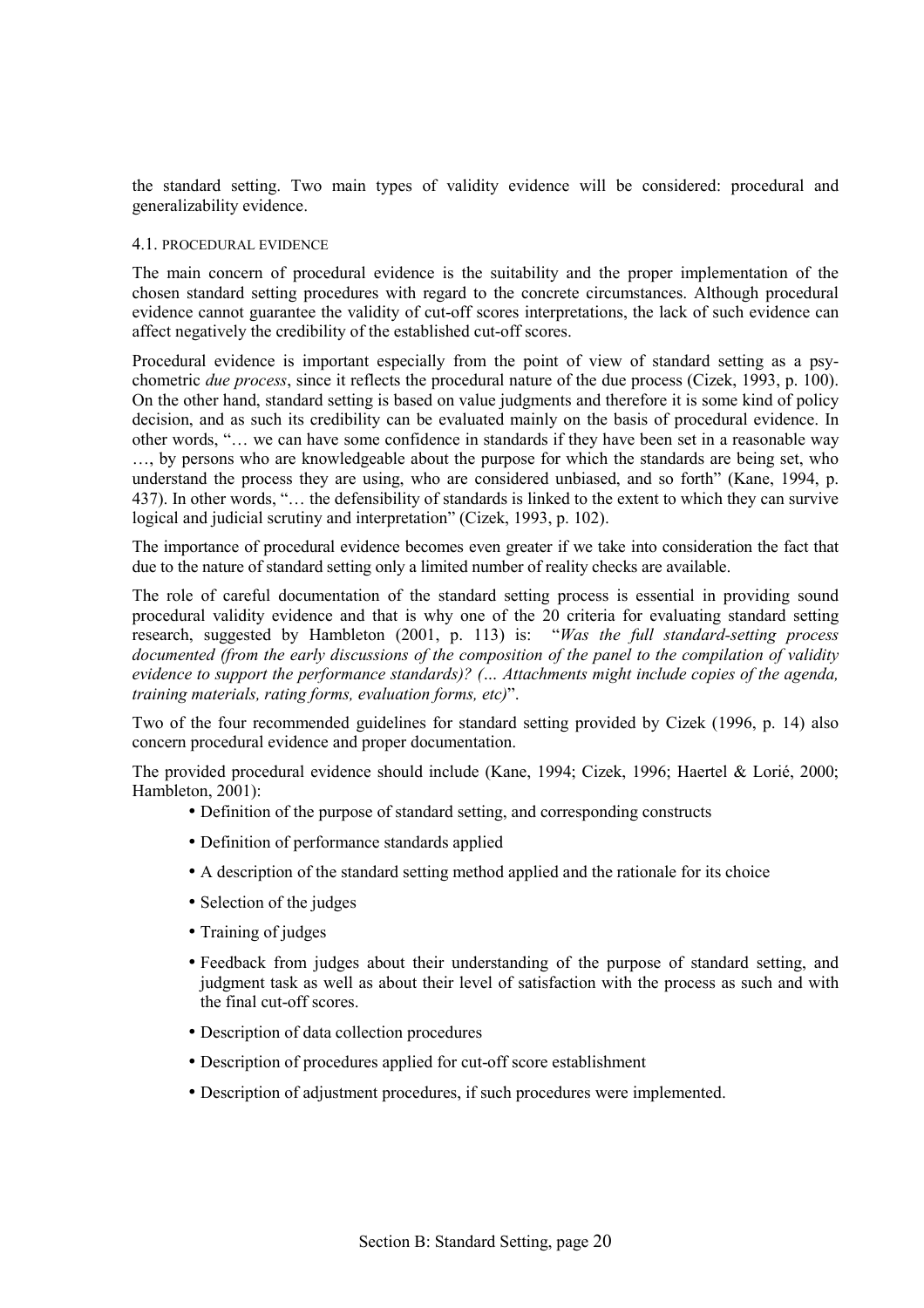the standard setting. Two main types of validity evidence will be considered: procedural and generalizability evidence.

### 4.1. PROCEDURAL EVIDENCE

The main concern of procedural evidence is the suitability and the proper implementation of the chosen standard setting procedures with regard to the concrete circumstances. Although procedural evidence cannot guarantee the validity of cut-off scores interpretations, the lack of such evidence can affect negatively the credibility of the established cut-off scores.

Procedural evidence is important especially from the point of view of standard setting as a psychometric *due process*, since it reflects the procedural nature of the due process (Cizek, 1993, p. 100). On the other hand, standard setting is based on value judgments and therefore it is some kind of policy decision, and as such its credibility can be evaluated mainly on the basis of procedural evidence. In other words, "… we can have some confidence in standards if they have been set in a reasonable way …, by persons who are knowledgeable about the purpose for which the standards are being set, who understand the process they are using, who are considered unbiased, and so forth" (Kane, 1994, p. 437). In other words, "… the defensibility of standards is linked to the extent to which they can survive logical and judicial scrutiny and interpretation" (Cizek, 1993, p. 102).

The importance of procedural evidence becomes even greater if we take into consideration the fact that due to the nature of standard setting only a limited number of reality checks are available.

The role of careful documentation of the standard setting process is essential in providing sound procedural validity evidence and that is why one of the 20 criteria for evaluating standard setting research, suggested by Hambleton (2001, p. 113) is: "*Was the full standard-setting process documented (from the early discussions of the composition of the panel to the compilation of validity evidence to support the performance standards)? (… Attachments might include copies of the agenda, training materials, rating forms, evaluation forms, etc)*".

Two of the four recommended guidelines for standard setting provided by Cizek (1996, p. 14) also concern procedural evidence and proper documentation.

The provided procedural evidence should include (Kane, 1994; Cizek, 1996; Haertel & Lorié, 2000; Hambleton, 2001):

- Definition of the purpose of standard setting, and corresponding constructs
- Definition of performance standards applied
- A description of the standard setting method applied and the rationale for its choice
- Selection of the judges
- Training of judges
- Feedback from judges about their understanding of the purpose of standard setting, and judgment task as well as about their level of satisfaction with the process as such and with the final cut-off scores.
- Description of data collection procedures
- Description of procedures applied for cut-off score establishment
- Description of adjustment procedures, if such procedures were implemented.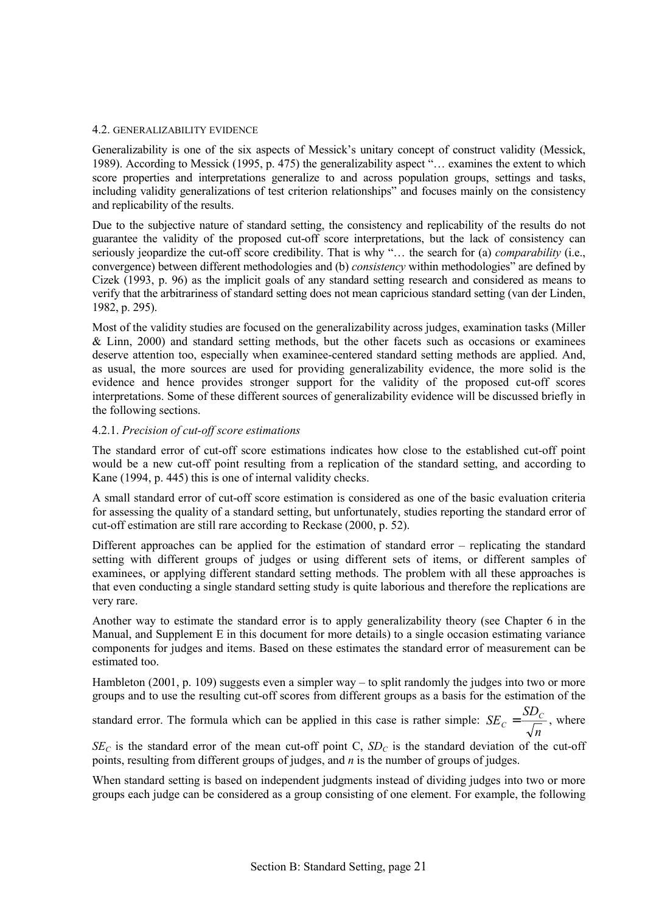### 4.2. GENERALIZABILITY EVIDENCE

Generalizability is one of the six aspects of Messick's unitary concept of construct validity (Messick, 1989). According to Messick (1995, p. 475) the generalizability aspect "… examines the extent to which score properties and interpretations generalize to and across population groups, settings and tasks, including validity generalizations of test criterion relationships" and focuses mainly on the consistency and replicability of the results.

Due to the subjective nature of standard setting, the consistency and replicability of the results do not guarantee the validity of the proposed cut-off score interpretations, but the lack of consistency can seriously jeopardize the cut-off score credibility. That is why "… the search for (a) *comparability* (i.e., convergence) between different methodologies and (b) *consistency* within methodologies" are defined by Cizek (1993, p. 96) as the implicit goals of any standard setting research and considered as means to verify that the arbitrariness of standard setting does not mean capricious standard setting (van der Linden, 1982, p. 295).

Most of the validity studies are focused on the generalizability across judges, examination tasks (Miller & Linn, 2000) and standard setting methods, but the other facets such as occasions or examinees deserve attention too, especially when examinee-centered standard setting methods are applied. And, as usual, the more sources are used for providing generalizability evidence, the more solid is the evidence and hence provides stronger support for the validity of the proposed cut-off scores interpretations. Some of these different sources of generalizability evidence will be discussed briefly in the following sections.

#### 4.2.1. *Precision of cut-off score estimations*

The standard error of cut-off score estimations indicates how close to the established cut-off point would be a new cut-off point resulting from a replication of the standard setting, and according to Kane (1994, p. 445) this is one of internal validity checks.

A small standard error of cut-off score estimation is considered as one of the basic evaluation criteria for assessing the quality of a standard setting, but unfortunately, studies reporting the standard error of cut-off estimation are still rare according to Reckase (2000, p. 52).

Different approaches can be applied for the estimation of standard error – replicating the standard setting with different groups of judges or using different sets of items, or different samples of examinees, or applying different standard setting methods. The problem with all these approaches is that even conducting a single standard setting study is quite laborious and therefore the replications are very rare.

Another way to estimate the standard error is to apply generalizability theory (see Chapter 6 in the Manual, and Supplement E in this document for more details) to a single occasion estimating variance components for judges and items. Based on these estimates the standard error of measurement can be estimated too.

Hambleton (2001, p. 109) suggests even a simpler way – to split randomly the judges into two or more groups and to use the resulting cut-off scores from different groups as a basis for the estimation of the standard error. The formula which can be applied in this case is rather simple: $SE_C = \frac{SD_C}{\sqrt{n}}$, where $SE_C$ is the standard error of the mean cut-off point C, $SD_C$ is the standard deviation of the cut-off points, resulting from different groups of judges, and $n$ is the number of groups of judges.

When standard setting is based on independent judgments instead of dividing judges into two or more groups each judge can be considered as a group consisting of one element. For example, the following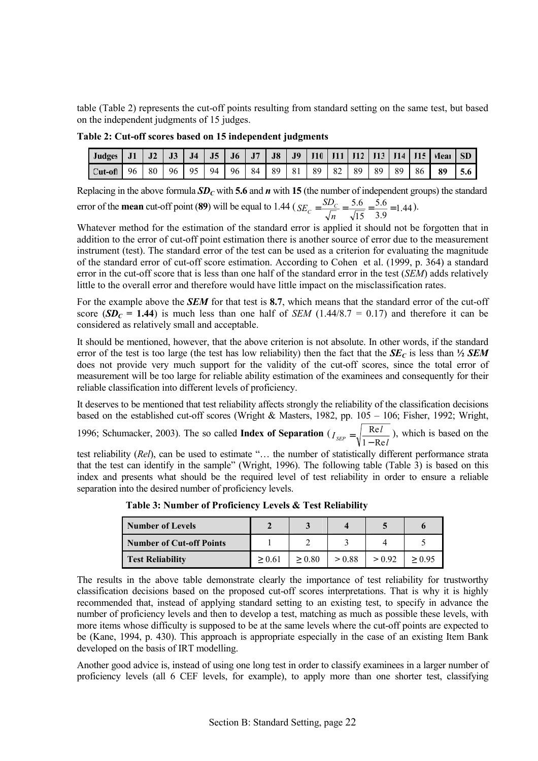table (Table 2) represents the cut-off points resulting from standard setting on the same test, but based on the independent judgments of 15 judges.

**Table 2: Cut-off scores based on 15 independent judgments**

| Judges | J1 | J2 | J3 | J4 | J5 | J6 | J7 | J8 | J9 | J10 | J11 | J12 | J13 | J14 | J15 | Mean | SD |
|---|---|---|---|---|---|---|---|---|---|---|---|---|---|---|---|---|---|
| Cut-off | 96 | 80 | 96 | 95 | 94 | 96 | 84 | 89 | 81 | 89 | 82 | 89 | 89 | 89 | 86 | **89** | **5.6** |

Replacing in the above formula ***SD$_C$*** with **5.6** and ***n*** with **15** (the number of independent groups) the standard error of the **mean** cut-off point (**89**) will be equal to 1.44 ( $SE_C = \frac{SD_C}{\sqrt{n}} = \frac{5.6}{\sqrt{15}} = \frac{5.6}{3.9} = 1.44$ ).

Whatever method for the estimation of the standard error is applied it should not be forgotten that in addition to the error of cut-off point estimation there is another source of error due to the measurement instrument (test). The standard error of the test can be used as a criterion for evaluating the magnitude of the standard error of cut-off score estimation. According to Cohen et al. (1999, p. 364) a standard error in the cut-off score that is less than one half of the standard error in the test (*SEM*) adds relatively little to the overall error and therefore would have little impact on the misclassification rates.

For the example above the ***SEM*** for that test is **8.7**, which means that the standard error of the cut-off score (***SD$_C$* = 1.44**) is much less than one half of *SEM* (1.44/8.7 = 0.17) and therefore it can be considered as relatively small and acceptable.

It should be mentioned, however, that the above criterion is not absolute. In other words, if the standard error of the test is too large (the test has low reliability) then the fact that the ***SE$_C$*** is less than **½ *SEM*** does not provide very much support for the validity of the cut-off scores, since the total error of measurement will be too large for reliable ability estimation of the examinees and consequently for their reliable classification into different levels of proficiency.

It deserves to be mentioned that test reliability affects strongly the reliability of the classification decisions based on the established cut-off scores (Wright & Masters, 1982, pp. 105 – 106; Fisher, 1992; Wright, 1996; Schumacker, 2003). The so called **Index of Separation** ( $I_{SEP} = \sqrt{\frac{Rel}{1 - Rel}}$ ), which is based on the test reliability (*Rel*), can be used to estimate "… the number of statistically different performance strata that the test can identify in the sample" (Wright, 1996). The following table (Table 3) is based on this index and presents what should be the required level of test reliability in order to ensure a reliable separation into the desired number of proficiency levels.

**Table 3: Number of Proficiency Levels & Test Reliability**

| **Number of Levels** | **2** | **3** | **4** | **5** | **6** |
|---|---|---|---|---|---|
| **Number of Cut-off Points** | 1 | 2 | 3 | 4 | 5 |
| **Test Reliability** | ≥ 0.61 | ≥ 0.80 | > 0.88 | > 0.92 | ≥ 0.95 |

The results in the above table demonstrate clearly the importance of test reliability for trustworthy classification decisions based on the proposed cut-off scores interpretations. That is why it is highly recommended that, instead of applying standard setting to an existing test, to specify in advance the number of proficiency levels and then to develop a test, matching as much as possible these levels, with more items whose difficulty is supposed to be at the same levels where the cut-off points are expected to be (Kane, 1994, p. 430). This approach is appropriate especially in the case of an existing Item Bank developed on the basis of IRT modelling.

Another good advice is, instead of using one long test in order to classify examinees in a larger number of proficiency levels (all 6 CEF levels, for example), to apply more than one shorter test, classifying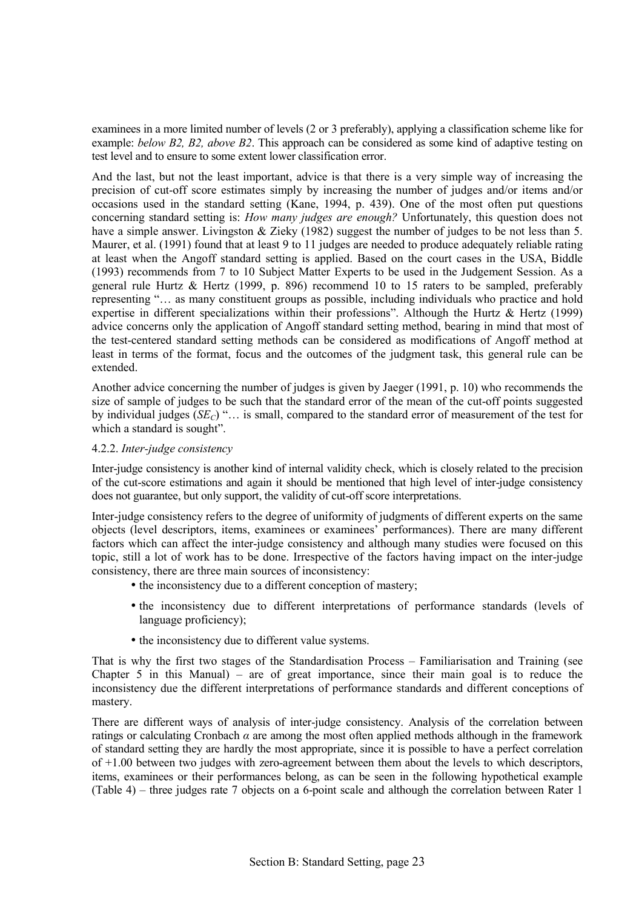examinees in a more limited number of levels (2 or 3 preferably), applying a classification scheme like for example: *below B2, B2, above B2*. This approach can be considered as some kind of adaptive testing on test level and to ensure to some extent lower classification error.

And the last, but not the least important, advice is that there is a very simple way of increasing the precision of cut-off score estimates simply by increasing the number of judges and/or items and/or occasions used in the standard setting (Kane, 1994, p. 439). One of the most often put questions concerning standard setting is: *How many judges are enough?* Unfortunately, this question does not have a simple answer. Livingston & Zieky (1982) suggest the number of judges to be not less than 5. Maurer, et al. (1991) found that at least 9 to 11 judges are needed to produce adequately reliable rating at least when the Angoff standard setting is applied. Based on the court cases in the USA, Biddle (1993) recommends from 7 to 10 Subject Matter Experts to be used in the Judgement Session. As a general rule Hurtz & Hertz (1999, p. 896) recommend 10 to 15 raters to be sampled, preferably representing "… as many constituent groups as possible, including individuals who practice and hold expertise in different specializations within their professions". Although the Hurtz & Hertz (1999) advice concerns only the application of Angoff standard setting method, bearing in mind that most of the test-centered standard setting methods can be considered as modifications of Angoff method at least in terms of the format, focus and the outcomes of the judgment task, this general rule can be extended.

Another advice concerning the number of judges is given by Jaeger (1991, p. 10) who recommends the size of sample of judges to be such that the standard error of the mean of the cut-off points suggested by individual judges ($SE_C$) "… is small, compared to the standard error of measurement of the test for which a standard is sought".

#### 4.2.2. *Inter-judge consistency*

Inter-judge consistency is another kind of internal validity check, which is closely related to the precision of the cut-score estimations and again it should be mentioned that high level of inter-judge consistency does not guarantee, but only support, the validity of cut-off score interpretations.

Inter-judge consistency refers to the degree of uniformity of judgments of different experts on the same objects (level descriptors, items, examinees or examinees' performances). There are many different factors which can affect the inter-judge consistency and although many studies were focused on this topic, still a lot of work has to be done. Irrespective of the factors having impact on the inter-judge consistency, there are three main sources of inconsistency:

- the inconsistency due to a different conception of mastery;
- the inconsistency due to different interpretations of performance standards (levels of language proficiency);
- the inconsistency due to different value systems.

That is why the first two stages of the Standardisation Process – Familiarisation and Training (see Chapter 5 in this Manual) – are of great importance, since their main goal is to reduce the inconsistency due the different interpretations of performance standards and different conceptions of mastery.

There are different ways of analysis of inter-judge consistency. Analysis of the correlation between ratings or calculating Cronbach $\alpha$ are among the most often applied methods although in the framework of standard setting they are hardly the most appropriate, since it is possible to have a perfect correlation of +1.00 between two judges with zero-agreement between them about the levels to which descriptors, items, examinees or their performances belong, as can be seen in the following hypothetical example (Table 4) – three judges rate 7 objects on a 6-point scale and although the correlation between Rater 1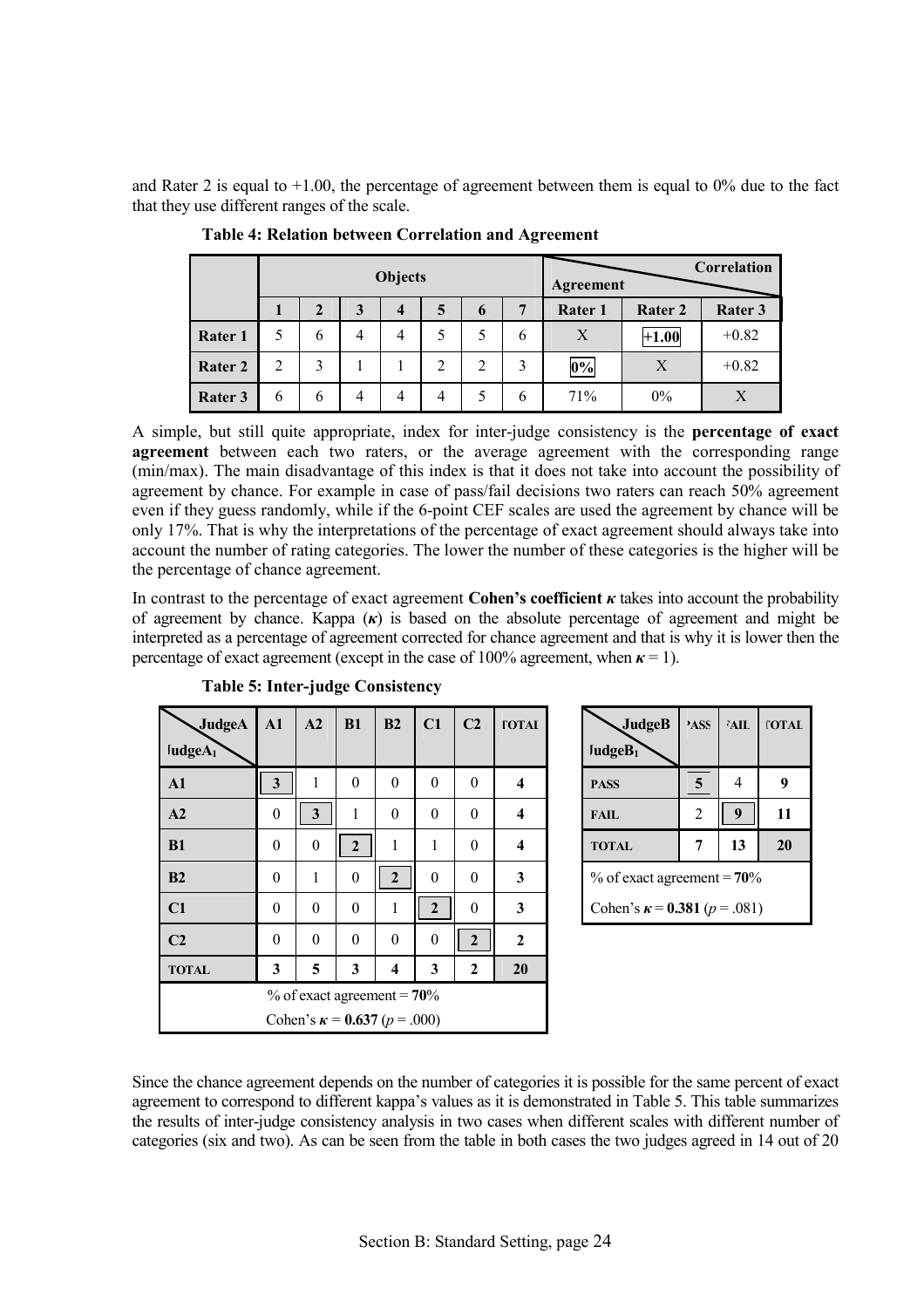and Rater 2 is equal to +1.00, the percentage of agreement between them is equal to 0% due to the fact that they use different ranges of the scale.

**Table 4: Relation between Correlation and Agreement**

| | Objects | | | | | | | Correlation / Agreement | | |
|---|---|---|---|---|---|---|---|---|---|---|
| | 1 | 2 | 3 | 4 | 5 | 6 | 7 | Rater 1 | Rater 2 | Rater 3 |
| **Rater 1** | 5 | 6 | 4 | 4 | 5 | 5 | 6 | X | +1.00 | +0.82 |
| **Rater 2** | 2 | 3 | 1 | 1 | 2 | 2 | 3 | 0% | X | +0.82 |
| **Rater 3** | 6 | 6 | 4 | 4 | 4 | 5 | 6 | 71% | 0% | X |

A simple, but still quite appropriate, index for inter-judge consistency is the **percentage of exact agreement** between each two raters, or the average agreement with the corresponding range (min/max). The main disadvantage of this index is that it does not take into account the possibility of agreement by chance. For example in case of pass/fail decisions two raters can reach 50% agreement even if they guess randomly, while if the 6-point CEF scales are used the agreement by chance will be only 17%. That is why the interpretations of the percentage of exact agreement should always take into account the number of rating categories. The lower the number of these categories is the higher will be the percentage of chance agreement.

In contrast to the percentage of exact agreement **Cohen's coefficient** $\kappa$ takes into account the probability of agreement by chance. Kappa ($\kappa$) is based on the absolute percentage of agreement and might be interpreted as a percentage of agreement corrected for chance agreement and that is why it is lower then the percentage of exact agreement (except in the case of 100% agreement, when $\kappa = 1$).

**Table 5: Inter-judge Consistency**

| JudgeA / JudgeA$_1$ | A1 | A2 | B1 | B2 | C1 | C2 | TOTAL |
|---|---|---|---|---|---|---|---|
| **A1** | 3 | 1 | 0 | 0 | 0 | 0 | **4** |
| **A2** | 0 | 3 | 1 | 0 | 0 | 0 | **4** |
| **B1** | 0 | 0 | 2 | 1 | 1 | 0 | **4** |
| **B2** | 0 | 1 | 0 | 2 | 0 | 0 | **3** |
| **C1** | 0 | 0 | 0 | 1 | 2 | 0 | **3** |
| **C2** | 0 | 0 | 0 | 0 | 0 | 2 | **2** |
| **TOTAL** | **3** | **5** | **3** | **4** | **3** | **2** | **20** |
| % of exact agreement = **70**% | | | | | | | |
| Cohen's $\kappa$ = **0.637** ($p$ = .000) | | | | | | | |

| JudgeB / JudgeB$_1$ | PASS | FAIL | TOTAL |
|---|---|---|---|
| **PASS** | 5 | 4 | **9** |
| **FAIL** | 2 | 9 | **11** |
| **TOTAL** | **7** | **13** | **20** |
| % of exact agreement = **70**% | | | |
| Cohen's $\kappa$ = **0.381** ($p$ = .081) | | | |

Since the chance agreement depends on the number of categories it is possible for the same percent of exact agreement to correspond to different kappa's values as it is demonstrated in Table 5. This table summarizes the results of inter-judge consistency analysis in two cases when different scales with different number of categories (six and two). As can be seen from the table in both cases the two judges agreed in 14 out of 20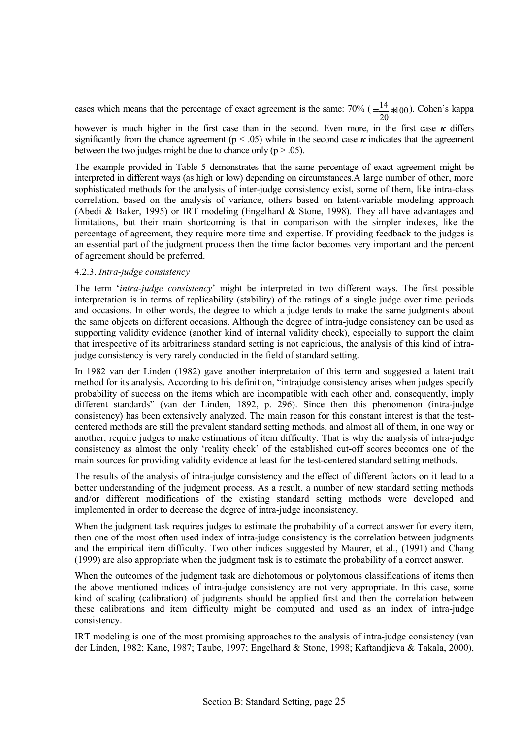cases which means that the percentage of exact agreement is the same: 70% ($=\frac{14}{20}*100$). Cohen's kappa however is much higher in the first case than in the second. Even more, in the first case $\kappa$ differs significantly from the chance agreement ($p < .05$) while in the second case $\kappa$ indicates that the agreement between the two judges might be due to chance only ($p > .05$).

The example provided in Table 5 demonstrates that the same percentage of exact agreement might be interpreted in different ways (as high or low) depending on circumstances.A large number of other, more sophisticated methods for the analysis of inter-judge consistency exist, some of them, like intra-class correlation, based on the analysis of variance, others based on latent-variable modeling approach (Abedi & Baker, 1995) or IRT modeling (Engelhard & Stone, 1998). They all have advantages and limitations, but their main shortcoming is that in comparison with the simpler indexes, like the percentage of agreement, they require more time and expertise. If providing feedback to the judges is an essential part of the judgment process then the time factor becomes very important and the percent of agreement should be preferred.

#### 4.2.3. *Intra-judge consistency*

The term '*intra-judge consistency*' might be interpreted in two different ways. The first possible interpretation is in terms of replicability (stability) of the ratings of a single judge over time periods and occasions. In other words, the degree to which a judge tends to make the same judgments about the same objects on different occasions. Although the degree of intra-judge consistency can be used as supporting validity evidence (another kind of internal validity check), especially to support the claim that irrespective of its arbitrariness standard setting is not capricious, the analysis of this kind of intra-judge consistency is very rarely conducted in the field of standard setting.

In 1982 van der Linden (1982) gave another interpretation of this term and suggested a latent trait method for its analysis. According to his definition, "intrajudge consistency arises when judges specify probability of success on the items which are incompatible with each other and, consequently, imply different standards" (van der Linden, 1892, p. 296). Since then this phenomenon (intra-judge consistency) has been extensively analyzed. The main reason for this constant interest is that the test-centered methods are still the prevalent standard setting methods, and almost all of them, in one way or another, require judges to make estimations of item difficulty. That is why the analysis of intra-judge consistency as almost the only 'reality check' of the established cut-off scores becomes one of the main sources for providing validity evidence at least for the test-centered standard setting methods.

The results of the analysis of intra-judge consistency and the effect of different factors on it lead to a better understanding of the judgment process. As a result, a number of new standard setting methods and/or different modifications of the existing standard setting methods were developed and implemented in order to decrease the degree of intra-judge inconsistency.

When the judgment task requires judges to estimate the probability of a correct answer for every item, then one of the most often used index of intra-judge consistency is the correlation between judgments and the empirical item difficulty. Two other indices suggested by Maurer, et al., (1991) and Chang (1999) are also appropriate when the judgment task is to estimate the probability of a correct answer.

When the outcomes of the judgment task are dichotomous or polytomous classifications of items then the above mentioned indices of intra-judge consistency are not very appropriate. In this case, some kind of scaling (calibration) of judgments should be applied first and then the correlation between these calibrations and item difficulty might be computed and used as an index of intra-judge consistency.

IRT modeling is one of the most promising approaches to the analysis of intra-judge consistency (van der Linden, 1982; Kane, 1987; Taube, 1997; Engelhard & Stone, 1998; Kaftandjieva & Takala, 2000),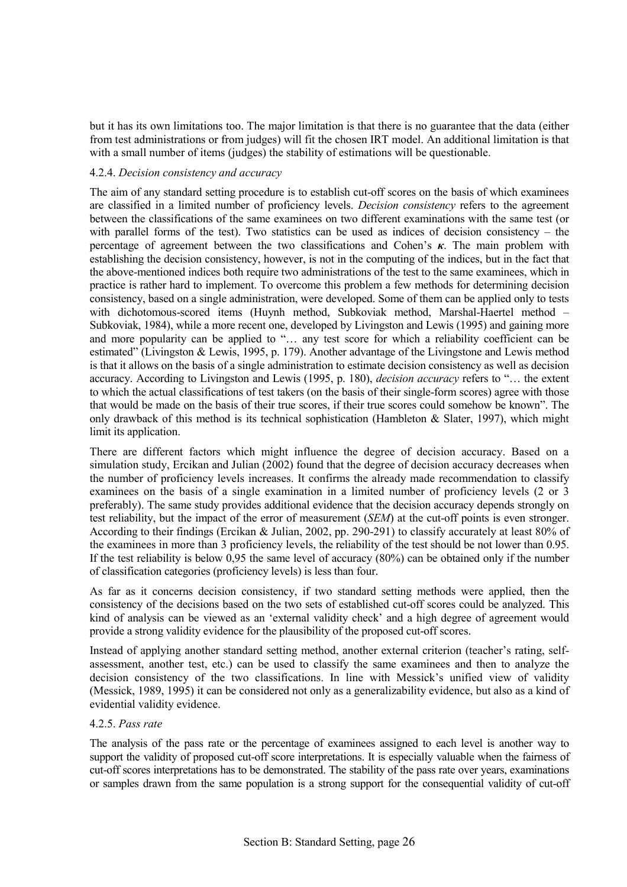but it has its own limitations too. The major limitation is that there is no guarantee that the data (either from test administrations or from judges) will fit the chosen IRT model. An additional limitation is that with a small number of items (judges) the stability of estimations will be questionable.

#### 4.2.4. *Decision consistency and accuracy*

The aim of any standard setting procedure is to establish cut-off scores on the basis of which examinees are classified in a limited number of proficiency levels. *Decision consistency* refers to the agreement between the classifications of the same examinees on two different examinations with the same test (or with parallel forms of the test). Two statistics can be used as indices of decision consistency – the percentage of agreement between the two classifications and Cohen's $\kappa$. The main problem with establishing the decision consistency, however, is not in the computing of the indices, but in the fact that the above-mentioned indices both require two administrations of the test to the same examinees, which in practice is rather hard to implement. To overcome this problem a few methods for determining decision consistency, based on a single administration, were developed. Some of them can be applied only to tests with dichotomous-scored items (Huynh method, Subkoviak method, Marshal-Haertel method – Subkoviak, 1984), while a more recent one, developed by Livingston and Lewis (1995) and gaining more and more popularity can be applied to "… any test score for which a reliability coefficient can be estimated" (Livingston & Lewis, 1995, p. 179). Another advantage of the Livingstone and Lewis method is that it allows on the basis of a single administration to estimate decision consistency as well as decision accuracy. According to Livingston and Lewis (1995, p. 180), *decision accuracy* refers to "… the extent to which the actual classifications of test takers (on the basis of their single-form scores) agree with those that would be made on the basis of their true scores, if their true scores could somehow be known". The only drawback of this method is its technical sophistication (Hambleton & Slater, 1997), which might limit its application.

There are different factors which might influence the degree of decision accuracy. Based on a simulation study, Ercikan and Julian (2002) found that the degree of decision accuracy decreases when the number of proficiency levels increases. It confirms the already made recommendation to classify examinees on the basis of a single examination in a limited number of proficiency levels (2 or 3 preferably). The same study provides additional evidence that the decision accuracy depends strongly on test reliability, but the impact of the error of measurement (*SEM*) at the cut-off points is even stronger. According to their findings (Ercikan & Julian, 2002, pp. 290-291) to classify accurately at least 80% of the examinees in more than 3 proficiency levels, the reliability of the test should be not lower than 0.95. If the test reliability is below 0,95 the same level of accuracy (80%) can be obtained only if the number of classification categories (proficiency levels) is less than four.

As far as it concerns decision consistency, if two standard setting methods were applied, then the consistency of the decisions based on the two sets of established cut-off scores could be analyzed. This kind of analysis can be viewed as an 'external validity check' and a high degree of agreement would provide a strong validity evidence for the plausibility of the proposed cut-off scores.

Instead of applying another standard setting method, another external criterion (teacher's rating, self-assessment, another test, etc.) can be used to classify the same examinees and then to analyze the decision consistency of the two classifications. In line with Messick's unified view of validity (Messick, 1989, 1995) it can be considered not only as a generalizability evidence, but also as a kind of evidential validity evidence.

#### 4.2.5. *Pass rate*

The analysis of the pass rate or the percentage of examinees assigned to each level is another way to support the validity of proposed cut-off score interpretations. It is especially valuable when the fairness of cut-off scores interpretations has to be demonstrated. The stability of the pass rate over years, examinations or samples drawn from the same population is a strong support for the consequential validity of cut-off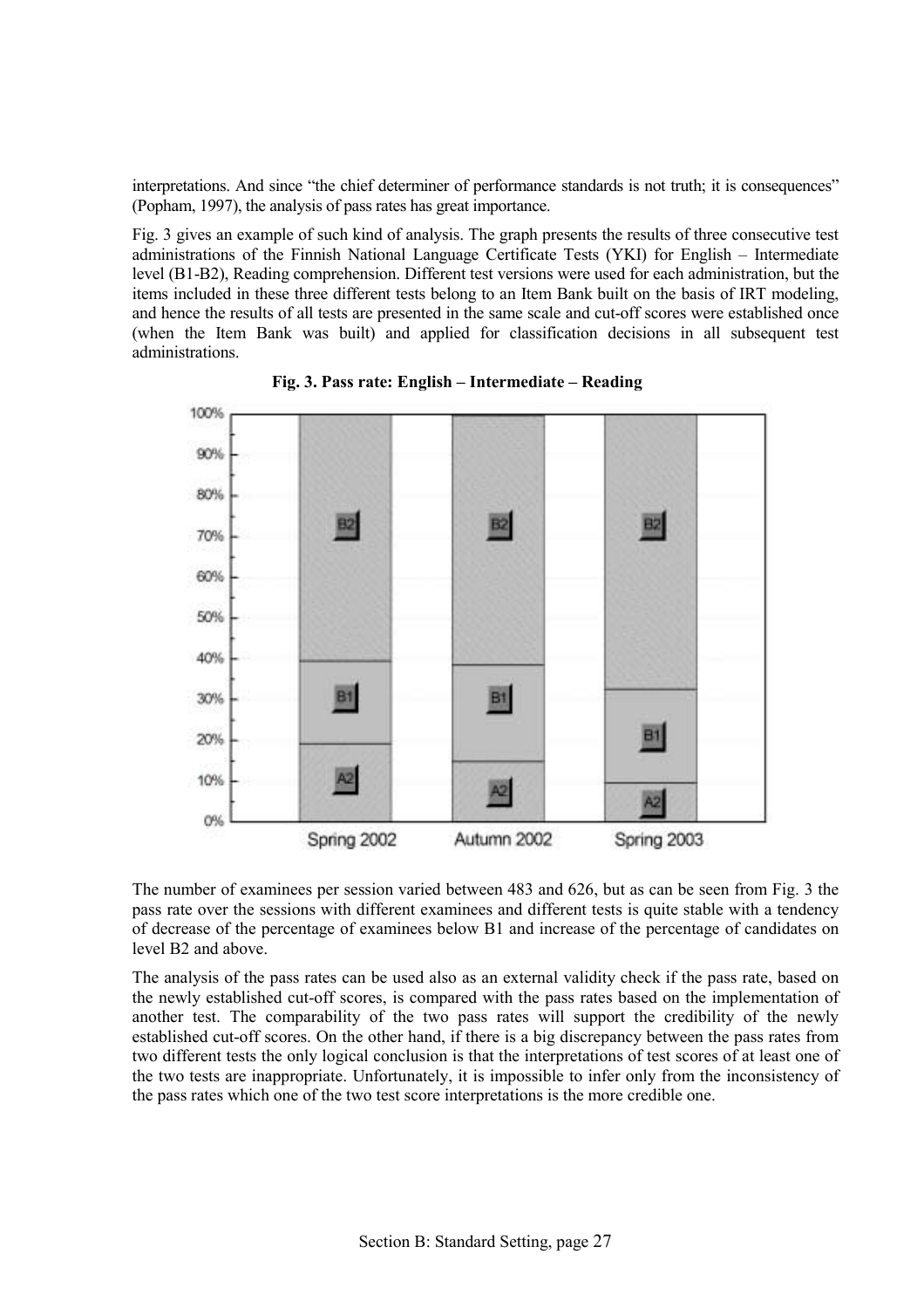interpretations. And since "the chief determiner of performance standards is not truth; it is consequences" (Popham, 1997), the analysis of pass rates has great importance.

Fig. 3 gives an example of such kind of analysis. The graph presents the results of three consecutive test administrations of the Finnish National Language Certificate Tests (YKI) for English – Intermediate level (B1-B2), Reading comprehension. Different test versions were used for each administration, but the items included in these three different tests belong to an Item Bank built on the basis of IRT modeling, and hence the results of all tests are presented in the same scale and cut-off scores were established once (when the Item Bank was built) and applied for classification decisions in all subsequent test administrations.

**Fig. 3. Pass rate: English – Intermediate – Reading**

The number of examinees per session varied between 483 and 626, but as can be seen from Fig. 3 the pass rate over the sessions with different examinees and different tests is quite stable with a tendency of decrease of the percentage of examinees below B1 and increase of the percentage of candidates on level B2 and above.

The analysis of the pass rates can be used also as an external validity check if the pass rate, based on the newly established cut-off scores, is compared with the pass rates based on the implementation of another test. The comparability of the two pass rates will support the credibility of the newly established cut-off scores. On the other hand, if there is a big discrepancy between the pass rates from two different tests the only logical conclusion is that the interpretations of test scores of at least one of the two tests are inappropriate. Unfortunately, it is impossible to infer only from the inconsistency of the pass rates which one of the two test score interpretations is the more credible one.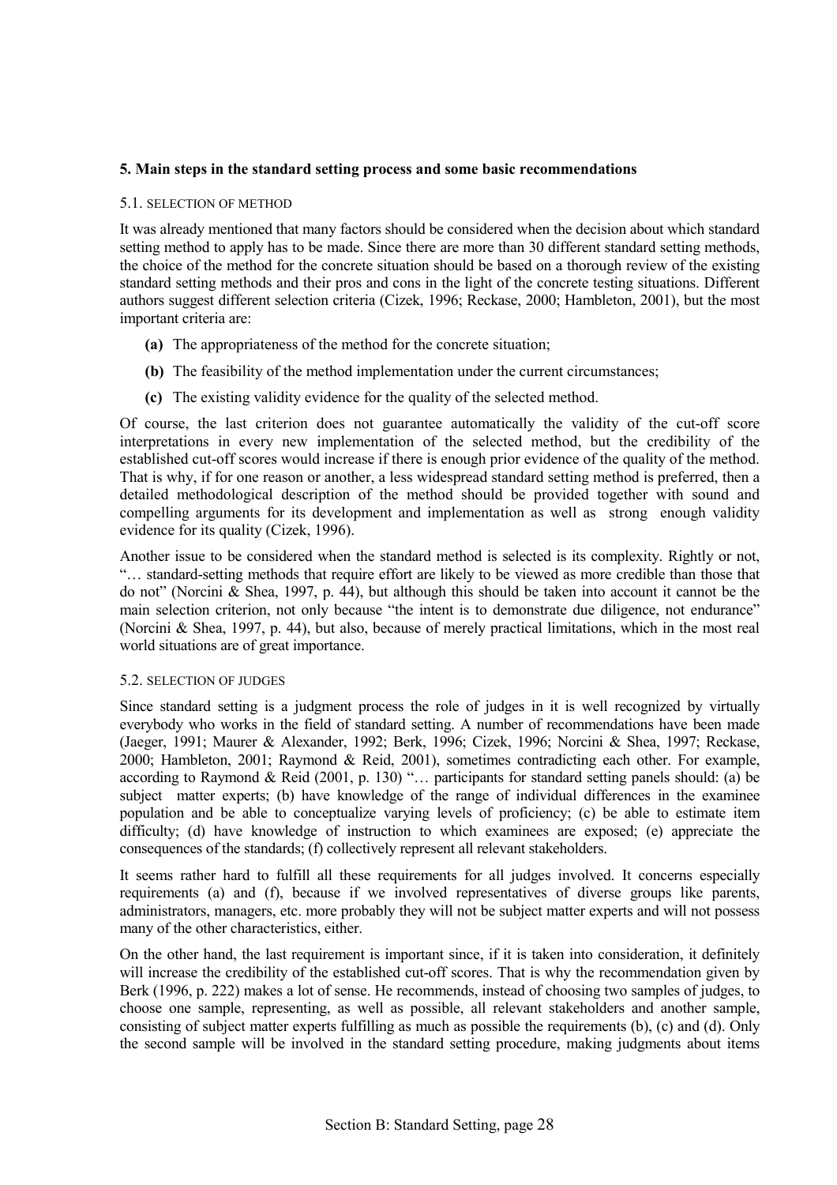## 5. Main steps in the standard setting process and some basic recommendations

### 5.1. SELECTION OF METHOD

It was already mentioned that many factors should be considered when the decision about which standard setting method to apply has to be made. Since there are more than 30 different standard setting methods, the choice of the method for the concrete situation should be based on a thorough review of the existing standard setting methods and their pros and cons in the light of the concrete testing situations. Different authors suggest different selection criteria (Cizek, 1996; Reckase, 2000; Hambleton, 2001), but the most important criteria are:

- **(a)** The appropriateness of the method for the concrete situation;
- **(b)** The feasibility of the method implementation under the current circumstances;
- **(c)** The existing validity evidence for the quality of the selected method.

Of course, the last criterion does not guarantee automatically the validity of the cut-off score interpretations in every new implementation of the selected method, but the credibility of the established cut-off scores would increase if there is enough prior evidence of the quality of the method. That is why, if for one reason or another, a less widespread standard setting method is preferred, then a detailed methodological description of the method should be provided together with sound and compelling arguments for its development and implementation as well as strong enough validity evidence for its quality (Cizek, 1996).

Another issue to be considered when the standard method is selected is its complexity. Rightly or not, "… standard-setting methods that require effort are likely to be viewed as more credible than those that do not" (Norcini & Shea, 1997, p. 44), but although this should be taken into account it cannot be the main selection criterion, not only because "the intent is to demonstrate due diligence, not endurance" (Norcini & Shea, 1997, p. 44), but also, because of merely practical limitations, which in the most real world situations are of great importance.

### 5.2. SELECTION OF JUDGES

Since standard setting is a judgment process the role of judges in it is well recognized by virtually everybody who works in the field of standard setting. A number of recommendations have been made (Jaeger, 1991; Maurer & Alexander, 1992; Berk, 1996; Cizek, 1996; Norcini & Shea, 1997; Reckase, 2000; Hambleton, 2001; Raymond & Reid, 2001), sometimes contradicting each other. For example, according to Raymond & Reid (2001, p. 130) "… participants for standard setting panels should: (a) be subject matter experts; (b) have knowledge of the range of individual differences in the examinee population and be able to conceptualize varying levels of proficiency; (c) be able to estimate item difficulty; (d) have knowledge of instruction to which examinees are exposed; (e) appreciate the consequences of the standards; (f) collectively represent all relevant stakeholders.

It seems rather hard to fulfill all these requirements for all judges involved. It concerns especially requirements (a) and (f), because if we involved representatives of diverse groups like parents, administrators, managers, etc. more probably they will not be subject matter experts and will not possess many of the other characteristics, either.

On the other hand, the last requirement is important since, if it is taken into consideration, it definitely will increase the credibility of the established cut-off scores. That is why the recommendation given by Berk (1996, p. 222) makes a lot of sense. He recommends, instead of choosing two samples of judges, to choose one sample, representing, as well as possible, all relevant stakeholders and another sample, consisting of subject matter experts fulfilling as much as possible the requirements (b), (c) and (d). Only the second sample will be involved in the standard setting procedure, making judgments about items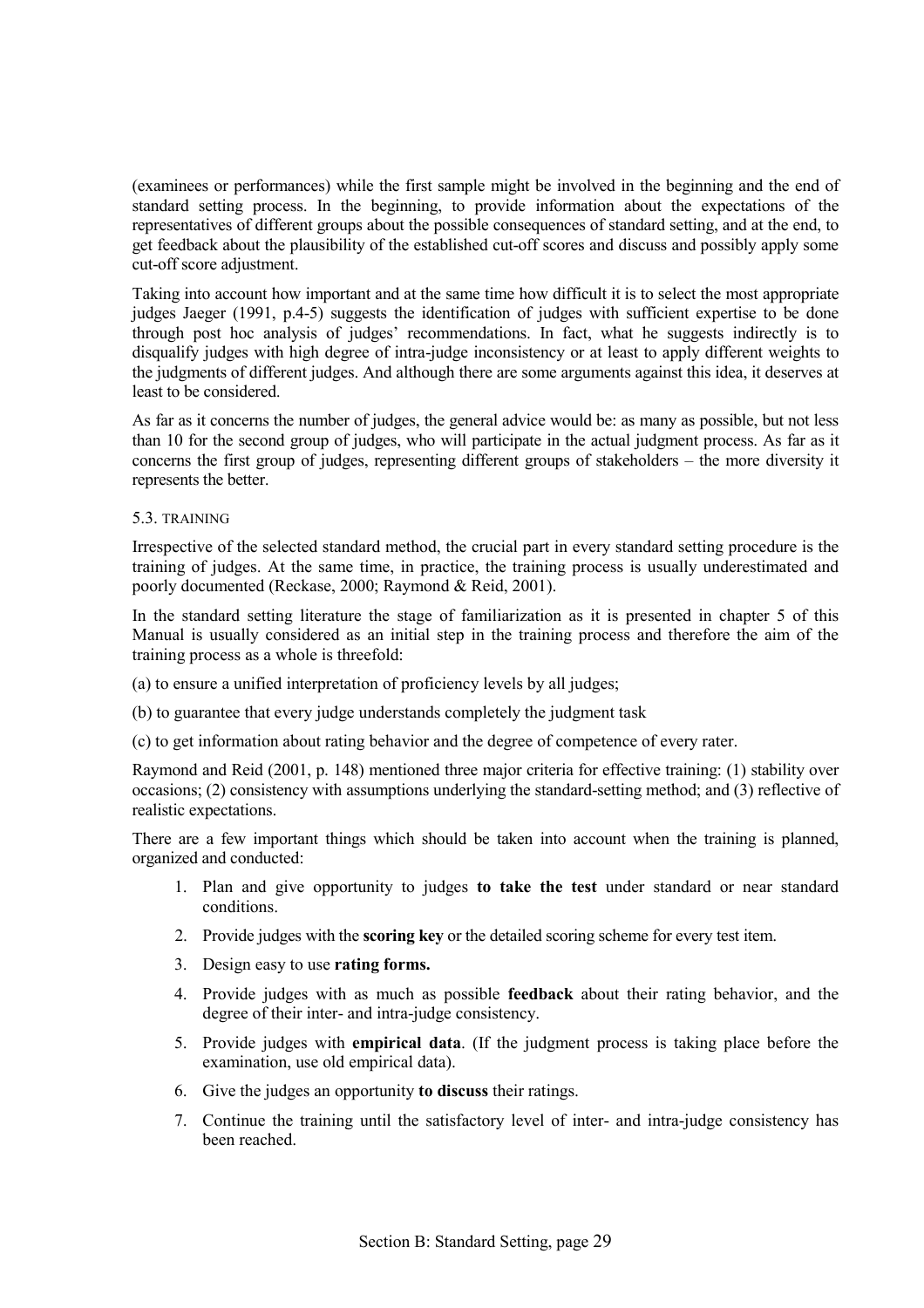(examinees or performances) while the first sample might be involved in the beginning and the end of standard setting process. In the beginning, to provide information about the expectations of the representatives of different groups about the possible consequences of standard setting, and at the end, to get feedback about the plausibility of the established cut-off scores and discuss and possibly apply some cut-off score adjustment.

Taking into account how important and at the same time how difficult it is to select the most appropriate judges Jaeger (1991, p.4-5) suggests the identification of judges with sufficient expertise to be done through post hoc analysis of judges' recommendations. In fact, what he suggests indirectly is to disqualify judges with high degree of intra-judge inconsistency or at least to apply different weights to the judgments of different judges. And although there are some arguments against this idea, it deserves at least to be considered.

As far as it concerns the number of judges, the general advice would be: as many as possible, but not less than 10 for the second group of judges, who will participate in the actual judgment process. As far as it concerns the first group of judges, representing different groups of stakeholders – the more diversity it represents the better.

### 5.3. TRAINING

Irrespective of the selected standard method, the crucial part in every standard setting procedure is the training of judges. At the same time, in practice, the training process is usually underestimated and poorly documented (Reckase, 2000; Raymond & Reid, 2001).

In the standard setting literature the stage of familiarization as it is presented in chapter 5 of this Manual is usually considered as an initial step in the training process and therefore the aim of the training process as a whole is threefold:

(a) to ensure a unified interpretation of proficiency levels by all judges;

(b) to guarantee that every judge understands completely the judgment task

(c) to get information about rating behavior and the degree of competence of every rater.

Raymond and Reid (2001, p. 148) mentioned three major criteria for effective training: (1) stability over occasions; (2) consistency with assumptions underlying the standard-setting method; and (3) reflective of realistic expectations.

There are a few important things which should be taken into account when the training is planned, organized and conducted:

1. Plan and give opportunity to judges **to take the test** under standard or near standard conditions.
2. Provide judges with the **scoring key** or the detailed scoring scheme for every test item.
3. Design easy to use **rating forms.**
4. Provide judges with as much as possible **feedback** about their rating behavior, and the degree of their inter- and intra-judge consistency.
5. Provide judges with **empirical data**. (If the judgment process is taking place before the examination, use old empirical data).
6. Give the judges an opportunity **to discuss** their ratings.
7. Continue the training until the satisfactory level of inter- and intra-judge consistency has been reached.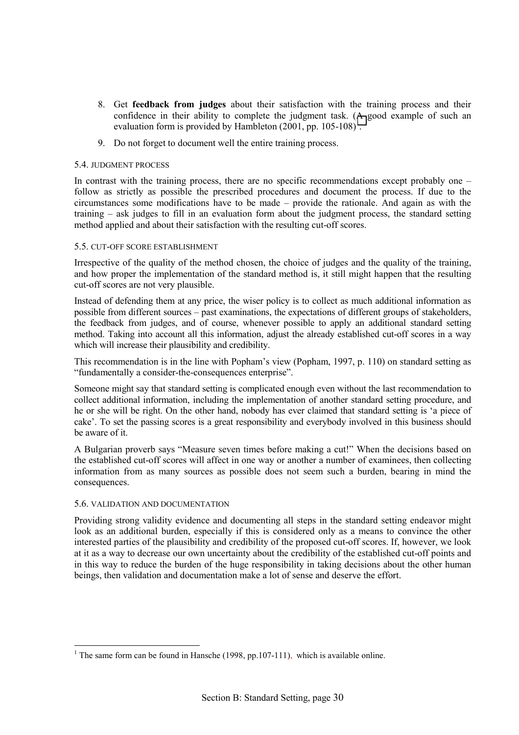8. Get **feedback from judges** about their satisfaction with the training process and their confidence in their ability to complete the judgment task. (A good example of such an evaluation form is provided by Hambleton (2001, pp. 105-108)[1].

9. Do not forget to document well the entire training process.

### 5.4. JUDGMENT PROCESS

In contrast with the training process, there are no specific recommendations except probably one – follow as strictly as possible the prescribed procedures and document the process. If due to the circumstances some modifications have to be made – provide the rationale. And again as with the training – ask judges to fill in an evaluation form about the judgment process, the standard setting method applied and about their satisfaction with the resulting cut-off scores.

### 5.5. CUT-OFF SCORE ESTABLISHMENT

Irrespective of the quality of the method chosen, the choice of judges and the quality of the training, and how proper the implementation of the standard method is, it still might happen that the resulting cut-off scores are not very plausible.

Instead of defending them at any price, the wiser policy is to collect as much additional information as possible from different sources – past examinations, the expectations of different groups of stakeholders, the feedback from judges, and of course, whenever possible to apply an additional standard setting method. Taking into account all this information, adjust the already established cut-off scores in a way which will increase their plausibility and credibility.

This recommendation is in the line with Popham's view (Popham, 1997, p. 110) on standard setting as "fundamentally a consider-the-consequences enterprise".

Someone might say that standard setting is complicated enough even without the last recommendation to collect additional information, including the implementation of another standard setting procedure, and he or she will be right. On the other hand, nobody has ever claimed that standard setting is 'a piece of cake'. To set the passing scores is a great responsibility and everybody involved in this business should be aware of it.

A Bulgarian proverb says "Measure seven times before making a cut!" When the decisions based on the established cut-off scores will affect in one way or another a number of examinees, then collecting information from as many sources as possible does not seem such a burden, bearing in mind the consequences.

### 5.6. VALIDATION AND DOCUMENTATION

Providing strong validity evidence and documenting all steps in the standard setting endeavor might look as an additional burden, especially if this is considered only as a means to convince the other interested parties of the plausibility and credibility of the proposed cut-off scores. If, however, we look at it as a way to decrease our own uncertainty about the credibility of the established cut-off points and in this way to reduce the burden of the huge responsibility in taking decisions about the other human beings, then validation and documentation make a lot of sense and deserve the effort.

---

[1] The same form can be found in Hansche (1998, pp.107-111), which is available online.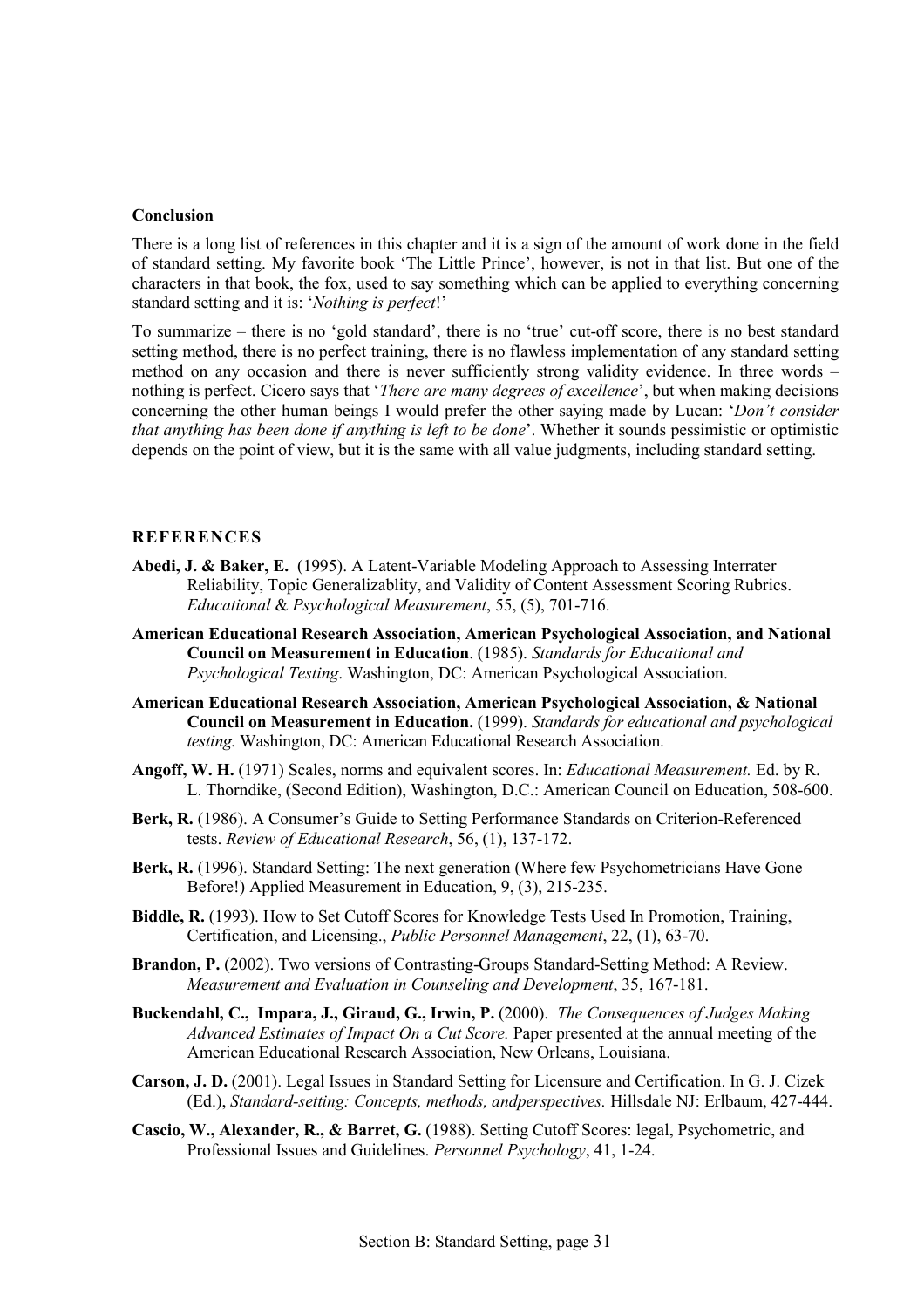## Conclusion

There is a long list of references in this chapter and it is a sign of the amount of work done in the field of standard setting. My favorite book 'The Little Prince', however, is not in that list. But one of the characters in that book, the fox, used to say something which can be applied to everything concerning standard setting and it is: '*Nothing is perfect*!'

To summarize – there is no 'gold standard', there is no 'true' cut-off score, there is no best standard setting method, there is no perfect training, there is no flawless implementation of any standard setting method on any occasion and there is never sufficiently strong validity evidence. In three words – nothing is perfect. Cicero says that '*There are many degrees of excellence*', but when making decisions concerning the other human beings I would prefer the other saying made by Lucan: '*Don't consider that anything has been done if anything is left to be done*'. Whether it sounds pessimistic or optimistic depends on the point of view, but it is the same with all value judgments, including standard setting.

## REFERENCES

**Abedi, J. & Baker, E.** (1995). A Latent-Variable Modeling Approach to Assessing Interrater Reliability, Topic Generalizablity, and Validity of Content Assessment Scoring Rubrics. *Educational* & *Psychological Measurement*, 55, (5), 701-716.

**American Educational Research Association, American Psychological Association, and National Council on Measurement in Education**. (1985). *Standards for Educational and Psychological Testing*. Washington, DC: American Psychological Association.

**American Educational Research Association, American Psychological Association, & National Council on Measurement in Education.** (1999). *Standards for educational and psychological testing.* Washington, DC: American Educational Research Association.

**Angoff, W. H.** (1971) Scales, norms and equivalent scores. In: *Educational Measurement.* Ed. by R. L. Thorndike, (Second Edition), Washington, D.C.: American Council on Education, 508-600.

**Berk, R.** (1986). A Consumer's Guide to Setting Performance Standards on Criterion-Referenced tests. *Review of Educational Research*, 56, (1), 137-172.

**Berk, R.** (1996). Standard Setting: The next generation (Where few Psychometricians Have Gone Before!) Applied Measurement in Education, 9, (3), 215-235.

**Biddle, R.** (1993). How to Set Cutoff Scores for Knowledge Tests Used In Promotion, Training, Certification, and Licensing., *Public Personnel Management*, 22, (1), 63-70.

**Brandon, P.** (2002). Two versions of Contrasting-Groups Standard-Setting Method: A Review. *Measurement and Evaluation in Counseling and Development*, 35, 167-181.

**Buckendahl, C., Impara, J., Giraud, G., Irwin, P.** (2000). *The Consequences of Judges Making Advanced Estimates of Impact On a Cut Score.* Paper presented at the annual meeting of the American Educational Research Association, New Orleans, Louisiana.

**Carson, J. D.** (2001). Legal Issues in Standard Setting for Licensure and Certification. In G. J. Cizek (Ed.), *Standard-setting: Concepts, methods, andperspectives.* Hillsdale NJ: Erlbaum, 427-444.

**Cascio, W., Alexander, R., & Barret, G.** (1988). Setting Cutoff Scores: legal, Psychometric, and Professional Issues and Guidelines. *Personnel Psychology*, 41, 1-24.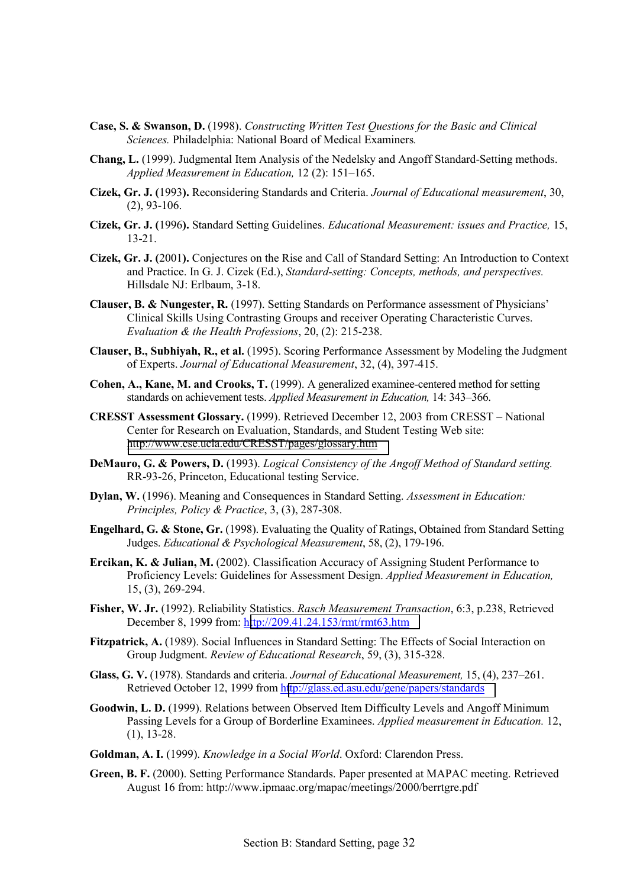**Case, S. & Swanson, D.** (1998). *Constructing Written Test Questions for the Basic and Clinical Sciences.* Philadelphia: National Board of Medical Examiners*.*

**Chang, L.** (1999). Judgmental Item Analysis of the Nedelsky and Angoff Standard-Setting methods. *Applied Measurement in Education,* 12 (2): 151–165.

**Cizek, Gr. J. (**1993**).** Reconsidering Standards and Criteria. *Journal of Educational measurement*, 30, (2), 93-106.

**Cizek, Gr. J. (**1996**).** Standard Setting Guidelines. *Educational Measurement: issues and Practice,* 15, 13-21.

**Cizek, Gr. J. (**2001**).** Conjectures on the Rise and Call of Standard Setting: An Introduction to Context and Practice. In G. J. Cizek (Ed.), *Standard-setting: Concepts, methods, and perspectives.* Hillsdale NJ: Erlbaum, 3-18.

**Clauser, B. & Nungester, R.** (1997). Setting Standards on Performance assessment of Physicians' Clinical Skills Using Contrasting Groups and receiver Operating Characteristic Curves. *Evaluation & the Health Professions*, 20, (2): 215-238.

**Clauser, B., Subhiyah, R., et al.** (1995). Scoring Performance Assessment by Modeling the Judgment of Experts. *Journal of Educational Measurement*, 32, (4), 397-415.

**Cohen, A., Kane, M. and Crooks, T.** (1999). A generalized examinee-centered method for setting standards on achievement tests. *Applied Measurement in Education,* 14: 343–366.

**CRESST Assessment Glossary.** (1999). Retrieved December 12, 2003 from CRESST – National Center for Research on Evaluation, Standards, and Student Testing Web site: http://www.cse.ucla.edu/CRESST/pages/glossary.htm

**DeMauro, G. & Powers, D.** (1993). *Logical Consistency of the Angoff Method of Standard setting.* RR-93-26, Princeton, Educational testing Service.

**Dylan, W.** (1996). Meaning and Consequences in Standard Setting. *Assessment in Education: Principles, Policy & Practice*, 3, (3), 287-308.

**Engelhard, G. & Stone, Gr.** (1998). Evaluating the Quality of Ratings, Obtained from Standard Setting Judges. *Educational & Psychological Measurement*, 58, (2), 179-196.

**Ercikan, K. & Julian, M.** (2002). Classification Accuracy of Assigning Student Performance to Proficiency Levels: Guidelines for Assessment Design. *Applied Measurement in Education,* 15, (3), 269-294.

**Fisher, W. Jr.** (1992). Reliability Statistics. *Rasch Measurement Transaction*, 6:3, p.238, Retrieved December 8, 1999 from: http://209.41.24.153/rmt/rmt63.htm

**Fitzpatrick, A.** (1989). Social Influences in Standard Setting: The Effects of Social Interaction on Group Judgment. *Review of Educational Research*, 59, (3), 315-328.

**Glass, G. V.** (1978). Standards and criteria. *Journal of Educational Measurement,* 15, (4), 237–261. Retrieved October 12, 1999 from http://glass.ed.asu.edu/gene/papers/standards

**Goodwin, L. D.** (1999). Relations between Observed Item Difficulty Levels and Angoff Minimum Passing Levels for a Group of Borderline Examinees. *Applied measurement in Education.* 12, (1), 13-28.

**Goldman, A. I.** (1999). *Knowledge in a Social World*. Oxford: Clarendon Press.

**Green, B. F.** (2000). Setting Performance Standards. Paper presented at MAPAC meeting. Retrieved August 16 from: http://www.ipmaac.org/mapac/meetings/2000/berrtgre.pdf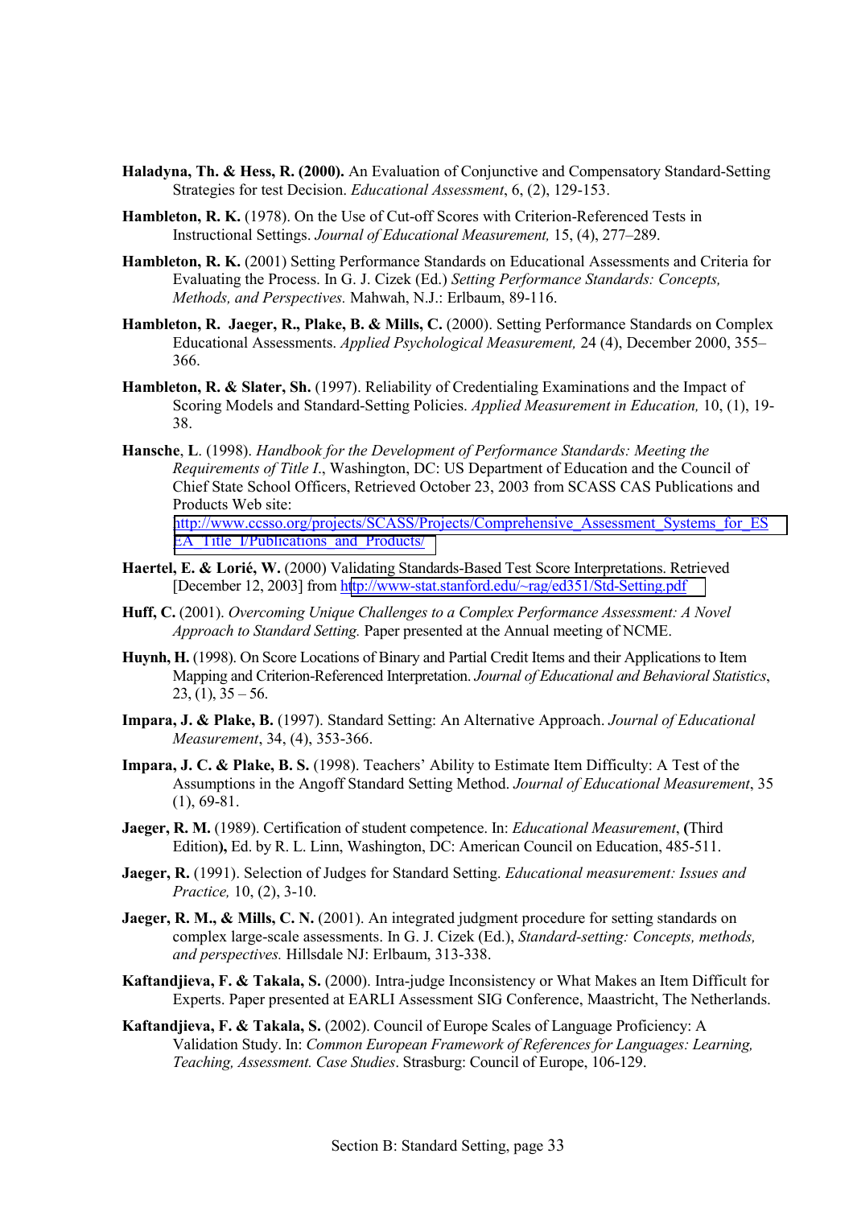**Haladyna, Th. & Hess, R. (2000).** An Evaluation of Conjunctive and Compensatory Standard-Setting Strategies for test Decision. *Educational Assessment*, 6, (2), 129-153.

**Hambleton, R. K.** (1978). On the Use of Cut-off Scores with Criterion-Referenced Tests in Instructional Settings. *Journal of Educational Measurement,* 15, (4), 277–289.

**Hambleton, R. K.** (2001) Setting Performance Standards on Educational Assessments and Criteria for Evaluating the Process. In G. J. Cizek (Ed.) *Setting Performance Standards: Concepts, Methods, and Perspectives.* Mahwah, N.J.: Erlbaum, 89-116.

**Hambleton, R. Jaeger, R., Plake, B. & Mills, C.** (2000). Setting Performance Standards on Complex Educational Assessments. *Applied Psychological Measurement,* 24 (4), December 2000, 355–366.

**Hambleton, R. & Slater, Sh.** (1997). Reliability of Credentialing Examinations and the Impact of Scoring Models and Standard-Setting Policies. *Applied Measurement in Education,* 10, (1), 19-38.

**Hansche**, **L**. (1998). *Handbook for the Development of Performance Standards: Meeting the Requirements of Title I*., Washington, DC: US Department of Education and the Council of Chief State School Officers, Retrieved October 23, 2003 from SCASS CAS Publications and Products Web site: http://www.ccsso.org/projects/SCASS/Projects/Comprehensive_Assessment_Systems_for_ESEA_Title_I/Publications_and_Products/

**Haertel, E. & Lorié, W.** (2000) Validating Standards-Based Test Score Interpretations. Retrieved [December 12, 2003] from http://www-stat.stanford.edu/~rag/ed351/Std-Setting.pdf

**Huff, C.** (2001). *Overcoming Unique Challenges to a Complex Performance Assessment: A Novel Approach to Standard Setting.* Paper presented at the Annual meeting of NCME.

**Huynh, H.** (1998). On Score Locations of Binary and Partial Credit Items and their Applications to Item Mapping and Criterion-Referenced Interpretation. *Journal of Educational and Behavioral Statistics*, 23, (1), 35 – 56.

**Impara, J. & Plake, B.** (1997). Standard Setting: An Alternative Approach. *Journal of Educational Measurement*, 34, (4), 353-366.

**Impara, J. C. & Plake, B. S.** (1998). Teachers' Ability to Estimate Item Difficulty: A Test of the Assumptions in the Angoff Standard Setting Method. *Journal of Educational Measurement*, 35 (1), 69-81.

**Jaeger, R. M.** (1989). Certification of student competence. In: *Educational Measurement*, **(**Third Edition**),** Ed. by R. L. Linn, Washington, DC: American Council on Education, 485-511.

**Jaeger, R.** (1991). Selection of Judges for Standard Setting. *Educational measurement: Issues and Practice,* 10, (2), 3-10.

**Jaeger, R. M., & Mills, C. N.** (2001). An integrated judgment procedure for setting standards on complex large-scale assessments. In G. J. Cizek (Ed.), *Standard-setting: Concepts, methods, and perspectives.* Hillsdale NJ: Erlbaum, 313-338.

**Kaftandjieva, F. & Takala, S.** (2000). Intra-judge Inconsistency or What Makes an Item Difficult for Experts. Paper presented at EARLI Assessment SIG Conference, Maastricht, The Netherlands.

**Kaftandjieva, F. & Takala, S.** (2002). Council of Europe Scales of Language Proficiency: A Validation Study. In: *Common European Framework of References for Languages: Learning, Teaching, Assessment. Case Studies*. Strasburg: Council of Europe, 106-129.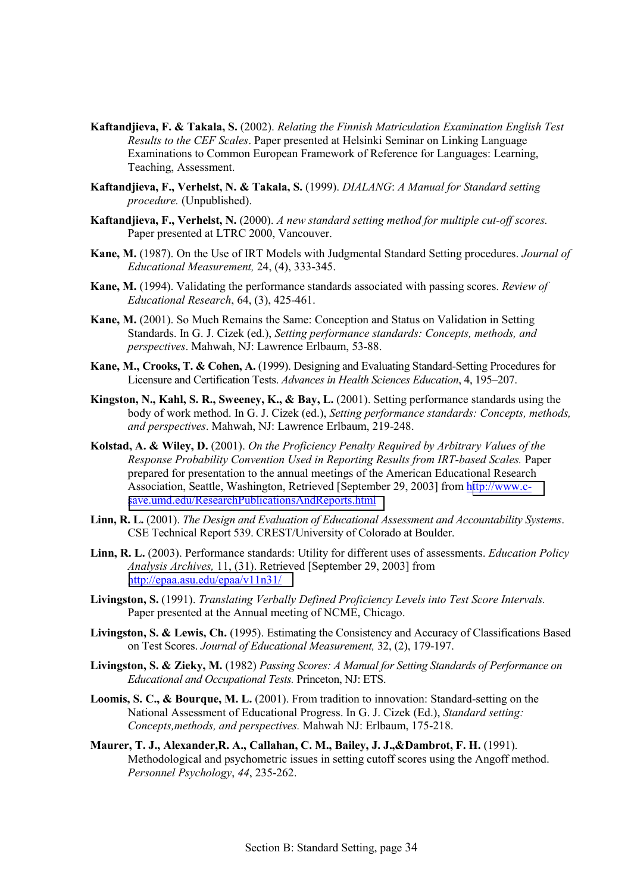**Kaftandjieva, F. & Takala, S.** (2002). *Relating the Finnish Matriculation Examination English Test Results to the CEF Scales*. Paper presented at Helsinki Seminar on Linking Language Examinations to Common European Framework of Reference for Languages: Learning, Teaching, Assessment.

**Kaftandjieva, F., Verhelst, N. & Takala, S.** (1999). *DIALANG*: *A Manual for Standard setting procedure.* (Unpublished).

**Kaftandjieva, F., Verhelst, N.** (2000). *A new standard setting method for multiple cut-off scores.* Paper presented at LTRC 2000, Vancouver.

**Kane, M.** (1987). On the Use of IRT Models with Judgmental Standard Setting procedures. *Journal of Educational Measurement,* 24, (4), 333-345.

**Kane, M.** (1994). Validating the performance standards associated with passing scores. *Review of Educational Research*, 64, (3), 425-461.

**Kane, M.** (2001). So Much Remains the Same: Conception and Status on Validation in Setting Standards. In G. J. Cizek (ed.), *Setting performance standards: Concepts, methods, and perspectives*. Mahwah, NJ: Lawrence Erlbaum, 53-88.

**Kane, M., Crooks, T. & Cohen, A.** (1999). Designing and Evaluating Standard-Setting Procedures for Licensure and Certification Tests. *Advances in Health Sciences Education*, 4, 195–207.

**Kingston, N., Kahl, S. R., Sweeney, K., & Bay, L.** (2001). Setting performance standards using the body of work method. In G. J. Cizek (ed.), *Setting performance standards: Concepts, methods, and perspectives*. Mahwah, NJ: Lawrence Erlbaum, 219-248.

**Kolstad, A. & Wiley, D.** (2001). *On the Proficiency Penalty Required by Arbitrary Values of the Response Probability Convention Used in Reporting Results from IRT-based Scales.* Paper prepared for presentation to the annual meetings of the American Educational Research Association, Seattle, Washington, Retrieved [September 29, 2003] from http://www.c-save.umd.edu/ResearchPublicationsAndReports.html

**Linn, R. L.** (2001). *The Design and Evaluation of Educational Assessment and Accountability Systems*. CSE Technical Report 539. CREST/University of Colorado at Boulder.

**Linn, R. L.** (2003). Performance standards: Utility for different uses of assessments. *Education Policy Analysis Archives,* 11, (31). Retrieved [September 29, 2003] from http://epaa.asu.edu/epaa/v11n31/

**Livingston, S.** (1991). *Translating Verbally Defined Proficiency Levels into Test Score Intervals.* Paper presented at the Annual meeting of NCME, Chicago.

**Livingston, S. & Lewis, Ch.** (1995). Estimating the Consistency and Accuracy of Classifications Based on Test Scores. *Journal of Educational Measurement,* 32, (2), 179-197.

**Livingston, S. & Zieky, M.** (1982) *Passing Scores: A Manual for Setting Standards of Performance on Educational and Occupational Tests.* Princeton, NJ: ETS.

**Loomis, S. C., & Bourque, M. L.** (2001). From tradition to innovation: Standard-setting on the National Assessment of Educational Progress. In G. J. Cizek (Ed.), *Standard setting: Concepts,methods, and perspectives.* Mahwah NJ: Erlbaum, 175-218.

**Maurer, T. J., Alexander,R. A., Callahan, C. M., Bailey, J. J.,&Dambrot, F. H.** (1991). Methodological and psychometric issues in setting cutoff scores using the Angoff method. *Personnel Psychology*, *44*, 235-262.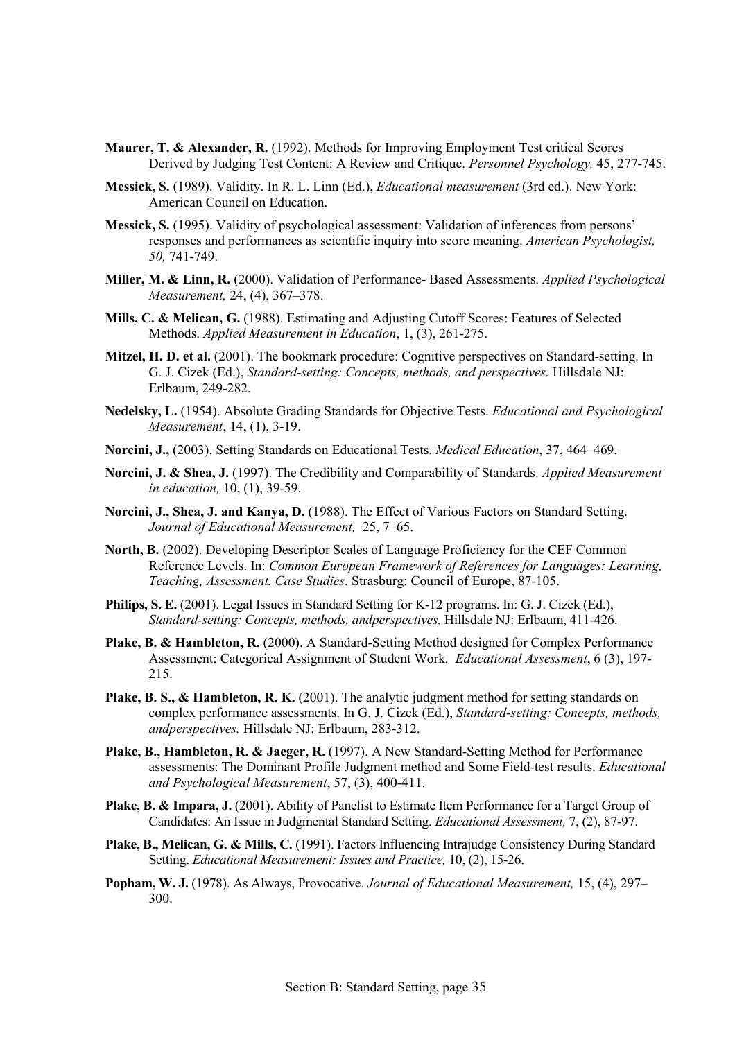**Maurer, T. & Alexander, R.** (1992). Methods for Improving Employment Test critical Scores Derived by Judging Test Content: A Review and Critique. *Personnel Psychology,* 45, 277-745.

**Messick, S.** (1989). Validity. In R. L. Linn (Ed.), *Educational measurement* (3rd ed.). New York: American Council on Education.

**Messick, S.** (1995). Validity of psychological assessment: Validation of inferences from persons' responses and performances as scientific inquiry into score meaning. *American Psychologist, 50,* 741-749.

**Miller, M. & Linn, R.** (2000). Validation of Performance- Based Assessments. *Applied Psychological Measurement,* 24, (4), 367–378.

**Mills, C. & Melican, G.** (1988). Estimating and Adjusting Cutoff Scores: Features of Selected Methods. *Applied Measurement in Education*, 1, (3), 261-275.

**Mitzel, H. D. et al.** (2001). The bookmark procedure: Cognitive perspectives on Standard-setting. In G. J. Cizek (Ed.), *Standard-setting: Concepts, methods, and perspectives.* Hillsdale NJ: Erlbaum, 249-282.

**Nedelsky, L.** (1954). Absolute Grading Standards for Objective Tests. *Educational and Psychological Measurement*, 14, (1), 3-19.

**Norcini, J.,** (2003). Setting Standards on Educational Tests. *Medical Education*, 37, 464–469.

**Norcini, J. & Shea, J.** (1997). The Credibility and Comparability of Standards. *Applied Measurement in education,* 10, (1), 39-59.

**Norcini, J., Shea, J. and Kanya, D.** (1988). The Effect of Various Factors on Standard Setting. *Journal of Educational Measurement,* 25, 7–65.

**North, B.** (2002). Developing Descriptor Scales of Language Proficiency for the CEF Common Reference Levels. In: *Common European Framework of References for Languages: Learning, Teaching, Assessment. Case Studies*. Strasburg: Council of Europe, 87-105.

**Philips, S. E.** (2001). Legal Issues in Standard Setting for K-12 programs. In: G. J. Cizek (Ed.), *Standard-setting: Concepts, methods, andperspectives.* Hillsdale NJ: Erlbaum, 411-426.

**Plake, B. & Hambleton, R.** (2000). A Standard-Setting Method designed for Complex Performance Assessment: Categorical Assignment of Student Work. *Educational Assessment*, 6 (3), 197-215.

**Plake, B. S., & Hambleton, R. K.** (2001). The analytic judgment method for setting standards on complex performance assessments. In G. J. Cizek (Ed.), *Standard-setting: Concepts, methods, andperspectives.* Hillsdale NJ: Erlbaum, 283-312.

**Plake, B., Hambleton, R. & Jaeger, R.** (1997). A New Standard-Setting Method for Performance assessments: The Dominant Profile Judgment method and Some Field-test results. *Educational and Psychological Measurement*, 57, (3), 400-411.

**Plake, B. & Impara, J.** (2001). Ability of Panelist to Estimate Item Performance for a Target Group of Candidates: An Issue in Judgmental Standard Setting. *Educational Assessment,* 7, (2), 87-97.

**Plake, B., Melican, G. & Mills, C.** (1991). Factors Influencing Intrajudge Consistency During Standard Setting. *Educational Measurement: Issues and Practice,* 10, (2), 15-26.

**Popham, W. J.** (1978). As Always, Provocative. *Journal of Educational Measurement,* 15, (4), 297–300.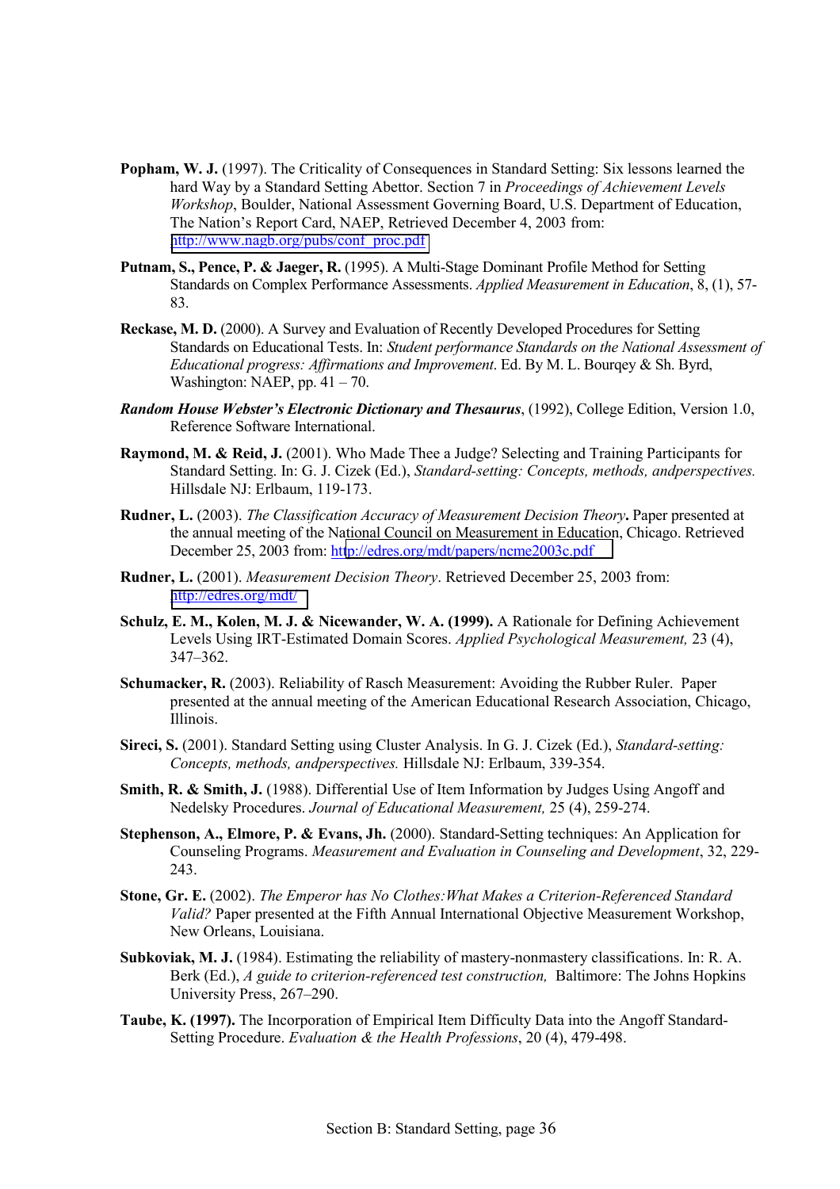**Popham, W. J.** (1997). The Criticality of Consequences in Standard Setting: Six lessons learned the hard Way by a Standard Setting Abettor. Section 7 in *Proceedings of Achievement Levels Workshop*, Boulder, National Assessment Governing Board, U.S. Department of Education, The Nation's Report Card, NAEP, Retrieved December 4, 2003 from: http://www.nagb.org/pubs/conf_proc.pdf

**Putnam, S., Pence, P. & Jaeger, R.** (1995). A Multi-Stage Dominant Profile Method for Setting Standards on Complex Performance Assessments. *Applied Measurement in Education*, 8, (1), 57-83.

**Reckase, M. D.** (2000). A Survey and Evaluation of Recently Developed Procedures for Setting Standards on Educational Tests. In: *Student performance Standards on the National Assessment of Educational progress: Affirmations and Improvement*. Ed. By M. L. Bourqey & Sh. Byrd, Washington: NAEP, pp. 41 – 70.

***Random House Webster's Electronic Dictionary and Thesaurus***, (1992), College Edition, Version 1.0, Reference Software International.

**Raymond, M. & Reid, J.** (2001). Who Made Thee a Judge? Selecting and Training Participants for Standard Setting. In: G. J. Cizek (Ed.), *Standard-setting: Concepts, methods, andperspectives.* Hillsdale NJ: Erlbaum, 119-173.

**Rudner, L.** (2003). *The Classification Accuracy of Measurement Decision Theory***.** Paper presented at the annual meeting of the National Council on Measurement in Education, Chicago. Retrieved December 25, 2003 from: http://edres.org/mdt/papers/ncme2003c.pdf

**Rudner, L.** (2001). *Measurement Decision Theory*. Retrieved December 25, 2003 from: http://edres.org/mdt/

**Schulz, E. M., Kolen, M. J. & Nicewander, W. A. (1999).** A Rationale for Defining Achievement Levels Using IRT-Estimated Domain Scores. *Applied Psychological Measurement,* 23 (4), 347–362.

**Schumacker, R.** (2003). Reliability of Rasch Measurement: Avoiding the Rubber Ruler. Paper presented at the annual meeting of the American Educational Research Association, Chicago, Illinois.

**Sireci, S.** (2001). Standard Setting using Cluster Analysis. In G. J. Cizek (Ed.), *Standard-setting: Concepts, methods, andperspectives.* Hillsdale NJ: Erlbaum, 339-354.

**Smith, R. & Smith, J.** (1988). Differential Use of Item Information by Judges Using Angoff and Nedelsky Procedures. *Journal of Educational Measurement,* 25 (4), 259-274.

**Stephenson, A., Elmore, P. & Evans, Jh.** (2000). Standard-Setting techniques: An Application for Counseling Programs. *Measurement and Evaluation in Counseling and Development*, 32, 229-243.

**Stone, Gr. E.** (2002). *The Emperor has No Clothes:What Makes a Criterion-Referenced Standard Valid?* Paper presented at the Fifth Annual International Objective Measurement Workshop, New Orleans, Louisiana.

**Subkoviak, M. J.** (1984). Estimating the reliability of mastery-nonmastery classifications. In: R. A. Berk (Ed.), *A guide to criterion-referenced test construction,* Baltimore: The Johns Hopkins University Press, 267–290.

**Taube, K. (1997).** The Incorporation of Empirical Item Difficulty Data into the Angoff Standard-Setting Procedure. *Evaluation & the Health Professions*, 20 (4), 479-498.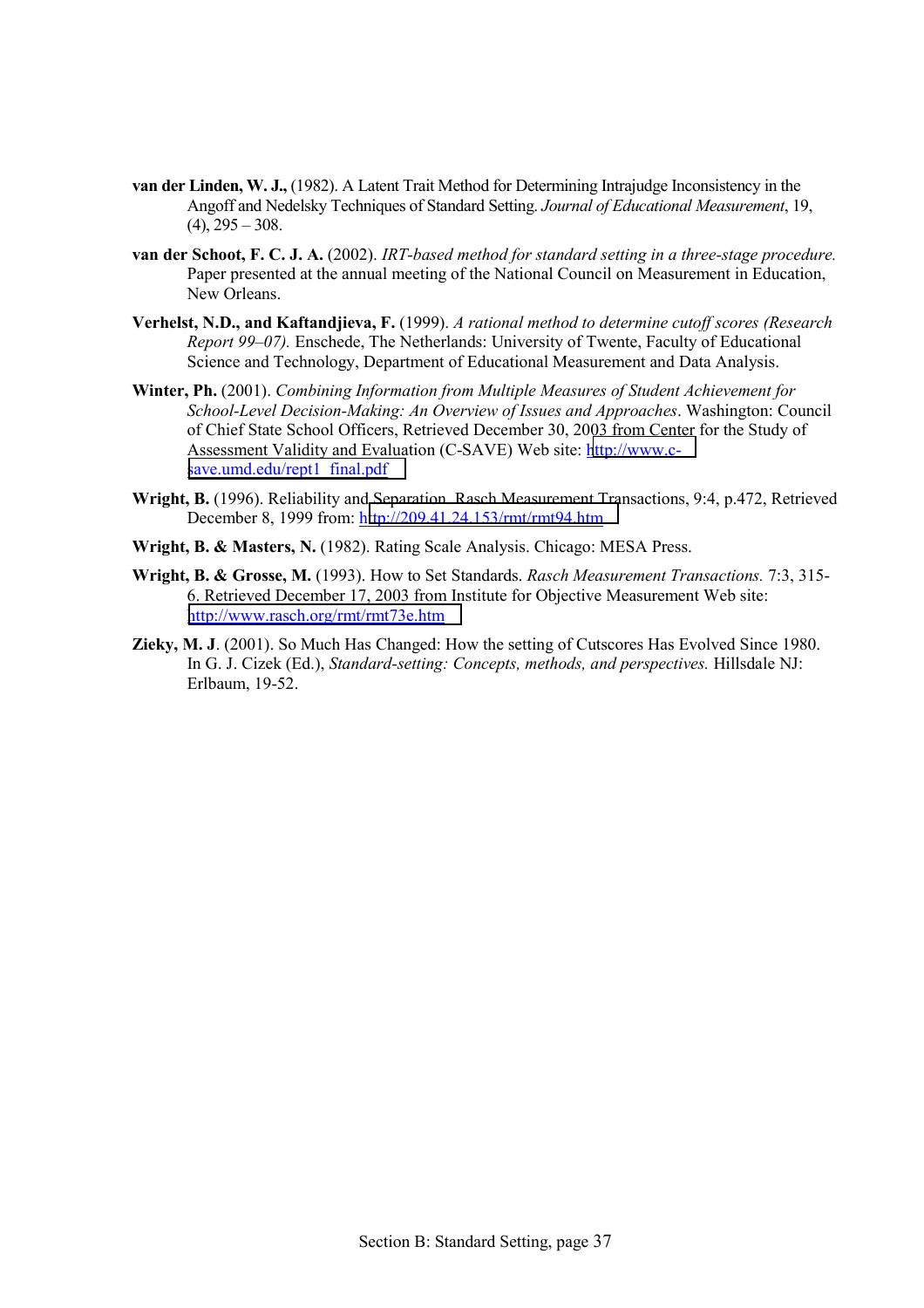**van der Linden, W. J.,** (1982). A Latent Trait Method for Determining Intrajudge Inconsistency in the Angoff and Nedelsky Techniques of Standard Setting. *Journal of Educational Measurement*, 19, (4), 295 – 308.

**van der Schoot, F. C. J. A.** (2002). *IRT-based method for standard setting in a three-stage procedure.* Paper presented at the annual meeting of the National Council on Measurement in Education, New Orleans.

**Verhelst, N.D., and Kaftandjieva, F.** (1999). *A rational method to determine cutoff scores (Research Report 99–07).* Enschede, The Netherlands: University of Twente, Faculty of Educational Science and Technology, Department of Educational Measurement and Data Analysis.

**Winter, Ph.** (2001). *Combining Information from Multiple Measures of Student Achievement for School-Level Decision-Making: An Overview of Issues and Approaches*. Washington: Council of Chief State School Officers, Retrieved December 30, 2003 from Center for the Study of Assessment Validity and Evaluation (C-SAVE) Web site: http://www.c-save.umd.edu/rept1_final.pdf

**Wright, B.** (1996). Reliability and Separation. Rasch Measurement Transactions, 9:4, p.472, Retrieved December 8, 1999 from: http://209.41.24.153/rmt/rmt94.htm

**Wright, B. & Masters, N.** (1982). Rating Scale Analysis. Chicago: MESA Press.

**Wright, B. & Grosse, M.** (1993). How to Set Standards. *Rasch Measurement Transactions.* 7:3, 315-6. Retrieved December 17, 2003 from Institute for Objective Measurement Web site: http://www.rasch.org/rmt/rmt73e.htm

**Zieky, M. J**. (2001). So Much Has Changed: How the setting of Cutscores Has Evolved Since 1980. In G. J. Cizek (Ed.), *Standard-setting: Concepts, methods, and perspectives.* Hillsdale NJ: Erlbaum, 19-52.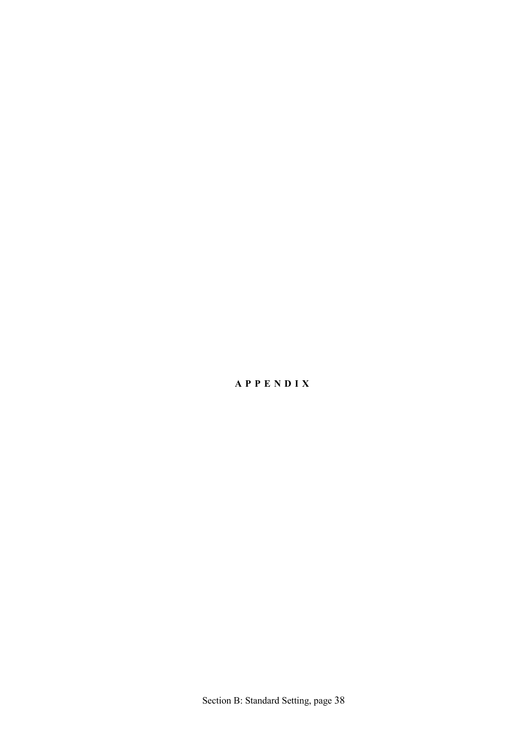# A P P E N D I X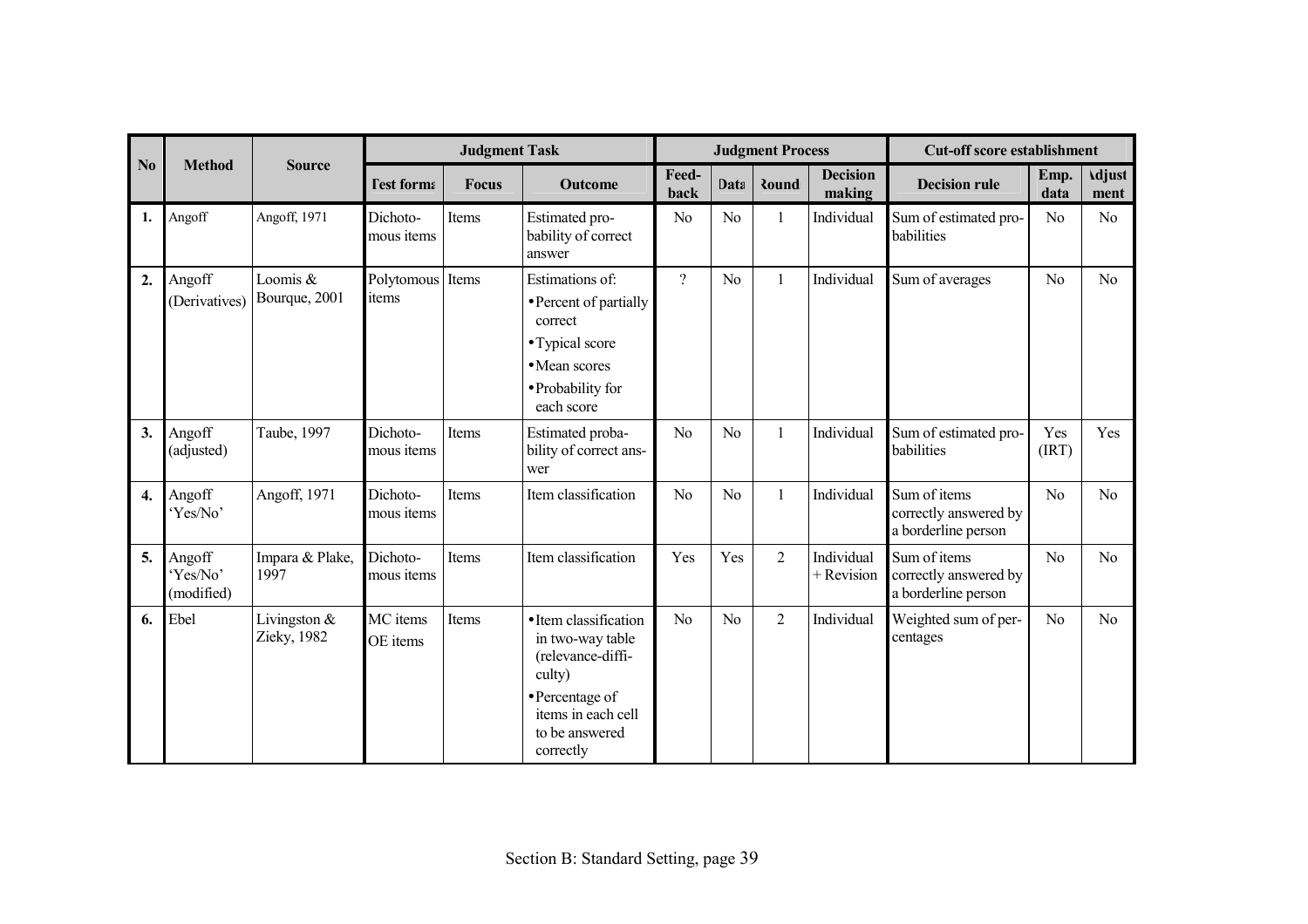| No | Method | Source | Judgment Task | | | Judgment Process | | | | Cut-off score establishment | | |
|---|---|---|---|---|---|---|---|---|---|---|---|---|
| | | | Test format | Focus | Outcome | Feed-back | Data | Round | Decision making | Decision rule | Emp. data | Adjustment |
| **1.** | Angoff | Angoff, 1971 | Dichoto-mous items | Items | Estimated pro-bability of correct answer | No | No | 1 | Individual | Sum of estimated pro-babilities | No | No |
| **2.** | Angoff (Derivatives) | Loomis & Bourque, 2001 | Polytomous items | Items | Estimations of: • Percent of partially correct • Typical score • Mean scores • Probability for each score | ? | No | 1 | Individual | Sum of averages | No | No |
| **3.** | Angoff (adjusted) | Taube, 1997 | Dichoto-mous items | Items | Estimated proba-bility of correct ans-wer | No | No | 1 | Individual | Sum of estimated pro-babilities | Yes (IRT) | Yes |
| **4.** | Angoff 'Yes/No' | Angoff, 1971 | Dichoto-mous items | Items | Item classification | No | No | 1 | Individual | Sum of items correctly answered by a borderline person | No | No |
| **5.** | Angoff 'Yes/No' (modified) | Impara & Plake, 1997 | Dichoto-mous items | Items | Item classification | Yes | Yes | 2 | Individual + Revision | Sum of items correctly answered by a borderline person | No | No |
| **6.** | Ebel | Livingston & Zieky, 1982 | MC items OE items | Items | • Item classification in two-way table (relevance-diffi-culty) • Percentage of items in each cell to be answered correctly | No | No | 2 | Individual | Weighted sum of per-centages | No | No |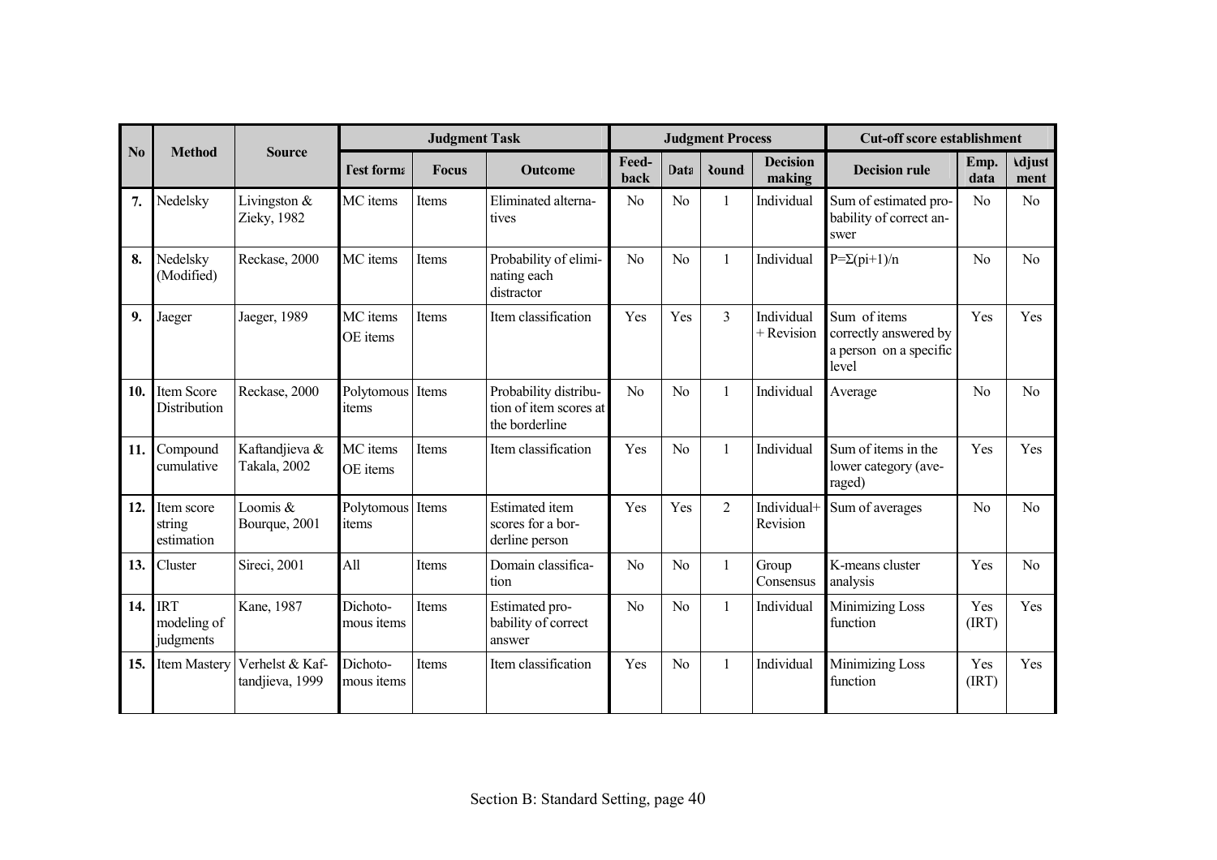| No | Method | Source | Judgment Task | | | Judgment Process | | | | Cut-off score establishment | | |
|---|---|---|---|---|---|---|---|---|---|---|---|---|
| | | | Test format | Focus | Outcome | Feed-back | Data | Round | Decision making | Decision rule | Emp. data | Adjustment |
| **7.** | Nedelsky | Livingston & Zieky, 1982 | MC items | Items | Eliminated alternatives | No | No | 1 | Individual | Sum of estimated probability of correct answer | No | No |
| **8.** | Nedelsky (Modified) | Reckase, 2000 | MC items | Items | Probability of eliminating each distractor | No | No | 1 | Individual | $P=\Sigma(pi+1)/n$ | No | No |
| **9.** | Jaeger | Jaeger, 1989 | MC items OE items | Items | Item classification | Yes | Yes | 3 | Individual + Revision | Sum of items correctly answered by a person on a specific level | Yes | Yes |
| **10.** | Item Score Distribution | Reckase, 2000 | Polytomous items | Items | Probability distribution of item scores at the borderline | No | No | 1 | Individual | Average | No | No |
| **11.** | Compound cumulative | Kaftandjieva & Takala, 2002 | MC items OE items | Items | Item classification | Yes | No | 1 | Individual | Sum of items in the lower category (averaged) | Yes | Yes |
| **12.** | Item score string estimation | Loomis & Bourque, 2001 | Polytomous items | Items | Estimated item scores for a borderline person | Yes | Yes | 2 | Individual+ Revision | Sum of averages | No | No |
| **13.** | Cluster | Sireci, 2001 | All | Items | Domain classification | No | No | 1 | Group Consensus | K-means cluster analysis | Yes | No |
| **14.** | IRT modeling of judgments | Kane, 1987 | Dichotomous items | Items | Estimated probability of correct answer | No | No | 1 | Individual | Minimizing Loss function | Yes (IRT) | Yes |
| **15.** | Item Mastery | Verhelst & Kaftandjieva, 1999 | Dichotomous items | Items | Item classification | Yes | No | 1 | Individual | Minimizing Loss function | Yes (IRT) | Yes |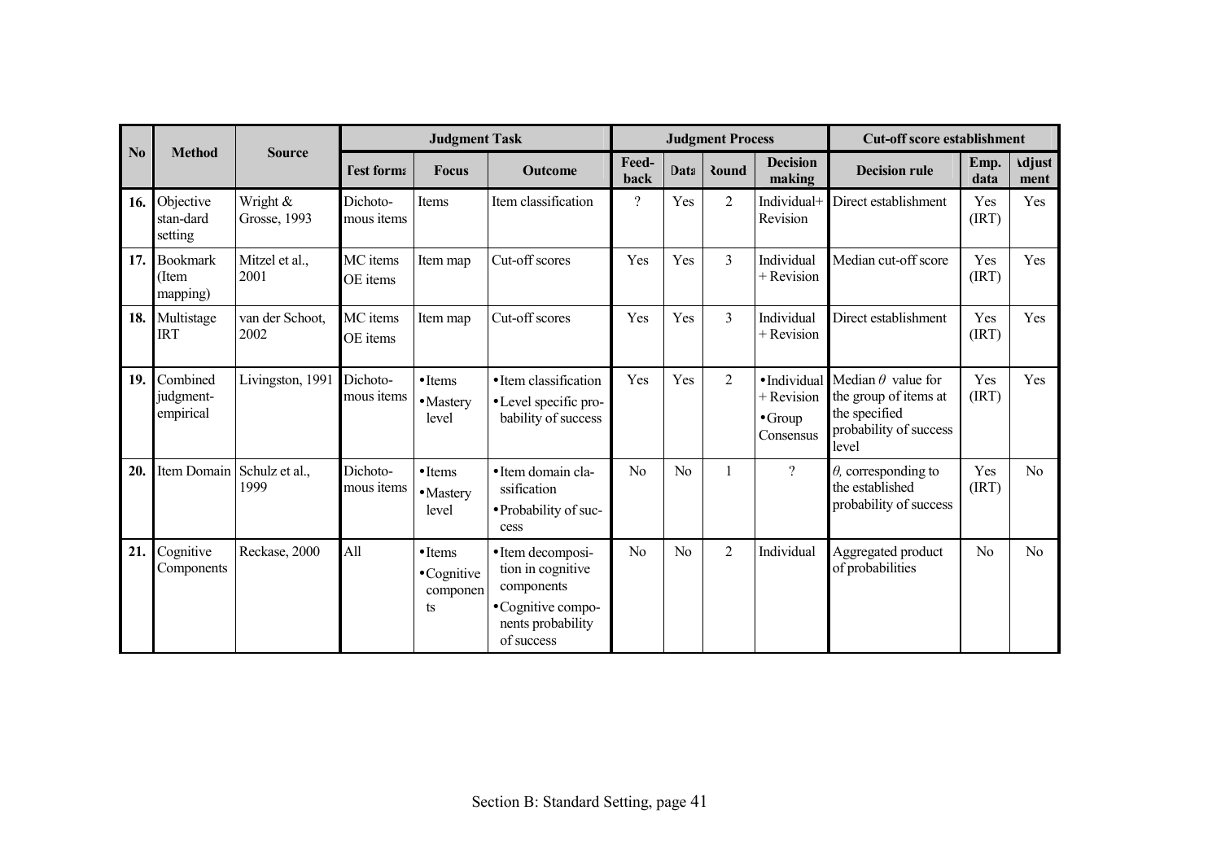| No | Method | Source | Judgment Task | | | Judgment Process | | | | Cut-off score establishment | | |
|---|---|---|---|---|---|---|---|---|---|---|---|---|
| | | | Test format | Focus | Outcome | Feed-back | Data | Round | Decision making | Decision rule | Emp. data | Adjust ment |
| **16.** | Objective stan-dard setting | Wright & Grosse, 1993 | Dichoto-mous items | Items | Item classification | ? | Yes | 2 | Individual+ Revision | Direct establishment | Yes (IRT) | Yes |
| **17.** | Bookmark (Item mapping) | Mitzel et al., 2001 | MC items OE items | Item map | Cut-off scores | Yes | Yes | 3 | Individual + Revision | Median cut-off score | Yes (IRT) | Yes |
| **18.** | Multistage IRT | van der Schoot, 2002 | MC items OE items | Item map | Cut-off scores | Yes | Yes | 3 | Individual + Revision | Direct establishment | Yes (IRT) | Yes |
| **19.** | Combined judgment-empirical | Livingston, 1991 | Dichoto-mous items | • Items • Mastery level | • Item classification • Level specific pro-bability of success | Yes | Yes | 2 | • Individual + Revision • Group Consensus | Median $\theta$ value for the group of items at the specified probability of success level | Yes (IRT) | Yes |
| **20.** | Item Domain | Schulz et al., 1999 | Dichoto-mous items | • Items • Mastery level | • Item domain cla-ssification • Probability of suc-cess | No | No | 1 | ? | $\theta$, corresponding to the established probability of success | Yes (IRT) | No |
| **21.** | Cognitive Components | Reckase, 2000 | All | • Items • Cognitive componen ts | • Item decomposi-tion in cognitive components • Cognitive compo-nents probability of success | No | No | 2 | Individual | Aggregated product of probabilities | No | No |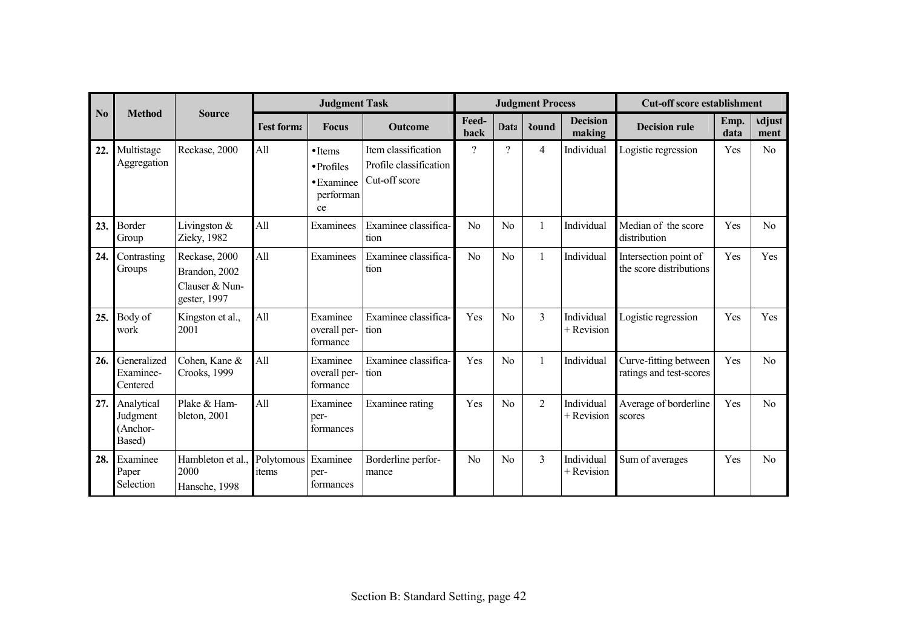| No | Method | Source | Judgment Task | | | Judgment Process | | | | Cut-off score establishment | | |
|---|---|---|---|---|---|---|---|---|---|---|---|---|
| | | | Test format | Focus | Outcome | Feed-back | Data | Round | Decision making | Decision rule | Emp. data | Adjust ment |
| **22.** | Multistage Aggregation | Reckase, 2000 | All | • Items<br>• Profiles<br>• Examinee performance | Item classification<br>Profile classification<br>Cut-off score | ? | ? | 4 | Individual | Logistic regression | Yes | No |
| **23.** | Border Group | Livingston & Zieky, 1982 | All | Examinees | Examinee classification | No | No | 1 | Individual | Median of the score distribution | Yes | No |
| **24.** | Contrasting Groups | Reckase, 2000<br>Brandon, 2002<br>Clauser & Nungester, 1997 | All | Examinees | Examinee classification | No | No | 1 | Individual | Intersection point of the score distributions | Yes | Yes |
| **25.** | Body of work | Kingston et al., 2001 | All | Examinee overall performance | Examinee classification | Yes | No | 3 | Individual + Revision | Logistic regression | Yes | Yes |
| **26.** | Generalized Examinee-Centered | Cohen, Kane & Crooks, 1999 | All | Examinee overall performance | Examinee classification | Yes | No | 1 | Individual | Curve-fitting between ratings and test-scores | Yes | No |
| **27.** | Analytical Judgment (Anchor-Based) | Plake & Hambleton, 2001 | All | Examinee performances | Examinee rating | Yes | No | 2 | Individual + Revision | Average of borderline scores | Yes | No |
| **28.** | Examinee Paper Selection | Hambleton et al., 2000<br>Hansche, 1998 | Polytomous items | Examinee performances | Borderline performance | No | No | 3 | Individual + Revision | Sum of averages | Yes | No |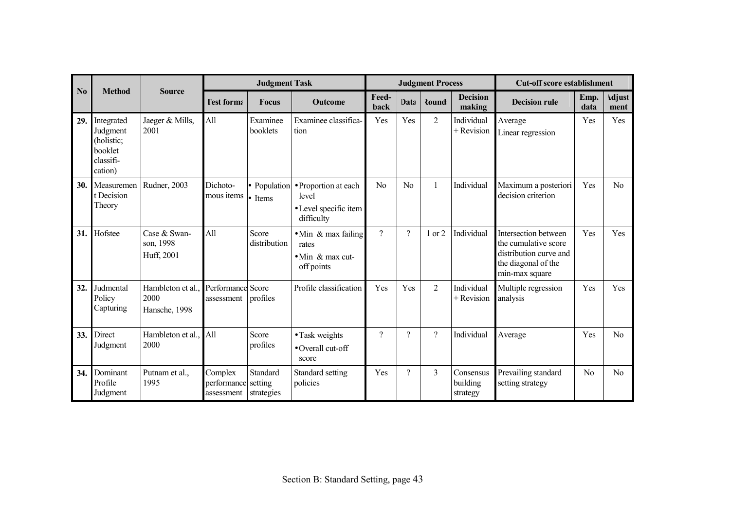| No | Method | Source | Judgment Task | | | Judgment Process | | | | Cut-off score establishment | | |
|---|---|---|---|---|---|---|---|---|---|---|---|---|
| | | | Test format | Focus | Outcome | Feed-back | Data | Round | Decision making | Decision rule | Emp. data | Adjust ment |
| **29.** | Integrated Judgment (holistic; booklet classifi-cation) | Jaeger & Mills, 2001 | All | Examinee booklets | Examinee classifica-tion | Yes | Yes | 2 | Individual + Revision | Average<br>Linear regression | Yes | Yes |
| **30.** | Measurement Decision Theory | Rudner, 2003 | Dichoto-mous items | • Population<br>• Items | • Proportion at each level<br>• Level specific item difficulty | No | No | 1 | Individual | Maximum a posteriori decision criterion | Yes | No |
| **31.** | Hofstee | Case & Swan-son, 1998<br>Huff, 2001 | All | Score distribution | • Min & max failing rates<br>• Min & max cut-off points | ? | ? | 1 or 2 | Individual | Intersection between the cumulative score distribution curve and the diagonal of the min-max square | Yes | Yes |
| **32.** | Judmental Policy Capturing | Hambleton et al., 2000<br>Hansche, 1998 | Performance assessment | Score profiles | Profile classification | Yes | Yes | 2 | Individual + Revision | Multiple regression analysis | Yes | Yes |
| **33.** | Direct Judgment | Hambleton et al., 2000 | All | Score profiles | • Task weights<br>• Overall cut-off score | ? | ? | ? | Individual | Average | Yes | No |
| **34.** | Dominant Profile Judgment | Putnam et al., 1995 | Complex performance assessment | Standard setting strategies | Standard setting policies | Yes | ? | 3 | Consensus building strategy | Prevailing standard setting strategy | No | No |